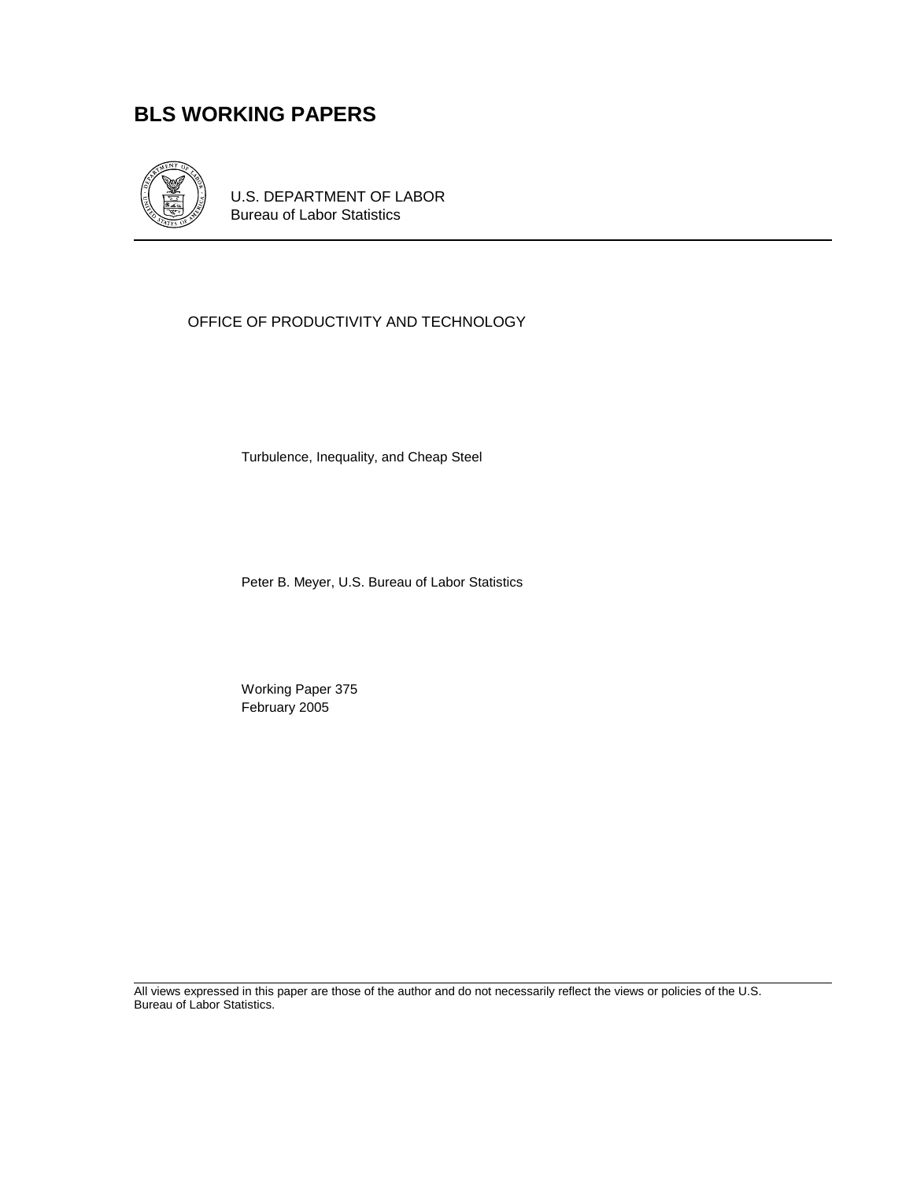# BLS WORKING PAPERS

U.S. DEPARTMENT OF LABOR
Bureau of Labor Statistics

OFFICE OF PRODUCTIVITY AND TECHNOLOGY

Turbulence, Inequality, and Cheap Steel

Peter B. Meyer, U.S. Bureau of Labor Statistics

Working Paper 375
February 2005

All views expressed in this paper are those of the author and do not necessarily reflect the views or policies of the U.S. Bureau of Labor Statistics.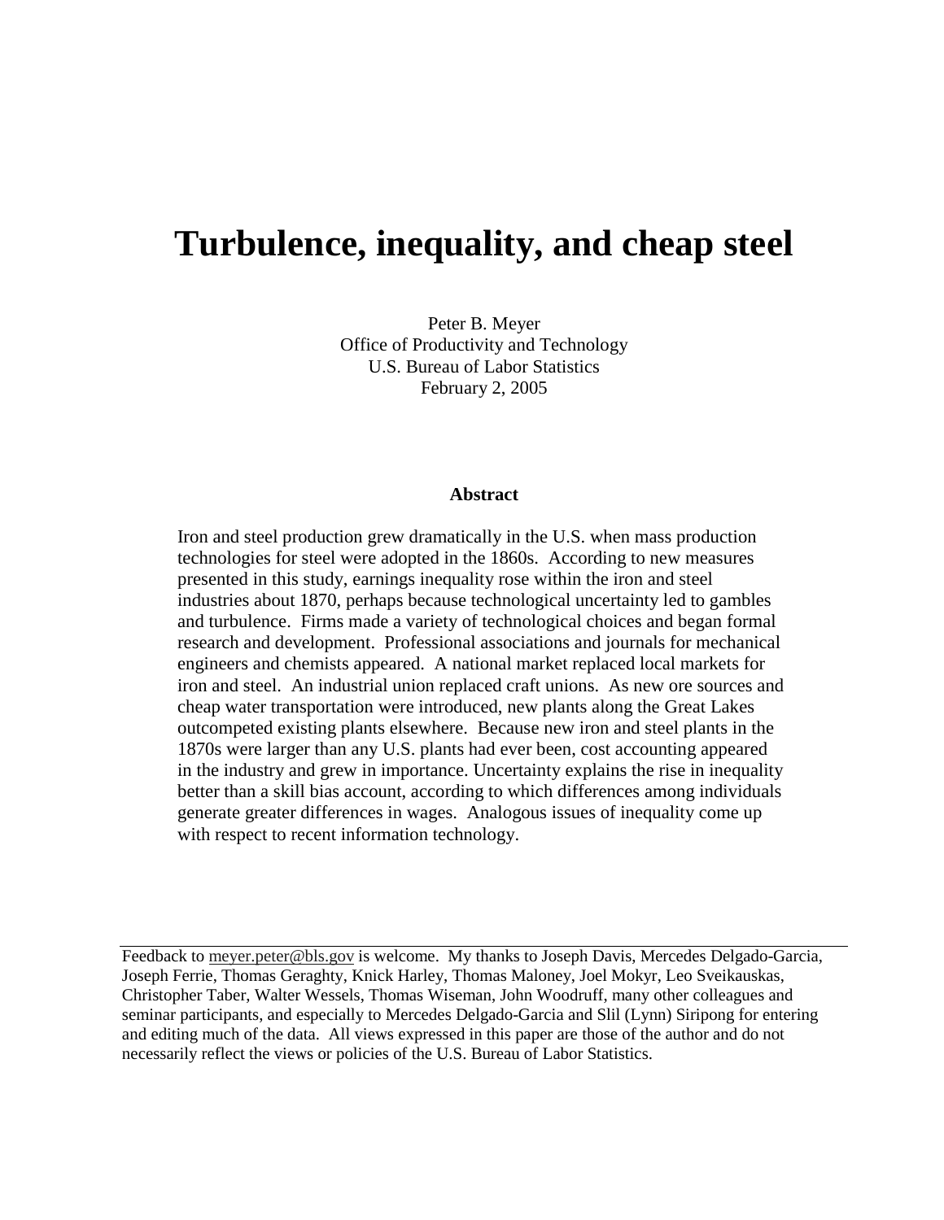# Turbulence, inequality, and cheap steel

Peter B. Meyer
Office of Productivity and Technology
U.S. Bureau of Labor Statistics
February 2, 2005

**Abstract**

Iron and steel production grew dramatically in the U.S. when mass production technologies for steel were adopted in the 1860s. According to new measures presented in this study, earnings inequality rose within the iron and steel industries about 1870, perhaps because technological uncertainty led to gambles and turbulence. Firms made a variety of technological choices and began formal research and development. Professional associations and journals for mechanical engineers and chemists appeared. A national market replaced local markets for iron and steel. An industrial union replaced craft unions. As new ore sources and cheap water transportation were introduced, new plants along the Great Lakes outcompeted existing plants elsewhere. Because new iron and steel plants in the 1870s were larger than any U.S. plants had ever been, cost accounting appeared in the industry and grew in importance. Uncertainty explains the rise in inequality better than a skill bias account, according to which differences among individuals generate greater differences in wages. Analogous issues of inequality come up with respect to recent information technology.

---

Feedback to meyer.peter@bls.gov is welcome. My thanks to Joseph Davis, Mercedes Delgado-Garcia, Joseph Ferrie, Thomas Geraghty, Knick Harley, Thomas Maloney, Joel Mokyr, Leo Sveikauskas, Christopher Taber, Walter Wessels, Thomas Wiseman, John Woodruff, many other colleagues and seminar participants, and especially to Mercedes Delgado-Garcia and Slil (Lynn) Siripong for entering and editing much of the data. All views expressed in this paper are those of the author and do not necessarily reflect the views or policies of the U.S. Bureau of Labor Statistics.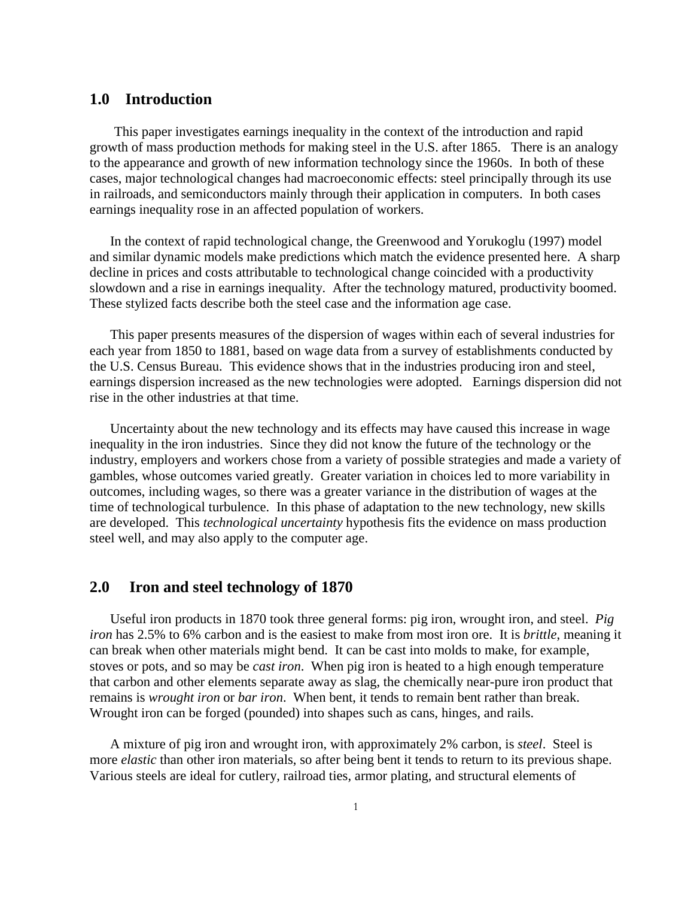## 1.0 Introduction

This paper investigates earnings inequality in the context of the introduction and rapid growth of mass production methods for making steel in the U.S. after 1865. There is an analogy to the appearance and growth of new information technology since the 1960s. In both of these cases, major technological changes had macroeconomic effects: steel principally through its use in railroads, and semiconductors mainly through their application in computers. In both cases earnings inequality rose in an affected population of workers.

In the context of rapid technological change, the Greenwood and Yorukoglu (1997) model and similar dynamic models make predictions which match the evidence presented here. A sharp decline in prices and costs attributable to technological change coincided with a productivity slowdown and a rise in earnings inequality. After the technology matured, productivity boomed. These stylized facts describe both the steel case and the information age case.

This paper presents measures of the dispersion of wages within each of several industries for each year from 1850 to 1881, based on wage data from a survey of establishments conducted by the U.S. Census Bureau. This evidence shows that in the industries producing iron and steel, earnings dispersion increased as the new technologies were adopted. Earnings dispersion did not rise in the other industries at that time.

Uncertainty about the new technology and its effects may have caused this increase in wage inequality in the iron industries. Since they did not know the future of the technology or the industry, employers and workers chose from a variety of possible strategies and made a variety of gambles, whose outcomes varied greatly. Greater variation in choices led to more variability in outcomes, including wages, so there was a greater variance in the distribution of wages at the time of technological turbulence. In this phase of adaptation to the new technology, new skills are developed. This *technological uncertainty* hypothesis fits the evidence on mass production steel well, and may also apply to the computer age.

## 2.0 Iron and steel technology of 1870

Useful iron products in 1870 took three general forms: pig iron, wrought iron, and steel. *Pig iron* has 2.5% to 6% carbon and is the easiest to make from most iron ore. It is *brittle*, meaning it can break when other materials might bend. It can be cast into molds to make, for example, stoves or pots, and so may be *cast iron*. When pig iron is heated to a high enough temperature that carbon and other elements separate away as slag, the chemically near-pure iron product that remains is *wrought iron* or *bar iron*. When bent, it tends to remain bent rather than break. Wrought iron can be forged (pounded) into shapes such as cans, hinges, and rails.

A mixture of pig iron and wrought iron, with approximately 2% carbon, is *steel*. Steel is more *elastic* than other iron materials, so after being bent it tends to return to its previous shape. Various steels are ideal for cutlery, railroad ties, armor plating, and structural elements of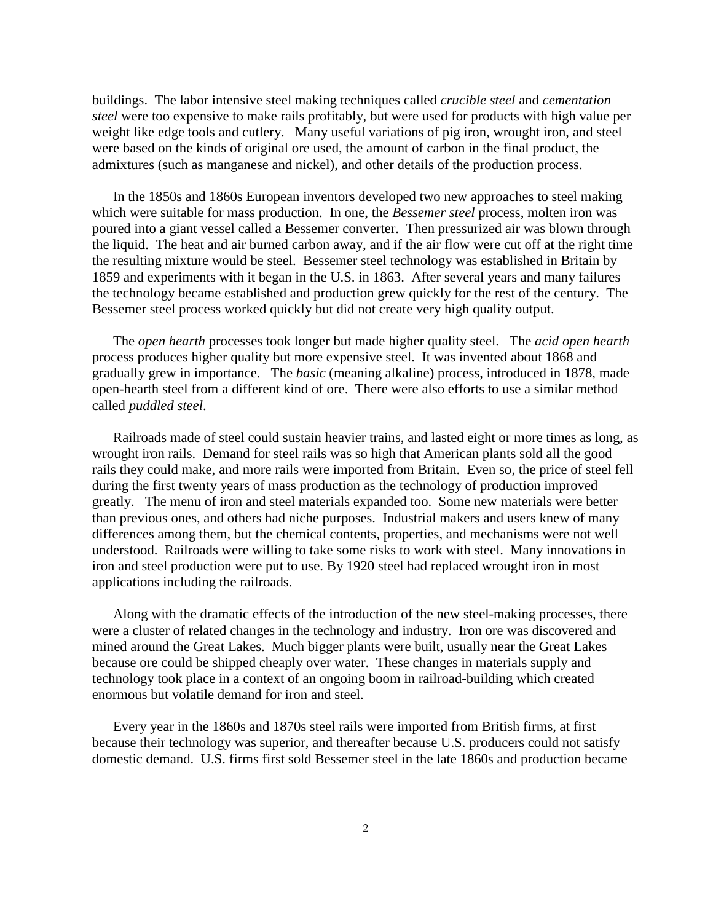buildings. The labor intensive steel making techniques called *crucible steel* and *cementation steel* were too expensive to make rails profitably, but were used for products with high value per weight like edge tools and cutlery. Many useful variations of pig iron, wrought iron, and steel were based on the kinds of original ore used, the amount of carbon in the final product, the admixtures (such as manganese and nickel), and other details of the production process.

In the 1850s and 1860s European inventors developed two new approaches to steel making which were suitable for mass production. In one, the *Bessemer steel* process, molten iron was poured into a giant vessel called a Bessemer converter. Then pressurized air was blown through the liquid. The heat and air burned carbon away, and if the air flow were cut off at the right time the resulting mixture would be steel. Bessemer steel technology was established in Britain by 1859 and experiments with it began in the U.S. in 1863. After several years and many failures the technology became established and production grew quickly for the rest of the century. The Bessemer steel process worked quickly but did not create very high quality output.

The *open hearth* processes took longer but made higher quality steel. The *acid open hearth* process produces higher quality but more expensive steel. It was invented about 1868 and gradually grew in importance. The *basic* (meaning alkaline) process, introduced in 1878, made open-hearth steel from a different kind of ore. There were also efforts to use a similar method called *puddled steel*.

Railroads made of steel could sustain heavier trains, and lasted eight or more times as long, as wrought iron rails. Demand for steel rails was so high that American plants sold all the good rails they could make, and more rails were imported from Britain. Even so, the price of steel fell during the first twenty years of mass production as the technology of production improved greatly. The menu of iron and steel materials expanded too. Some new materials were better than previous ones, and others had niche purposes. Industrial makers and users knew of many differences among them, but the chemical contents, properties, and mechanisms were not well understood. Railroads were willing to take some risks to work with steel. Many innovations in iron and steel production were put to use. By 1920 steel had replaced wrought iron in most applications including the railroads.

Along with the dramatic effects of the introduction of the new steel-making processes, there were a cluster of related changes in the technology and industry. Iron ore was discovered and mined around the Great Lakes. Much bigger plants were built, usually near the Great Lakes because ore could be shipped cheaply over water. These changes in materials supply and technology took place in a context of an ongoing boom in railroad-building which created enormous but volatile demand for iron and steel.

Every year in the 1860s and 1870s steel rails were imported from British firms, at first because their technology was superior, and thereafter because U.S. producers could not satisfy domestic demand. U.S. firms first sold Bessemer steel in the late 1860s and production became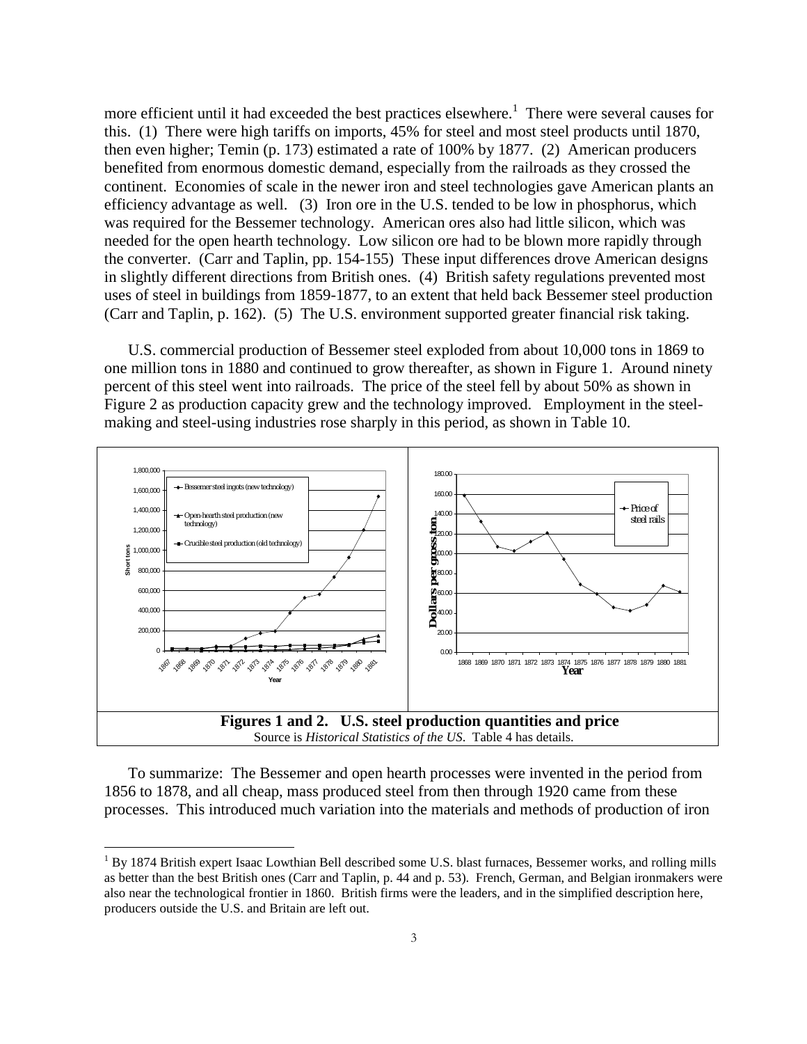more efficient until it had exceeded the best practices elsewhere.[1] There were several causes for this. (1) There were high tariffs on imports, 45% for steel and most steel products until 1870, then even higher; Temin (p. 173) estimated a rate of 100% by 1877. (2) American producers benefited from enormous domestic demand, especially from the railroads as they crossed the continent. Economies of scale in the newer iron and steel technologies gave American plants an efficiency advantage as well. (3) Iron ore in the U.S. tended to be low in phosphorus, which was required for the Bessemer technology. American ores also had little silicon, which was needed for the open hearth technology. Low silicon ore had to be blown more rapidly through the converter. (Carr and Taplin, pp. 154-155) These input differences drove American designs in slightly different directions from British ones. (4) British safety regulations prevented most uses of steel in buildings from 1859-1877, to an extent that held back Bessemer steel production (Carr and Taplin, p. 162). (5) The U.S. environment supported greater financial risk taking.

U.S. commercial production of Bessemer steel exploded from about 10,000 tons in 1869 to one million tons in 1880 and continued to grow thereafter, as shown in Figure 1. Around ninety percent of this steel went into railroads. The price of the steel fell by about 50% as shown in Figure 2 as production capacity grew and the technology improved. Employment in the steel-making and steel-using industries rose sharply in this period, as shown in Table 10.

**Figures 1 and 2. U.S. steel production quantities and price**
Source is *Historical Statistics of the US*. Table 4 has details.

To summarize: The Bessemer and open hearth processes were invented in the period from 1856 to 1878, and all cheap, mass produced steel from then through 1920 came from these processes. This introduced much variation into the materials and methods of production of iron

[1] By 1874 British expert Isaac Lowthian Bell described some U.S. blast furnaces, Bessemer works, and rolling mills as better than the best British ones (Carr and Taplin, p. 44 and p. 53). French, German, and Belgian ironmakers were also near the technological frontier in 1860. British firms were the leaders, and in the simplified description here, producers outside the U.S. and Britain are left out.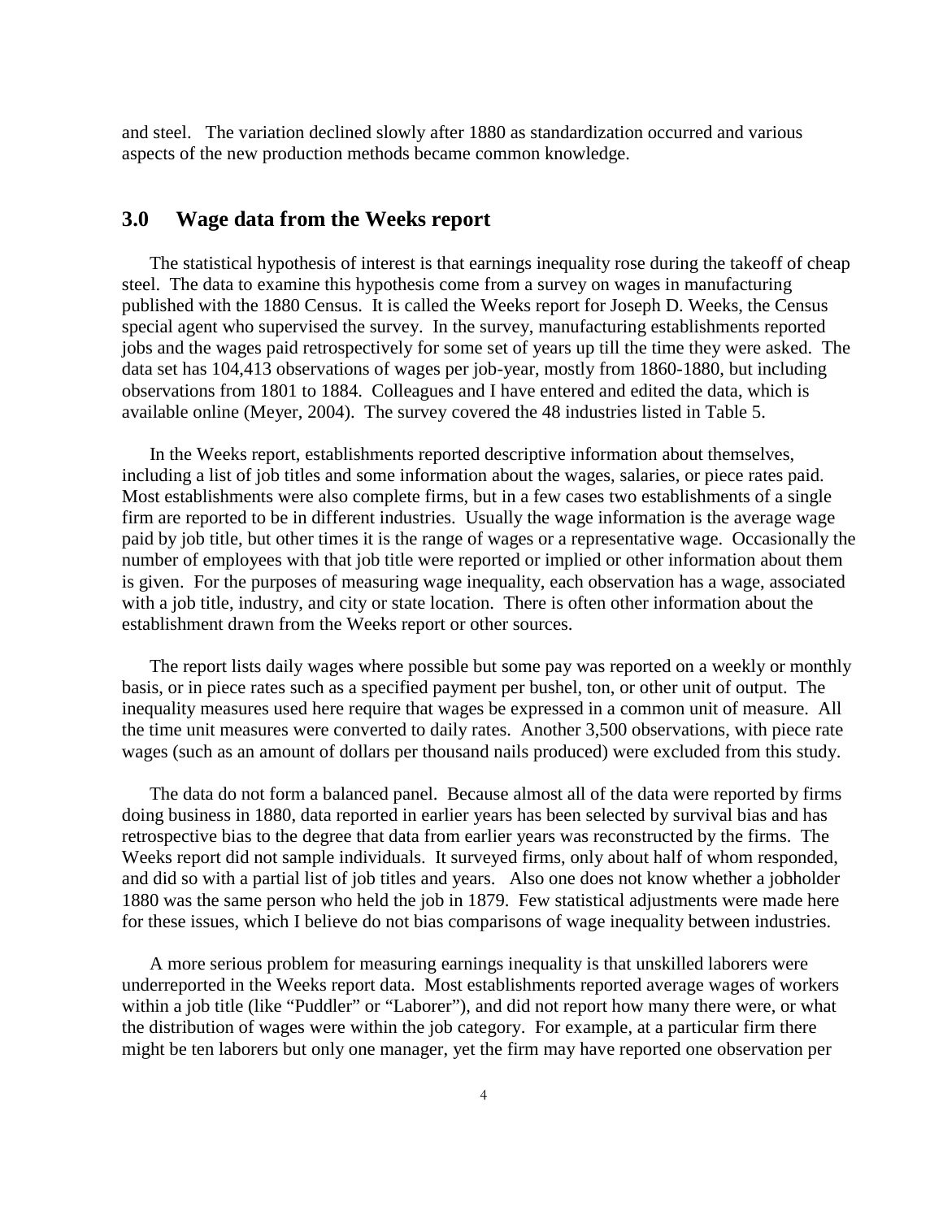and steel. The variation declined slowly after 1880 as standardization occurred and various aspects of the new production methods became common knowledge.

## 3.0 Wage data from the Weeks report

The statistical hypothesis of interest is that earnings inequality rose during the takeoff of cheap steel. The data to examine this hypothesis come from a survey on wages in manufacturing published with the 1880 Census. It is called the Weeks report for Joseph D. Weeks, the Census special agent who supervised the survey. In the survey, manufacturing establishments reported jobs and the wages paid retrospectively for some set of years up till the time they were asked. The data set has 104,413 observations of wages per job-year, mostly from 1860-1880, but including observations from 1801 to 1884. Colleagues and I have entered and edited the data, which is available online (Meyer, 2004). The survey covered the 48 industries listed in Table 5.

In the Weeks report, establishments reported descriptive information about themselves, including a list of job titles and some information about the wages, salaries, or piece rates paid. Most establishments were also complete firms, but in a few cases two establishments of a single firm are reported to be in different industries. Usually the wage information is the average wage paid by job title, but other times it is the range of wages or a representative wage. Occasionally the number of employees with that job title were reported or implied or other information about them is given. For the purposes of measuring wage inequality, each observation has a wage, associated with a job title, industry, and city or state location. There is often other information about the establishment drawn from the Weeks report or other sources.

The report lists daily wages where possible but some pay was reported on a weekly or monthly basis, or in piece rates such as a specified payment per bushel, ton, or other unit of output. The inequality measures used here require that wages be expressed in a common unit of measure. All the time unit measures were converted to daily rates. Another 3,500 observations, with piece rate wages (such as an amount of dollars per thousand nails produced) were excluded from this study.

The data do not form a balanced panel. Because almost all of the data were reported by firms doing business in 1880, data reported in earlier years has been selected by survival bias and has retrospective bias to the degree that data from earlier years was reconstructed by the firms. The Weeks report did not sample individuals. It surveyed firms, only about half of whom responded, and did so with a partial list of job titles and years. Also one does not know whether a jobholder 1880 was the same person who held the job in 1879. Few statistical adjustments were made here for these issues, which I believe do not bias comparisons of wage inequality between industries.

A more serious problem for measuring earnings inequality is that unskilled laborers were underreported in the Weeks report data. Most establishments reported average wages of workers within a job title (like "Puddler" or "Laborer"), and did not report how many there were, or what the distribution of wages were within the job category. For example, at a particular firm there might be ten laborers but only one manager, yet the firm may have reported one observation per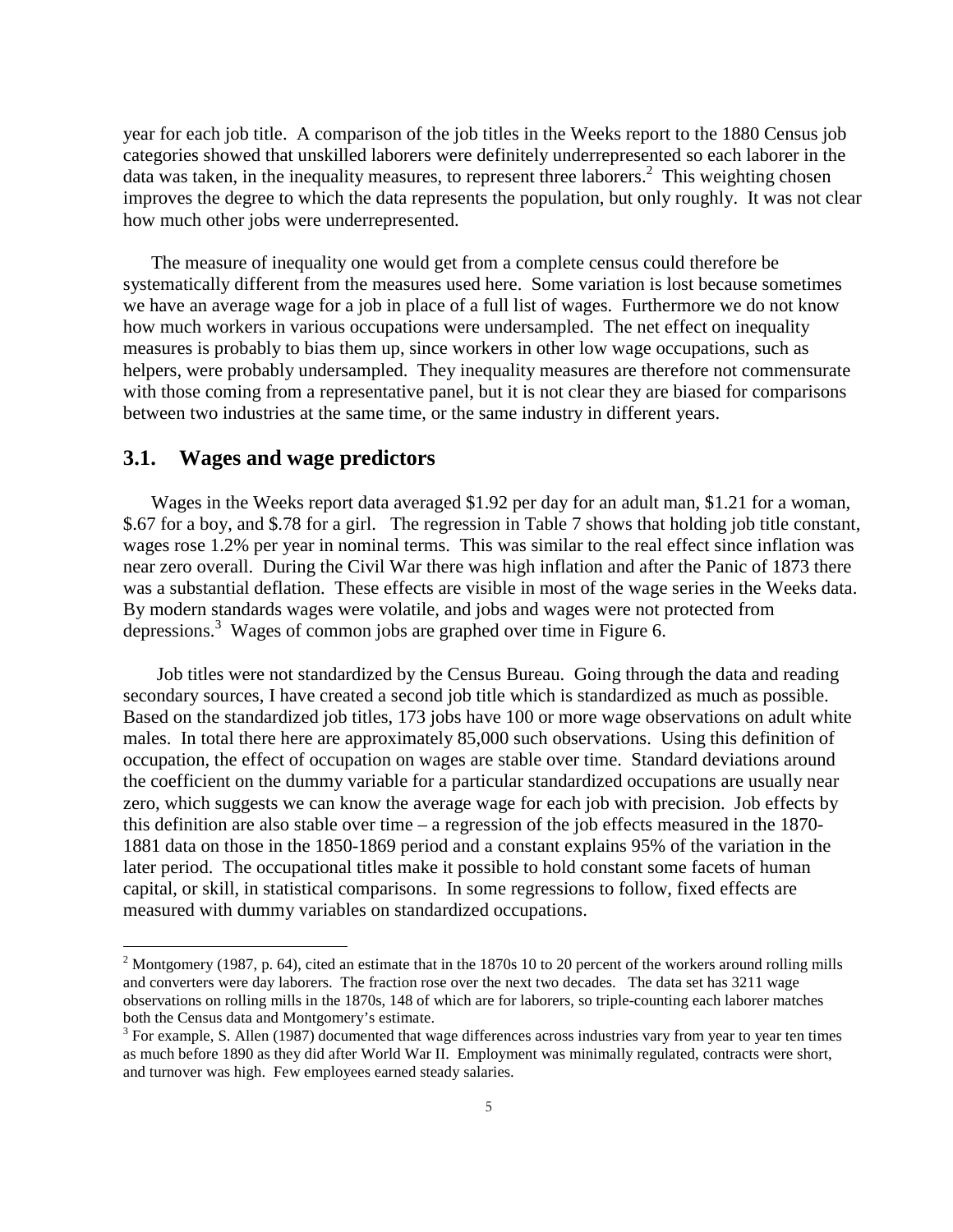year for each job title. A comparison of the job titles in the Weeks report to the 1880 Census job categories showed that unskilled laborers were definitely underrepresented so each laborer in the data was taken, in the inequality measures, to represent three laborers.[2] This weighting chosen improves the degree to which the data represents the population, but only roughly. It was not clear how much other jobs were underrepresented.

The measure of inequality one would get from a complete census could therefore be systematically different from the measures used here. Some variation is lost because sometimes we have an average wage for a job in place of a full list of wages. Furthermore we do not know how much workers in various occupations were undersampled. The net effect on inequality measures is probably to bias them up, since workers in other low wage occupations, such as helpers, were probably undersampled. They inequality measures are therefore not commensurate with those coming from a representative panel, but it is not clear they are biased for comparisons between two industries at the same time, or the same industry in different years.

## 3.1. Wages and wage predictors

Wages in the Weeks report data averaged $1.92 per day for an adult man, $1.21 for a woman, $.67 for a boy, and $.78 for a girl. The regression in Table 7 shows that holding job title constant, wages rose 1.2% per year in nominal terms. This was similar to the real effect since inflation was near zero overall. During the Civil War there was high inflation and after the Panic of 1873 there was a substantial deflation. These effects are visible in most of the wage series in the Weeks data. By modern standards wages were volatile, and jobs and wages were not protected from depressions.[3] Wages of common jobs are graphed over time in Figure 6.

Job titles were not standardized by the Census Bureau. Going through the data and reading secondary sources, I have created a second job title which is standardized as much as possible. Based on the standardized job titles, 173 jobs have 100 or more wage observations on adult white males. In total there here are approximately 85,000 such observations. Using this definition of occupation, the effect of occupation on wages are stable over time. Standard deviations around the coefficient on the dummy variable for a particular standardized occupations are usually near zero, which suggests we can know the average wage for each job with precision. Job effects by this definition are also stable over time – a regression of the job effects measured in the 1870-1881 data on those in the 1850-1869 period and a constant explains 95% of the variation in the later period. The occupational titles make it possible to hold constant some facets of human capital, or skill, in statistical comparisons. In some regressions to follow, fixed effects are measured with dummy variables on standardized occupations.

---

[2] Montgomery (1987, p. 64), cited an estimate that in the 1870s 10 to 20 percent of the workers around rolling mills and converters were day laborers. The fraction rose over the next two decades. The data set has 3211 wage observations on rolling mills in the 1870s, 148 of which are for laborers, so triple-counting each laborer matches both the Census data and Montgomery's estimate.

[3] For example, S. Allen (1987) documented that wage differences across industries vary from year to year ten times as much before 1890 as they did after World War II. Employment was minimally regulated, contracts were short, and turnover was high. Few employees earned steady salaries.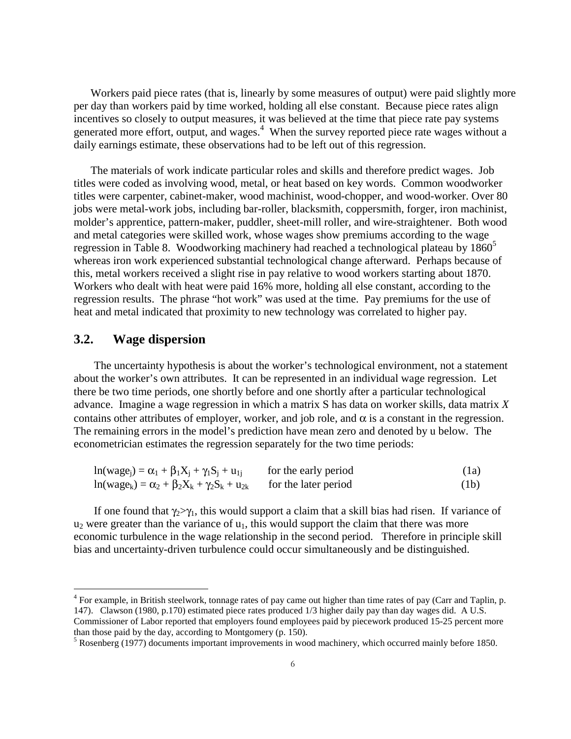Workers paid piece rates (that is, linearly by some measures of output) were paid slightly more per day than workers paid by time worked, holding all else constant. Because piece rates align incentives so closely to output measures, it was believed at the time that piece rate pay systems generated more effort, output, and wages.[4] When the survey reported piece rate wages without a daily earnings estimate, these observations had to be left out of this regression.

The materials of work indicate particular roles and skills and therefore predict wages. Job titles were coded as involving wood, metal, or heat based on key words. Common woodworker titles were carpenter, cabinet-maker, wood machinist, wood-chopper, and wood-worker. Over 80 jobs were metal-work jobs, including bar-roller, blacksmith, coppersmith, forger, iron machinist, molder's apprentice, pattern-maker, puddler, sheet-mill roller, and wire-straightener. Both wood and metal categories were skilled work, whose wages show premiums according to the wage regression in Table 8. Woodworking machinery had reached a technological plateau by 1860[5] whereas iron work experienced substantial technological change afterward. Perhaps because of this, metal workers received a slight rise in pay relative to wood workers starting about 1870. Workers who dealt with heat were paid 16% more, holding all else constant, according to the regression results. The phrase "hot work" was used at the time. Pay premiums for the use of heat and metal indicated that proximity to new technology was correlated to higher pay.

## 3.2. Wage dispersion

The uncertainty hypothesis is about the worker's technological environment, not a statement about the worker's own attributes. It can be represented in an individual wage regression. Let there be two time periods, one shortly before and one shortly after a particular technological advance. Imagine a wage regression in which a matrix S has data on worker skills, data matrix *X* contains other attributes of employer, worker, and job role, and $\alpha$ is a constant in the regression. The remaining errors in the model's prediction have mean zero and denoted by u below. The econometrician estimates the regression separately for the two time periods:

$$\ln(\text{wage}_j) = \alpha_1 + \beta_1 X_j + \gamma_1 S_j + u_{1j} \quad \text{for the early period} \quad (1a)$$

$$\ln(\text{wage}_k) = \alpha_2 + \beta_2 X_k + \gamma_2 S_k + u_{2k} \quad \text{for the later period} \quad (1b)$$

If one found that $\gamma_2 > \gamma_1$, this would support a claim that a skill bias had risen. If variance of $u_2$ were greater than the variance of $u_1$, this would support the claim that there was more economic turbulence in the wage relationship in the second period. Therefore in principle skill bias and uncertainty-driven turbulence could occur simultaneously and be distinguished.

---

[4] For example, in British steelwork, tonnage rates of pay came out higher than time rates of pay (Carr and Taplin, p. 147). Clawson (1980, p.170) estimated piece rates produced 1/3 higher daily pay than day wages did. A U.S. Commissioner of Labor reported that employers found employees paid by piecework produced 15-25 percent more than those paid by the day, according to Montgomery (p. 150).

[5] Rosenberg (1977) documents important improvements in wood machinery, which occurred mainly before 1850.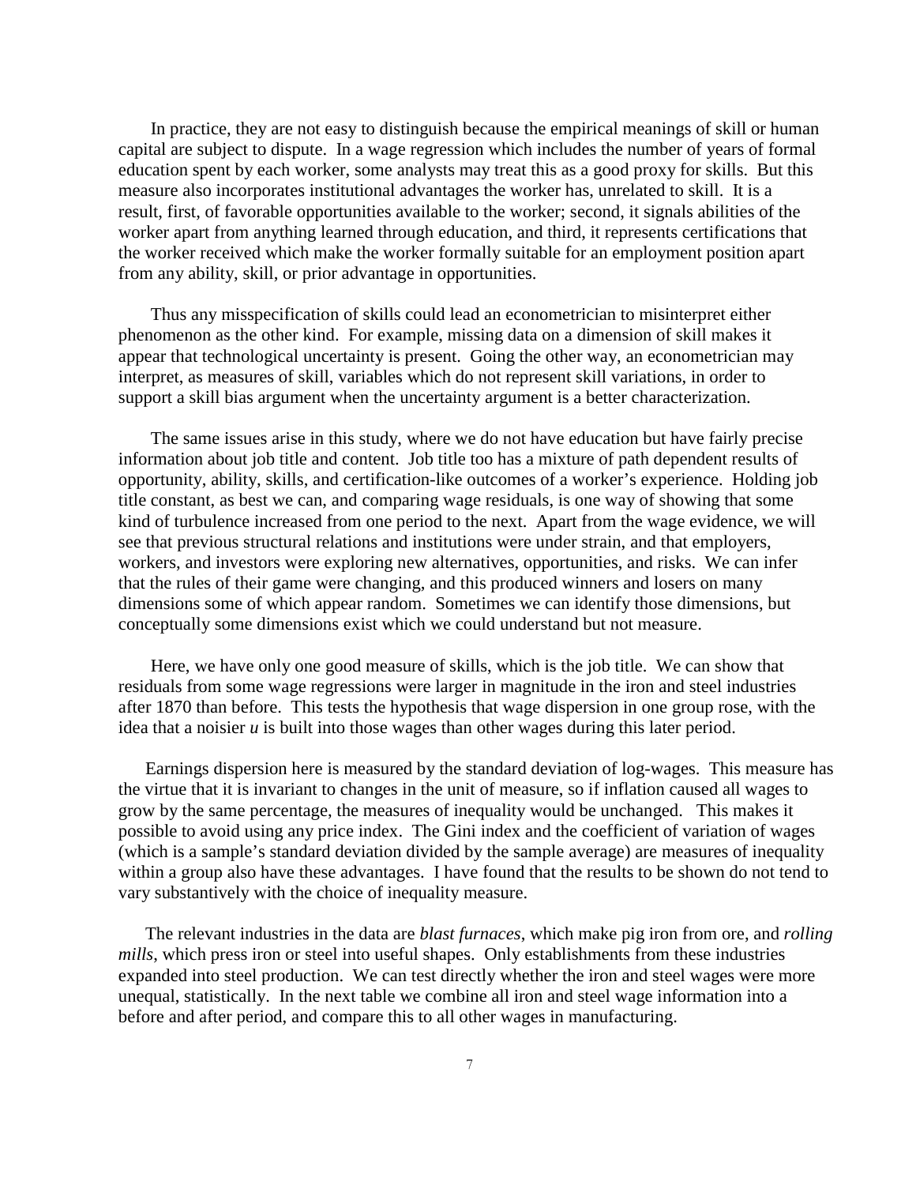In practice, they are not easy to distinguish because the empirical meanings of skill or human capital are subject to dispute. In a wage regression which includes the number of years of formal education spent by each worker, some analysts may treat this as a good proxy for skills. But this measure also incorporates institutional advantages the worker has, unrelated to skill. It is a result, first, of favorable opportunities available to the worker; second, it signals abilities of the worker apart from anything learned through education, and third, it represents certifications that the worker received which make the worker formally suitable for an employment position apart from any ability, skill, or prior advantage in opportunities.

Thus any misspecification of skills could lead an econometrician to misinterpret either phenomenon as the other kind. For example, missing data on a dimension of skill makes it appear that technological uncertainty is present. Going the other way, an econometrician may interpret, as measures of skill, variables which do not represent skill variations, in order to support a skill bias argument when the uncertainty argument is a better characterization.

The same issues arise in this study, where we do not have education but have fairly precise information about job title and content. Job title too has a mixture of path dependent results of opportunity, ability, skills, and certification-like outcomes of a worker's experience. Holding job title constant, as best we can, and comparing wage residuals, is one way of showing that some kind of turbulence increased from one period to the next. Apart from the wage evidence, we will see that previous structural relations and institutions were under strain, and that employers, workers, and investors were exploring new alternatives, opportunities, and risks. We can infer that the rules of their game were changing, and this produced winners and losers on many dimensions some of which appear random. Sometimes we can identify those dimensions, but conceptually some dimensions exist which we could understand but not measure.

Here, we have only one good measure of skills, which is the job title. We can show that residuals from some wage regressions were larger in magnitude in the iron and steel industries after 1870 than before. This tests the hypothesis that wage dispersion in one group rose, with the idea that a noisier $u$ is built into those wages than other wages during this later period.

Earnings dispersion here is measured by the standard deviation of log-wages. This measure has the virtue that it is invariant to changes in the unit of measure, so if inflation caused all wages to grow by the same percentage, the measures of inequality would be unchanged. This makes it possible to avoid using any price index. The Gini index and the coefficient of variation of wages (which is a sample's standard deviation divided by the sample average) are measures of inequality within a group also have these advantages. I have found that the results to be shown do not tend to vary substantively with the choice of inequality measure.

The relevant industries in the data are *blast furnaces*, which make pig iron from ore, and *rolling mills*, which press iron or steel into useful shapes. Only establishments from these industries expanded into steel production. We can test directly whether the iron and steel wages were more unequal, statistically. In the next table we combine all iron and steel wage information into a before and after period, and compare this to all other wages in manufacturing.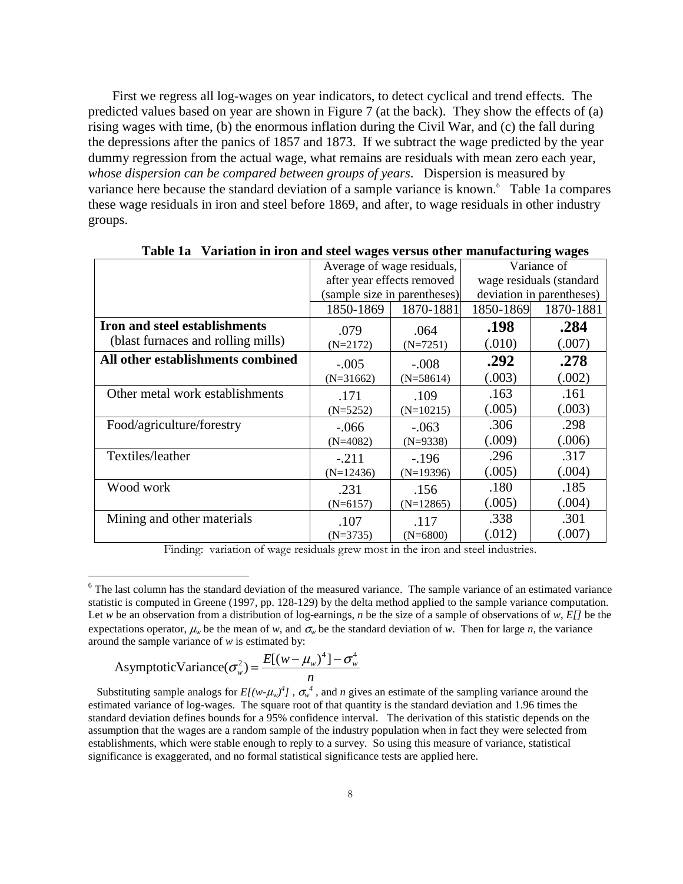First we regress all log-wages on year indicators, to detect cyclical and trend effects. The predicted values based on year are shown in Figure 7 (at the back). They show the effects of (a) rising wages with time, (b) the enormous inflation during the Civil War, and (c) the fall during the depressions after the panics of 1857 and 1873. If we subtract the wage predicted by the year dummy regression from the actual wage, what remains are residuals with mean zero each year, *whose dispersion can be compared between groups of years*. Dispersion is measured by variance here because the standard deviation of a sample variance is known.[6] Table 1a compares these wage residuals in iron and steel before 1869, and after, to wage residuals in other industry groups.

**Table 1a Variation in iron and steel wages versus other manufacturing wages**

| | Average of wage residuals, after year effects removed (sample size in parentheses) | | Variance of wage residuals (standard deviation in parentheses) | |
|---|---|---|---|---|
| | 1850-1869 | 1870-1881 | 1850-1869 | 1870-1881 |
| **Iron and steel establishments** (blast furnaces and rolling mills) | .079 (N=2172) | .064 (N=7251) | **.198** (.010) | **.284** (.007) |
| **All other establishments combined** | -.005 (N=31662) | -.008 (N=58614) | **.292** (.003) | **.278** (.002) |
| Other metal work establishments | .171 (N=5252) | .109 (N=10215) | .163 (.005) | .161 (.003) |
| Food/agriculture/forestry | -.066 (N=4082) | -.063 (N=9338) | .306 (.009) | .298 (.006) |
| Textiles/leather | -.211 (N=12436) | -.196 (N=19396) | .296 (.005) | .317 (.004) |
| Wood work | .231 (N=6157) | .156 (N=12865) | .180 (.005) | .185 (.004) |
| Mining and other materials | .107 (N=3735) | .117 (N=6800) | .338 (.012) | .301 (.007) |

Finding: variation of wage residuals grew most in the iron and steel industries.

---

[6] The last column has the standard deviation of the measured variance. The sample variance of an estimated variance statistic is computed in Greene (1997, pp. 128-129) by the delta method applied to the sample variance computation. Let $w$ be an observation from a distribution of log-earnings, $n$ be the size of a sample of observations of $w$, $E[]$ be the expectations operator, $\mu_w$ be the mean of $w$, and $\sigma_w$ be the standard deviation of $w$. Then for large $n$, the variance around the sample variance of $w$ is estimated by:

$$\text{AsymptoticVariance}(\sigma_w^2) = \frac{E[(w-\mu_w)^4] - \sigma_w^4}{n}$$

Substituting sample analogs for $E[(w-\mu_w)^4]$, $\sigma_w^4$, and $n$ gives an estimate of the sampling variance around the estimated variance of log-wages. The square root of that quantity is the standard deviation and 1.96 times the standard deviation defines bounds for a 95% confidence interval. The derivation of this statistic depends on the assumption that the wages are a random sample of the industry population when in fact they were selected from establishments, which were stable enough to reply to a survey. So using this measure of variance, statistical significance is exaggerated, and no formal statistical significance tests are applied here.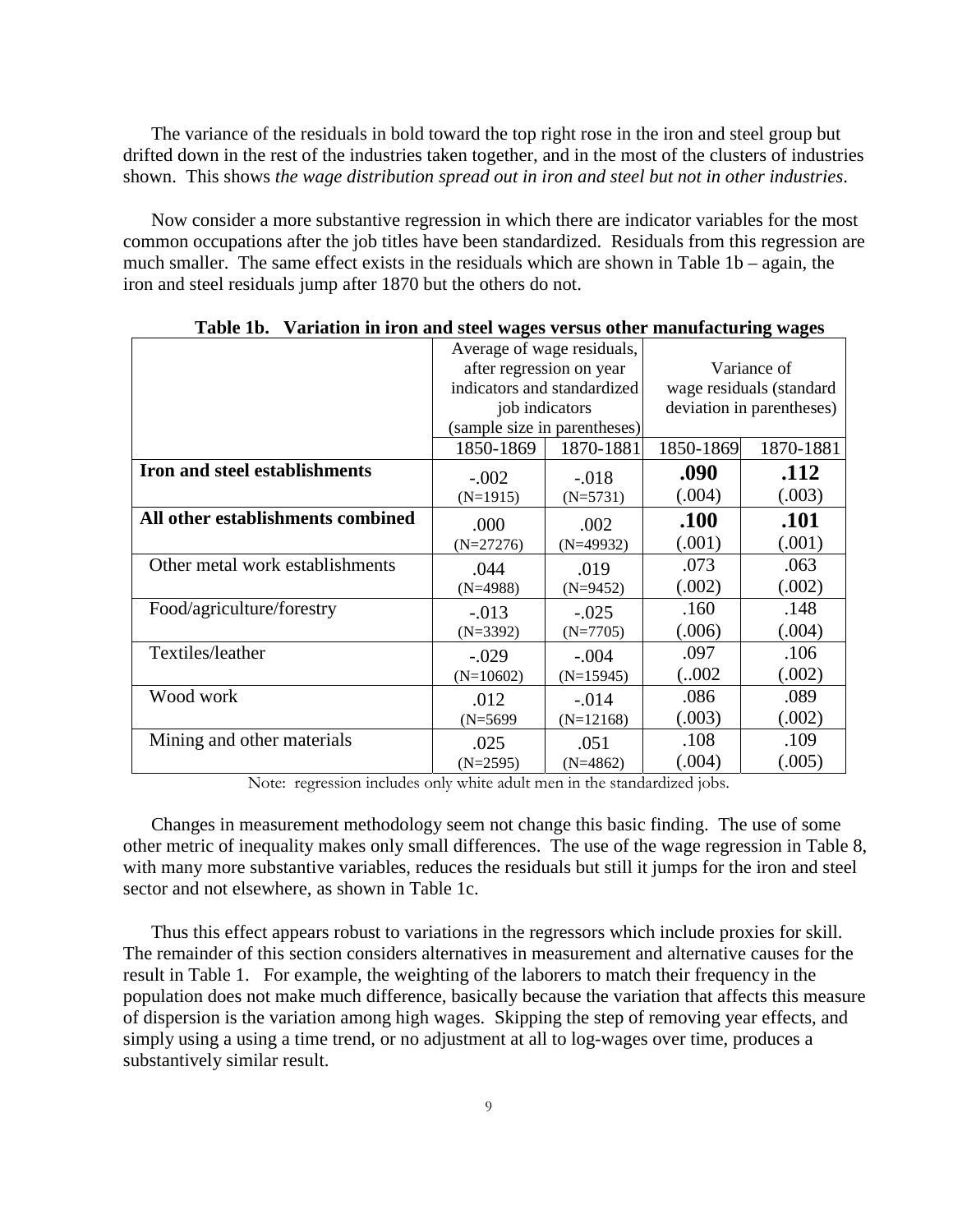The variance of the residuals in bold toward the top right rose in the iron and steel group but drifted down in the rest of the industries taken together, and in the most of the clusters of industries shown. This shows *the wage distribution spread out in iron and steel but not in other industries*.

Now consider a more substantive regression in which there are indicator variables for the most common occupations after the job titles have been standardized. Residuals from this regression are much smaller. The same effect exists in the residuals which are shown in Table 1b – again, the iron and steel residuals jump after 1870 but the others do not.

**Table 1b. Variation in iron and steel wages versus other manufacturing wages**

| | Average of wage residuals, after regression on year indicators and standardized job indicators (sample size in parentheses) | | Variance of wage residuals (standard deviation in parentheses) | |
|---|---|---|---|---|
| | 1850-1869 | 1870-1881 | 1850-1869 | 1870-1881 |
| **Iron and steel establishments** | -.002 (N=1915) | -.018 (N=5731) | **.090** (.004) | **.112** (.003) |
| **All other establishments combined** | .000 (N=27276) | .002 (N=49932) | **.100** (.001) | **.101** (.001) |
| Other metal work establishments | .044 (N=4988) | .019 (N=9452) | .073 (.002) | .063 (.002) |
| Food/agriculture/forestry | -.013 (N=3392) | -.025 (N=7705) | .160 (.006) | .148 (.004) |
| Textiles/leather | -.029 (N=10602) | -.004 (N=15945) | .097 (..002 | .106 (.002) |
| Wood work | .012 (N=5699 | -.014 (N=12168) | .086 (.003) | .089 (.002) |
| Mining and other materials | .025 (N=2595) | .051 (N=4862) | .108 (.004) | .109 (.005) |

Note: regression includes only white adult men in the standardized jobs.

Changes in measurement methodology seem not change this basic finding. The use of some other metric of inequality makes only small differences. The use of the wage regression in Table 8, with many more substantive variables, reduces the residuals but still it jumps for the iron and steel sector and not elsewhere, as shown in Table 1c.

Thus this effect appears robust to variations in the regressors which include proxies for skill. The remainder of this section considers alternatives in measurement and alternative causes for the result in Table 1. For example, the weighting of the laborers to match their frequency in the population does not make much difference, basically because the variation that affects this measure of dispersion is the variation among high wages. Skipping the step of removing year effects, and simply using a using a time trend, or no adjustment at all to log-wages over time, produces a substantively similar result.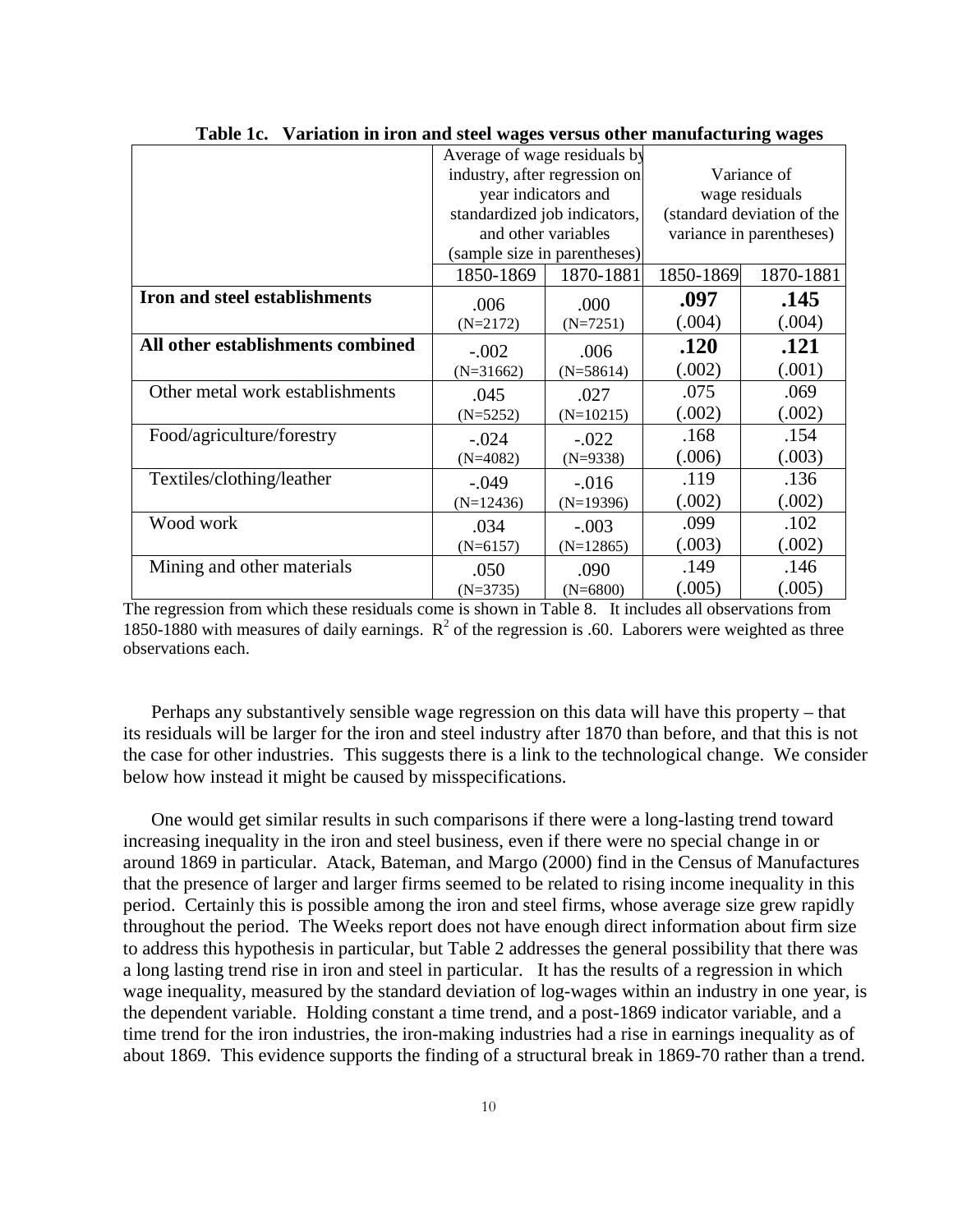**Table 1c. Variation in iron and steel wages versus other manufacturing wages**

| | Average of wage residuals by industry, after regression on year indicators and standardized job indicators, and other variables (sample size in parentheses) | | Variance of wage residuals (standard deviation of the variance in parentheses) | |
|---|---|---|---|---|
| | 1850-1869 | 1870-1881 | 1850-1869 | 1870-1881 |
| **Iron and steel establishments** | .006 (N=2172) | .000 (N=7251) | **.097** (.004) | **.145** (.004) |
| **All other establishments combined** | -.002 (N=31662) | .006 (N=58614) | **.120** (.002) | **.121** (.001) |
| Other metal work establishments | .045 (N=5252) | .027 (N=10215) | .075 (.002) | .069 (.002) |
| Food/agriculture/forestry | -.024 (N=4082) | -.022 (N=9338) | .168 (.006) | .154 (.003) |
| Textiles/clothing/leather | -.049 (N=12436) | -.016 (N=19396) | .119 (.002) | .136 (.002) |
| Wood work | .034 (N=6157) | -.003 (N=12865) | .099 (.003) | .102 (.002) |
| Mining and other materials | .050 (N=3735) | .090 (N=6800) | .149 (.005) | .146 (.005) |

The regression from which these residuals come is shown in Table 8. It includes all observations from 1850-1880 with measures of daily earnings. $R^2$ of the regression is .60. Laborers were weighted as three observations each.

Perhaps any substantively sensible wage regression on this data will have this property – that its residuals will be larger for the iron and steel industry after 1870 than before, and that this is not the case for other industries. This suggests there is a link to the technological change. We consider below how instead it might be caused by misspecifications.

One would get similar results in such comparisons if there were a long-lasting trend toward increasing inequality in the iron and steel business, even if there were no special change in or around 1869 in particular. Atack, Bateman, and Margo (2000) find in the Census of Manufactures that the presence of larger and larger firms seemed to be related to rising income inequality in this period. Certainly this is possible among the iron and steel firms, whose average size grew rapidly throughout the period. The Weeks report does not have enough direct information about firm size to address this hypothesis in particular, but Table 2 addresses the general possibility that there was a long lasting trend rise in iron and steel in particular. It has the results of a regression in which wage inequality, measured by the standard deviation of log-wages within an industry in one year, is the dependent variable. Holding constant a time trend, and a post-1869 indicator variable, and a time trend for the iron industries, the iron-making industries had a rise in earnings inequality as of about 1869. This evidence supports the finding of a structural break in 1869-70 rather than a trend.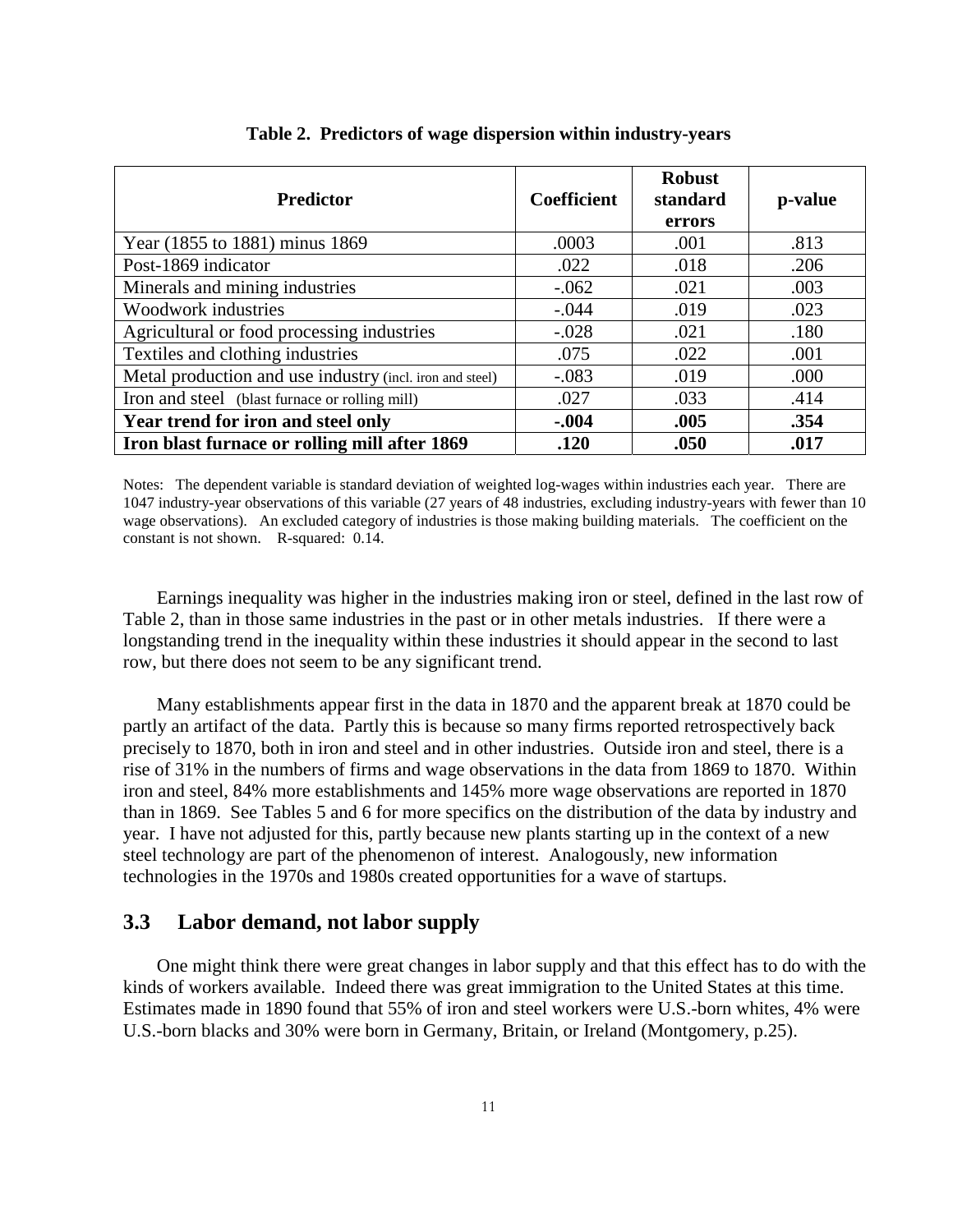**Table 2. Predictors of wage dispersion within industry-years**

| Predictor | Coefficient | Robust standard errors | p-value |
|---|---|---|---|
| Year (1855 to 1881) minus 1869 | .0003 | .001 | .813 |
| Post-1869 indicator | .022 | .018 | .206 |
| Minerals and mining industries | -.062 | .021 | .003 |
| Woodwork industries | -.044 | .019 | .023 |
| Agricultural or food processing industries | -.028 | .021 | .180 |
| Textiles and clothing industries | .075 | .022 | .001 |
| Metal production and use industry (incl. iron and steel) | -.083 | .019 | .000 |
| Iron and steel (blast furnace or rolling mill) | .027 | .033 | .414 |
| **Year trend for iron and steel only** | **-.004** | **.005** | **.354** |
| **Iron blast furnace or rolling mill after 1869** | **.120** | **.050** | **.017** |

Notes: The dependent variable is standard deviation of weighted log-wages within industries each year. There are 1047 industry-year observations of this variable (27 years of 48 industries, excluding industry-years with fewer than 10 wage observations). An excluded category of industries is those making building materials. The coefficient on the constant is not shown. R-squared: 0.14.

Earnings inequality was higher in the industries making iron or steel, defined in the last row of Table 2, than in those same industries in the past or in other metals industries. If there were a longstanding trend in the inequality within these industries it should appear in the second to last row, but there does not seem to be any significant trend.

Many establishments appear first in the data in 1870 and the apparent break at 1870 could be partly an artifact of the data. Partly this is because so many firms reported retrospectively back precisely to 1870, both in iron and steel and in other industries. Outside iron and steel, there is a rise of 31% in the numbers of firms and wage observations in the data from 1869 to 1870. Within iron and steel, 84% more establishments and 145% more wage observations are reported in 1870 than in 1869. See Tables 5 and 6 for more specifics on the distribution of the data by industry and year. I have not adjusted for this, partly because new plants starting up in the context of a new steel technology are part of the phenomenon of interest. Analogously, new information technologies in the 1970s and 1980s created opportunities for a wave of startups.

## 3.3 Labor demand, not labor supply

One might think there were great changes in labor supply and that this effect has to do with the kinds of workers available. Indeed there was great immigration to the United States at this time. Estimates made in 1890 found that 55% of iron and steel workers were U.S.-born whites, 4% were U.S.-born blacks and 30% were born in Germany, Britain, or Ireland (Montgomery, p.25).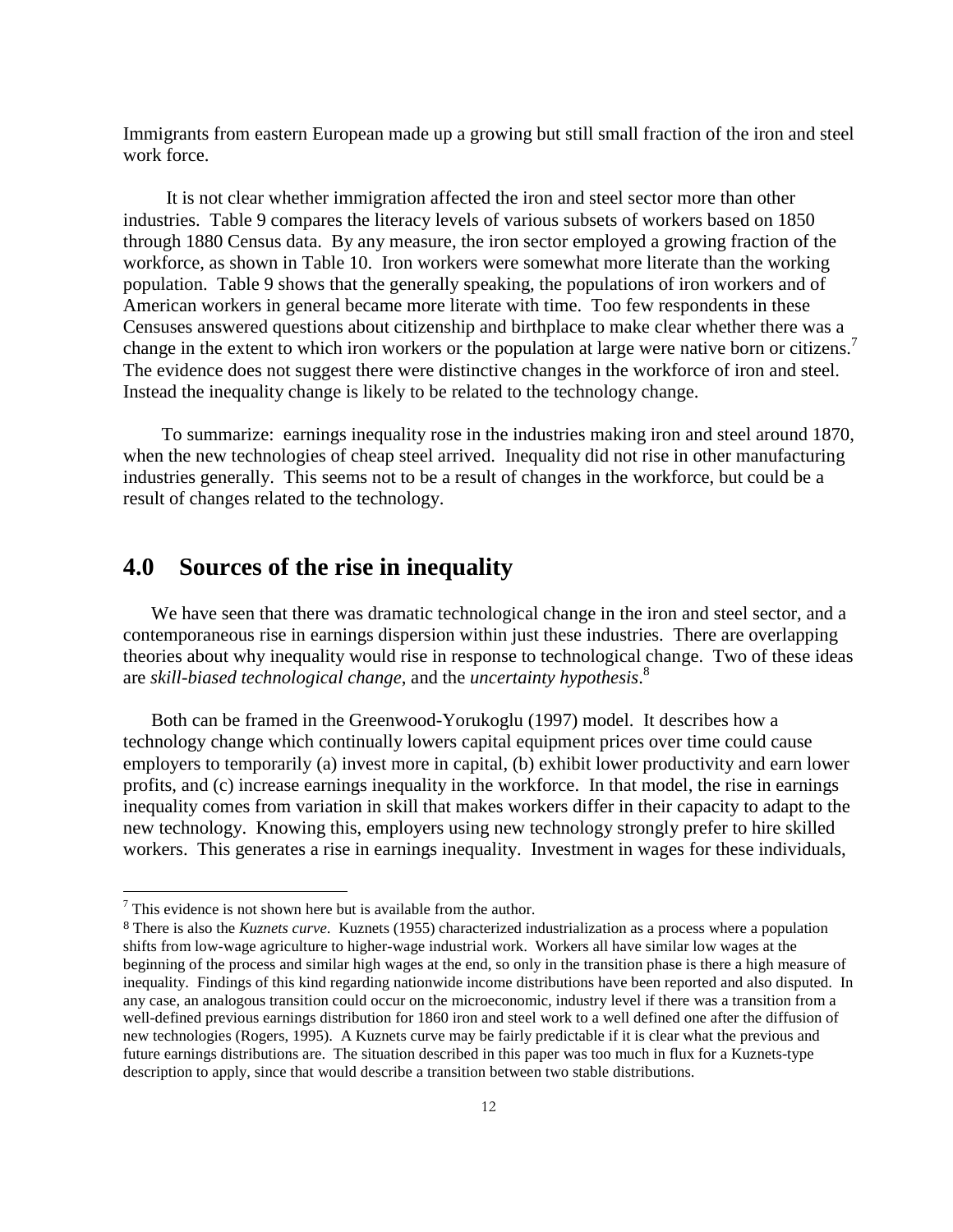Immigrants from eastern European made up a growing but still small fraction of the iron and steel work force.

It is not clear whether immigration affected the iron and steel sector more than other industries. Table 9 compares the literacy levels of various subsets of workers based on 1850 through 1880 Census data. By any measure, the iron sector employed a growing fraction of the workforce, as shown in Table 10. Iron workers were somewhat more literate than the working population. Table 9 shows that the generally speaking, the populations of iron workers and of American workers in general became more literate with time. Too few respondents in these Censuses answered questions about citizenship and birthplace to make clear whether there was a change in the extent to which iron workers or the population at large were native born or citizens.[7] The evidence does not suggest there were distinctive changes in the workforce of iron and steel. Instead the inequality change is likely to be related to the technology change.

To summarize: earnings inequality rose in the industries making iron and steel around 1870, when the new technologies of cheap steel arrived. Inequality did not rise in other manufacturing industries generally. This seems not to be a result of changes in the workforce, but could be a result of changes related to the technology.

## 4.0 Sources of the rise in inequality

We have seen that there was dramatic technological change in the iron and steel sector, and a contemporaneous rise in earnings dispersion within just these industries. There are overlapping theories about why inequality would rise in response to technological change. Two of these ideas are *skill-biased technological change*, and the *uncertainty hypothesis*.[8]

Both can be framed in the Greenwood-Yorukoglu (1997) model. It describes how a technology change which continually lowers capital equipment prices over time could cause employers to temporarily (a) invest more in capital, (b) exhibit lower productivity and earn lower profits, and (c) increase earnings inequality in the workforce. In that model, the rise in earnings inequality comes from variation in skill that makes workers differ in their capacity to adapt to the new technology. Knowing this, employers using new technology strongly prefer to hire skilled workers. This generates a rise in earnings inequality. Investment in wages for these individuals,

---

[7] This evidence is not shown here but is available from the author.

[8] There is also the *Kuznets curve*. Kuznets (1955) characterized industrialization as a process where a population shifts from low-wage agriculture to higher-wage industrial work. Workers all have similar low wages at the beginning of the process and similar high wages at the end, so only in the transition phase is there a high measure of inequality. Findings of this kind regarding nationwide income distributions have been reported and also disputed. In any case, an analogous transition could occur on the microeconomic, industry level if there was a transition from a well-defined previous earnings distribution for 1860 iron and steel work to a well defined one after the diffusion of new technologies (Rogers, 1995). A Kuznets curve may be fairly predictable if it is clear what the previous and future earnings distributions are. The situation described in this paper was too much in flux for a Kuznets-type description to apply, since that would describe a transition between two stable distributions.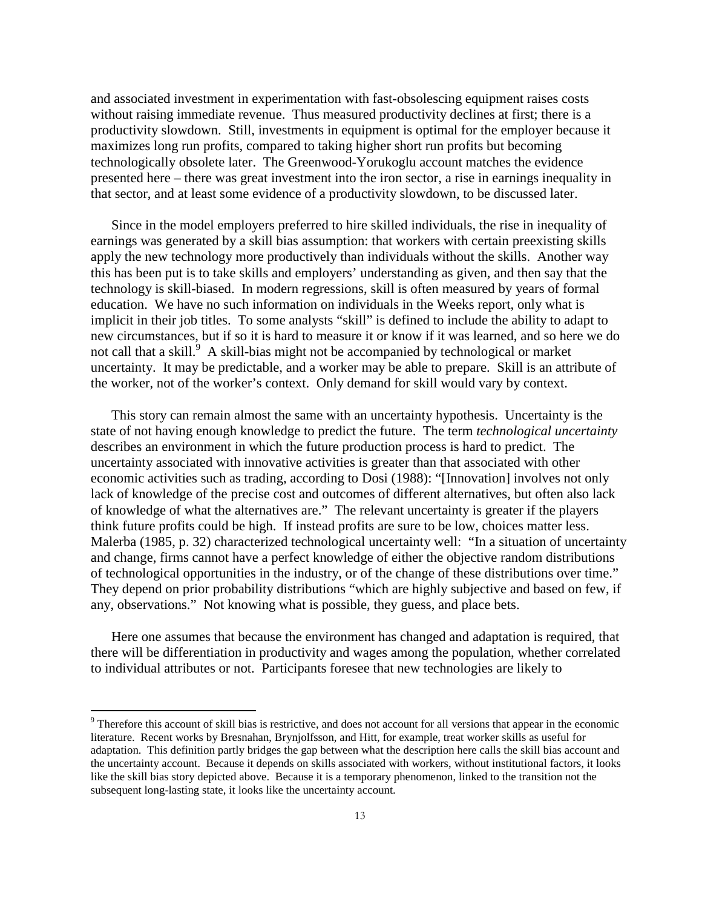and associated investment in experimentation with fast-obsolescing equipment raises costs without raising immediate revenue. Thus measured productivity declines at first; there is a productivity slowdown. Still, investments in equipment is optimal for the employer because it maximizes long run profits, compared to taking higher short run profits but becoming technologically obsolete later. The Greenwood-Yorukoglu account matches the evidence presented here – there was great investment into the iron sector, a rise in earnings inequality in that sector, and at least some evidence of a productivity slowdown, to be discussed later.

Since in the model employers preferred to hire skilled individuals, the rise in inequality of earnings was generated by a skill bias assumption: that workers with certain preexisting skills apply the new technology more productively than individuals without the skills. Another way this has been put is to take skills and employers' understanding as given, and then say that the technology is skill-biased. In modern regressions, skill is often measured by years of formal education. We have no such information on individuals in the Weeks report, only what is implicit in their job titles. To some analysts "skill" is defined to include the ability to adapt to new circumstances, but if so it is hard to measure it or know if it was learned, and so here we do not call that a skill.[9] A skill-bias might not be accompanied by technological or market uncertainty. It may be predictable, and a worker may be able to prepare. Skill is an attribute of the worker, not of the worker's context. Only demand for skill would vary by context.

This story can remain almost the same with an uncertainty hypothesis. Uncertainty is the state of not having enough knowledge to predict the future. The term *technological uncertainty* describes an environment in which the future production process is hard to predict. The uncertainty associated with innovative activities is greater than that associated with other economic activities such as trading, according to Dosi (1988): "[Innovation] involves not only lack of knowledge of the precise cost and outcomes of different alternatives, but often also lack of knowledge of what the alternatives are." The relevant uncertainty is greater if the players think future profits could be high. If instead profits are sure to be low, choices matter less. Malerba (1985, p. 32) characterized technological uncertainty well: "In a situation of uncertainty and change, firms cannot have a perfect knowledge of either the objective random distributions of technological opportunities in the industry, or of the change of these distributions over time." They depend on prior probability distributions "which are highly subjective and based on few, if any, observations." Not knowing what is possible, they guess, and place bets.

Here one assumes that because the environment has changed and adaptation is required, that there will be differentiation in productivity and wages among the population, whether correlated to individual attributes or not. Participants foresee that new technologies are likely to

[9] Therefore this account of skill bias is restrictive, and does not account for all versions that appear in the economic literature. Recent works by Bresnahan, Brynjolfsson, and Hitt, for example, treat worker skills as useful for adaptation. This definition partly bridges the gap between what the description here calls the skill bias account and the uncertainty account. Because it depends on skills associated with workers, without institutional factors, it looks like the skill bias story depicted above. Because it is a temporary phenomenon, linked to the transition not the subsequent long-lasting state, it looks like the uncertainty account.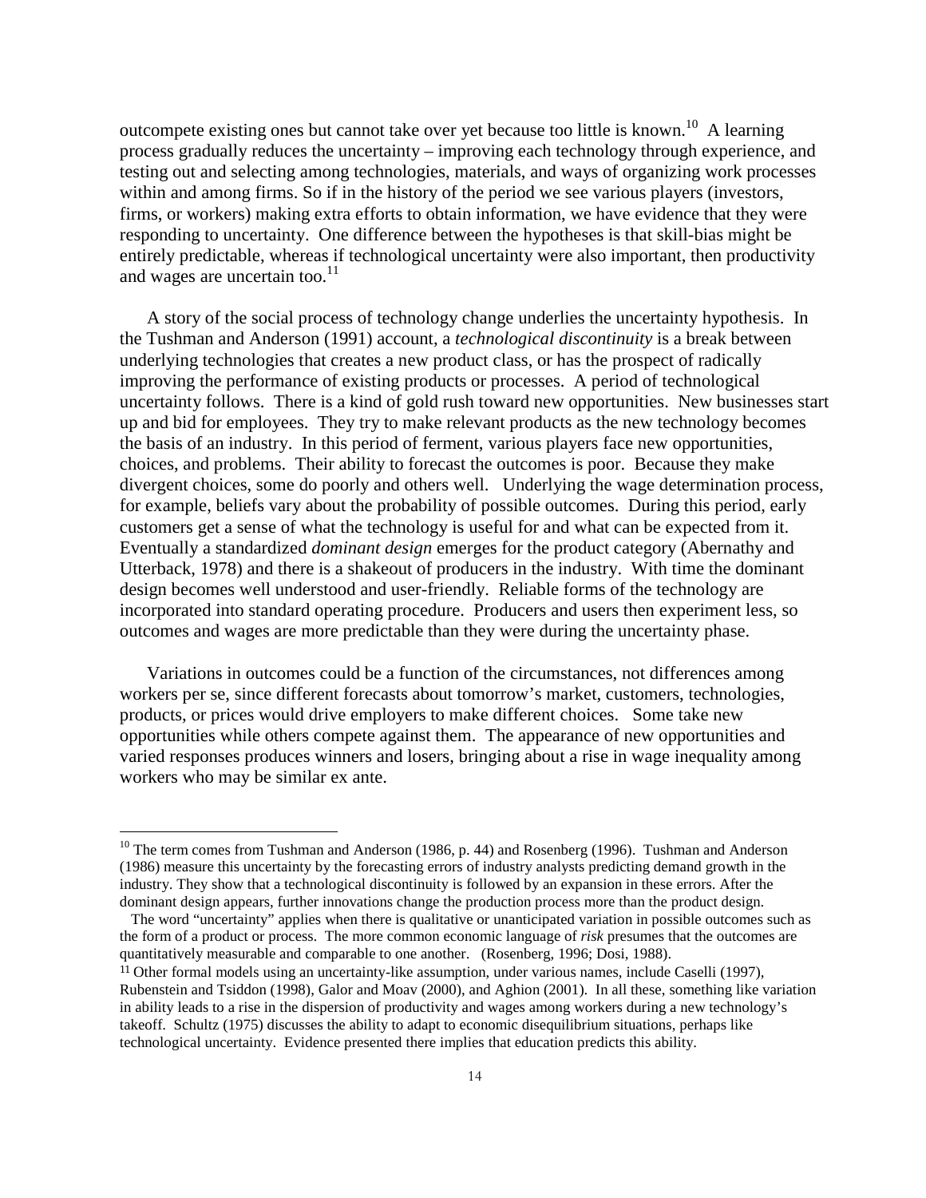outcompete existing ones but cannot take over yet because too little is known.[10] A learning process gradually reduces the uncertainty – improving each technology through experience, and testing out and selecting among technologies, materials, and ways of organizing work processes within and among firms. So if in the history of the period we see various players (investors, firms, or workers) making extra efforts to obtain information, we have evidence that they were responding to uncertainty. One difference between the hypotheses is that skill-bias might be entirely predictable, whereas if technological uncertainty were also important, then productivity and wages are uncertain too.[11]

A story of the social process of technology change underlies the uncertainty hypothesis. In the Tushman and Anderson (1991) account, a *technological discontinuity* is a break between underlying technologies that creates a new product class, or has the prospect of radically improving the performance of existing products or processes. A period of technological uncertainty follows. There is a kind of gold rush toward new opportunities. New businesses start up and bid for employees. They try to make relevant products as the new technology becomes the basis of an industry. In this period of ferment, various players face new opportunities, choices, and problems. Their ability to forecast the outcomes is poor. Because they make divergent choices, some do poorly and others well. Underlying the wage determination process, for example, beliefs vary about the probability of possible outcomes. During this period, early customers get a sense of what the technology is useful for and what can be expected from it. Eventually a standardized *dominant design* emerges for the product category (Abernathy and Utterback, 1978) and there is a shakeout of producers in the industry. With time the dominant design becomes well understood and user-friendly. Reliable forms of the technology are incorporated into standard operating procedure. Producers and users then experiment less, so outcomes and wages are more predictable than they were during the uncertainty phase.

Variations in outcomes could be a function of the circumstances, not differences among workers per se, since different forecasts about tomorrow's market, customers, technologies, products, or prices would drive employers to make different choices. Some take new opportunities while others compete against them. The appearance of new opportunities and varied responses produces winners and losers, bringing about a rise in wage inequality among workers who may be similar ex ante.

---

[10] The term comes from Tushman and Anderson (1986, p. 44) and Rosenberg (1996). Tushman and Anderson (1986) measure this uncertainty by the forecasting errors of industry analysts predicting demand growth in the industry. They show that a technological discontinuity is followed by an expansion in these errors. After the dominant design appears, further innovations change the production process more than the product design.

The word "uncertainty" applies when there is qualitative or unanticipated variation in possible outcomes such as the form of a product or process. The more common economic language of *risk* presumes that the outcomes are quantitatively measurable and comparable to one another. (Rosenberg, 1996; Dosi, 1988).

[11] Other formal models using an uncertainty-like assumption, under various names, include Caselli (1997), Rubenstein and Tsiddon (1998), Galor and Moav (2000), and Aghion (2001). In all these, something like variation in ability leads to a rise in the dispersion of productivity and wages among workers during a new technology's takeoff. Schultz (1975) discusses the ability to adapt to economic disequilibrium situations, perhaps like technological uncertainty. Evidence presented there implies that education predicts this ability.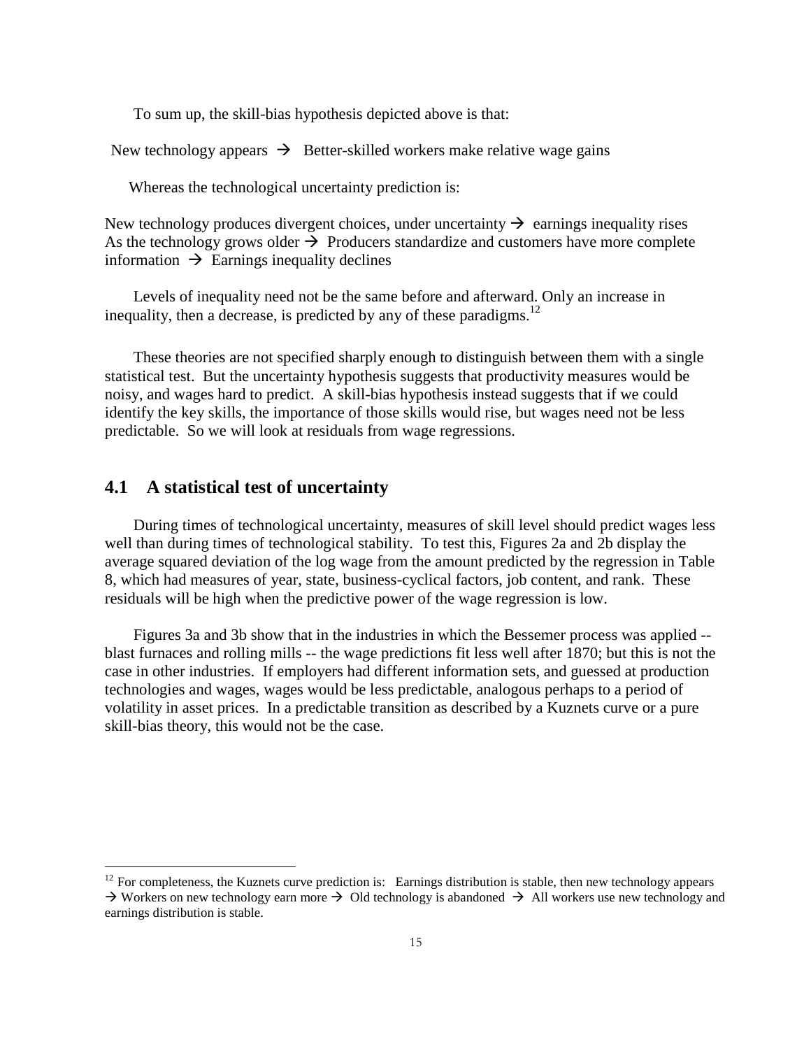To sum up, the skill-bias hypothesis depicted above is that:

New technology appears → Better-skilled workers make relative wage gains

Whereas the technological uncertainty prediction is:

New technology produces divergent choices, under uncertainty → earnings inequality rises
As the technology grows older → Producers standardize and customers have more complete information → Earnings inequality declines

Levels of inequality need not be the same before and afterward. Only an increase in inequality, then a decrease, is predicted by any of these paradigms.[12]

These theories are not specified sharply enough to distinguish between them with a single statistical test. But the uncertainty hypothesis suggests that productivity measures would be noisy, and wages hard to predict. A skill-bias hypothesis instead suggests that if we could identify the key skills, the importance of those skills would rise, but wages need not be less predictable. So we will look at residuals from wage regressions.

## 4.1 A statistical test of uncertainty

During times of technological uncertainty, measures of skill level should predict wages less well than during times of technological stability. To test this, Figures 2a and 2b display the average squared deviation of the log wage from the amount predicted by the regression in Table 8, which had measures of year, state, business-cyclical factors, job content, and rank. These residuals will be high when the predictive power of the wage regression is low.

Figures 3a and 3b show that in the industries in which the Bessemer process was applied -- blast furnaces and rolling mills -- the wage predictions fit less well after 1870; but this is not the case in other industries. If employers had different information sets, and guessed at production technologies and wages, wages would be less predictable, analogous perhaps to a period of volatility in asset prices. In a predictable transition as described by a Kuznets curve or a pure skill-bias theory, this would not be the case.

---

[12] For completeness, the Kuznets curve prediction is: Earnings distribution is stable, then new technology appears → Workers on new technology earn more → Old technology is abandoned → All workers use new technology and earnings distribution is stable.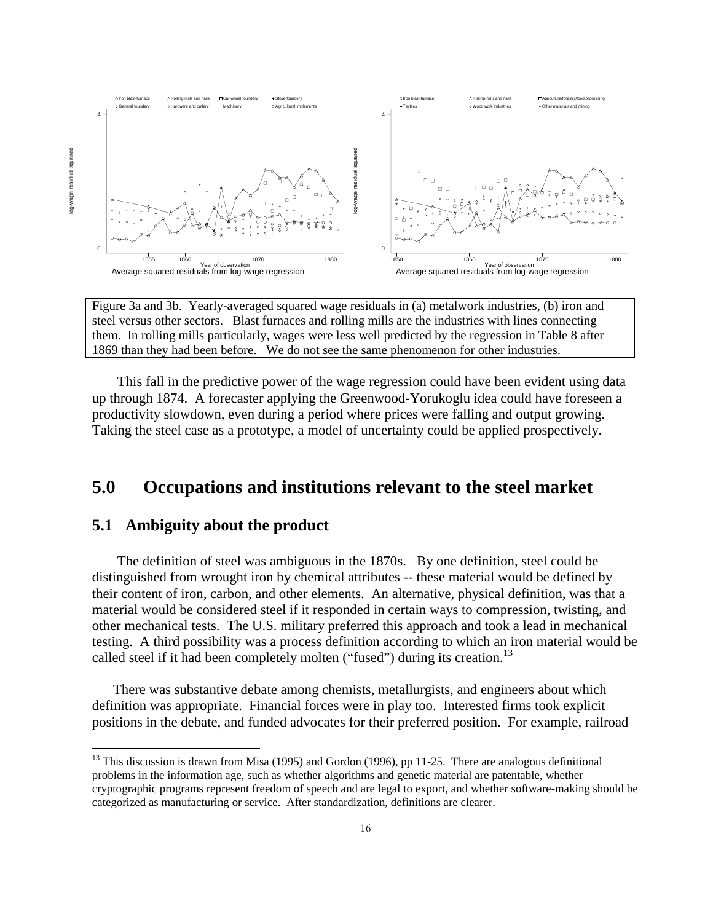Figure 3a and 3b. Yearly-averaged squared wage residuals in (a) metalwork industries, (b) iron and steel versus other sectors. Blast furnaces and rolling mills are the industries with lines connecting them. In rolling mills particularly, wages were less well predicted by the regression in Table 8 after 1869 than they had been before. We do not see the same phenomenon for other industries.

This fall in the predictive power of the wage regression could have been evident using data up through 1874. A forecaster applying the Greenwood-Yorukoglu idea could have foreseen a productivity slowdown, even during a period where prices were falling and output growing. Taking the steel case as a prototype, a model of uncertainty could be applied prospectively.

# 5.0 Occupations and institutions relevant to the steel market

## 5.1 Ambiguity about the product

The definition of steel was ambiguous in the 1870s. By one definition, steel could be distinguished from wrought iron by chemical attributes -- these material would be defined by their content of iron, carbon, and other elements. An alternative, physical definition, was that a material would be considered steel if it responded in certain ways to compression, twisting, and other mechanical tests. The U.S. military preferred this approach and took a lead in mechanical testing. A third possibility was a process definition according to which an iron material would be called steel if it had been completely molten ("fused") during its creation.[13]

There was substantive debate among chemists, metallurgists, and engineers about which definition was appropriate. Financial forces were in play too. Interested firms took explicit positions in the debate, and funded advocates for their preferred position. For example, railroad

[13] This discussion is drawn from Misa (1995) and Gordon (1996), pp 11-25. There are analogous definitional problems in the information age, such as whether algorithms and genetic material are patentable, whether cryptographic programs represent freedom of speech and are legal to export, and whether software-making should be categorized as manufacturing or service. After standardization, definitions are clearer.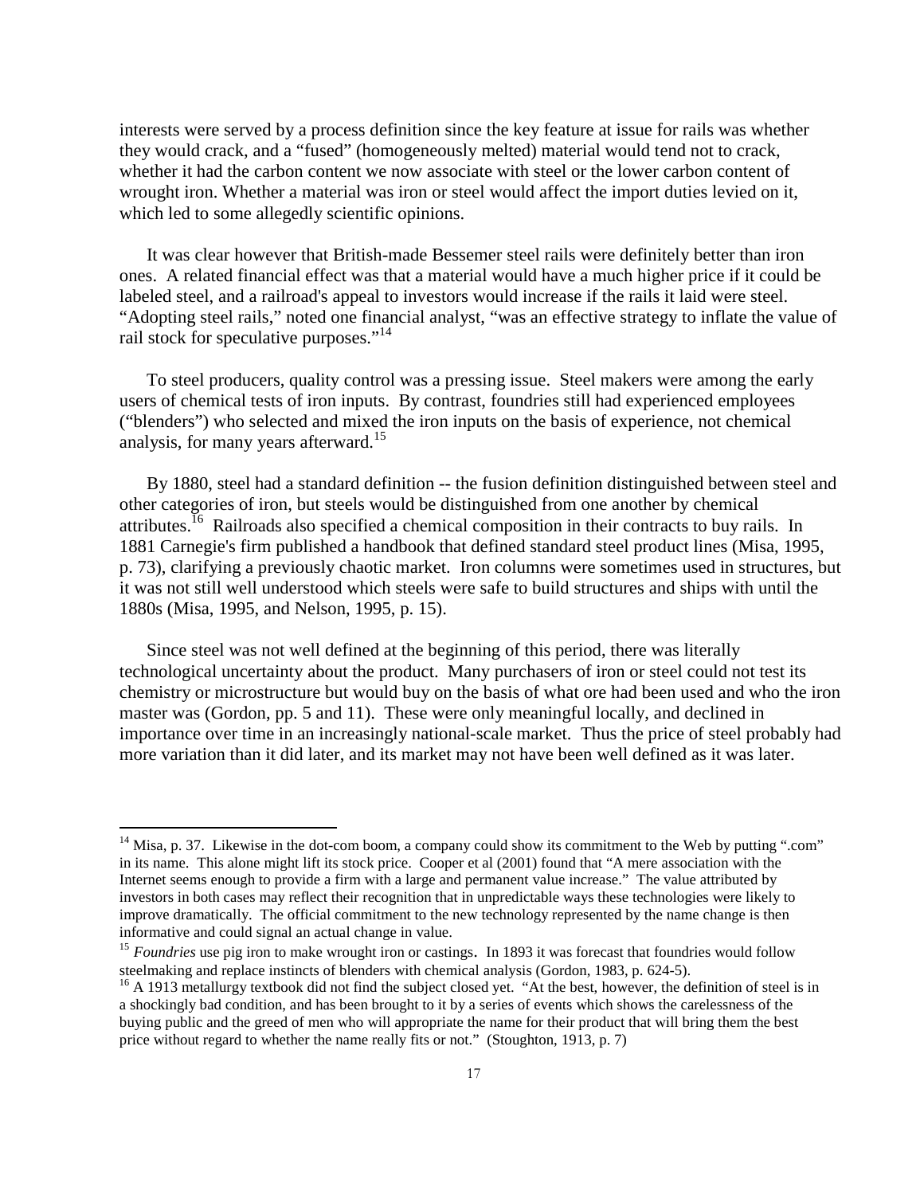interests were served by a process definition since the key feature at issue for rails was whether they would crack, and a "fused" (homogeneously melted) material would tend not to crack, whether it had the carbon content we now associate with steel or the lower carbon content of wrought iron. Whether a material was iron or steel would affect the import duties levied on it, which led to some allegedly scientific opinions.

It was clear however that British-made Bessemer steel rails were definitely better than iron ones. A related financial effect was that a material would have a much higher price if it could be labeled steel, and a railroad's appeal to investors would increase if the rails it laid were steel. "Adopting steel rails," noted one financial analyst, "was an effective strategy to inflate the value of rail stock for speculative purposes."[14]

To steel producers, quality control was a pressing issue. Steel makers were among the early users of chemical tests of iron inputs. By contrast, foundries still had experienced employees ("blenders") who selected and mixed the iron inputs on the basis of experience, not chemical analysis, for many years afterward.[15]

By 1880, steel had a standard definition -- the fusion definition distinguished between steel and other categories of iron, but steels would be distinguished from one another by chemical attributes.[16] Railroads also specified a chemical composition in their contracts to buy rails. In 1881 Carnegie's firm published a handbook that defined standard steel product lines (Misa, 1995, p. 73), clarifying a previously chaotic market. Iron columns were sometimes used in structures, but it was not still well understood which steels were safe to build structures and ships with until the 1880s (Misa, 1995, and Nelson, 1995, p. 15).

Since steel was not well defined at the beginning of this period, there was literally technological uncertainty about the product. Many purchasers of iron or steel could not test its chemistry or microstructure but would buy on the basis of what ore had been used and who the iron master was (Gordon, pp. 5 and 11). These were only meaningful locally, and declined in importance over time in an increasingly national-scale market. Thus the price of steel probably had more variation than it did later, and its market may not have been well defined as it was later.

---

[14] Misa, p. 37. Likewise in the dot-com boom, a company could show its commitment to the Web by putting ".com" in its name. This alone might lift its stock price. Cooper et al (2001) found that "A mere association with the Internet seems enough to provide a firm with a large and permanent value increase." The value attributed by investors in both cases may reflect their recognition that in unpredictable ways these technologies were likely to improve dramatically. The official commitment to the new technology represented by the name change is then informative and could signal an actual change in value.

[15] *Foundries* use pig iron to make wrought iron or castings. In 1893 it was forecast that foundries would follow steelmaking and replace instincts of blenders with chemical analysis (Gordon, 1983, p. 624-5).

[16] A 1913 metallurgy textbook did not find the subject closed yet. "At the best, however, the definition of steel is in a shockingly bad condition, and has been brought to it by a series of events which shows the carelessness of the buying public and the greed of men who will appropriate the name for their product that will bring them the best price without regard to whether the name really fits or not." (Stoughton, 1913, p. 7)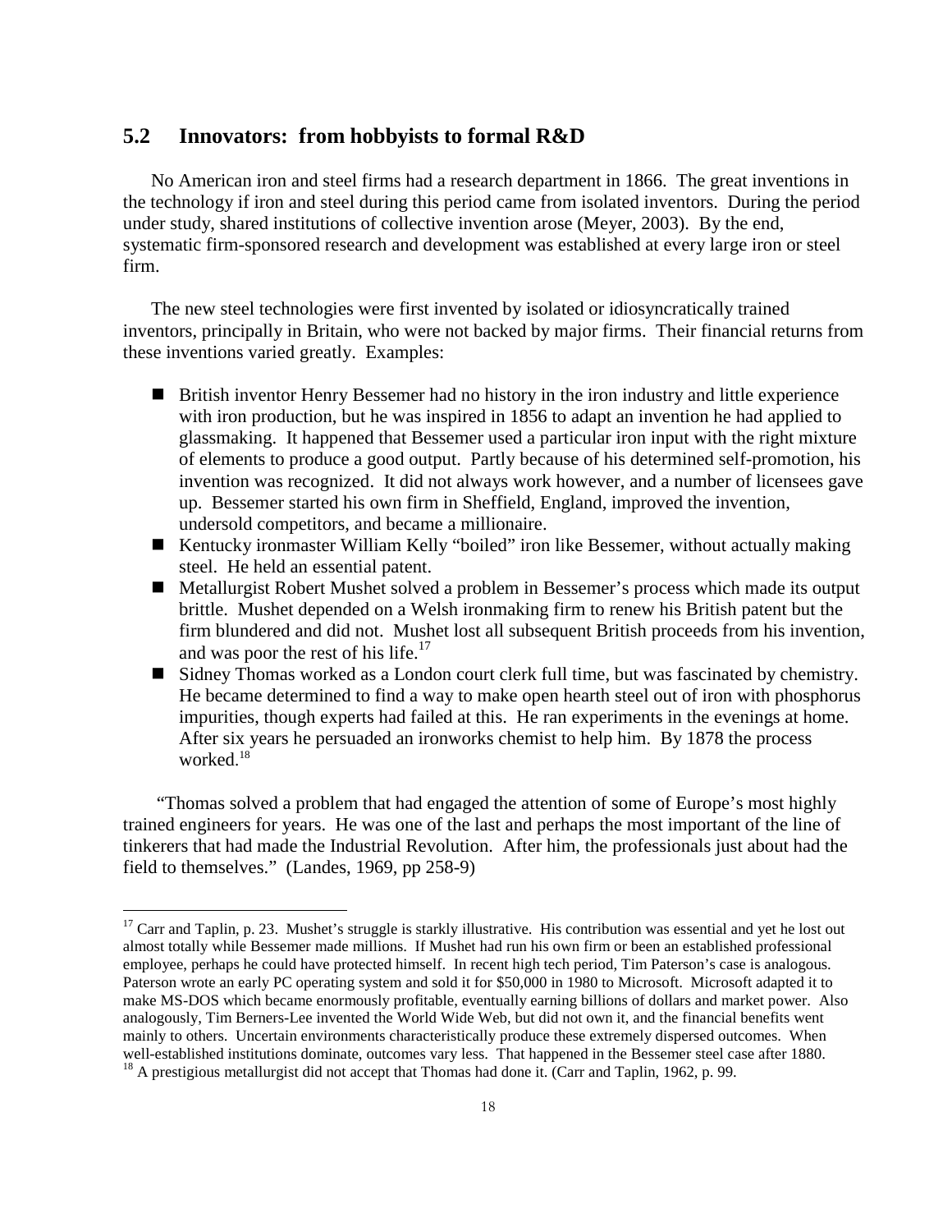## 5.2 Innovators: from hobbyists to formal R&D

No American iron and steel firms had a research department in 1866. The great inventions in the technology if iron and steel during this period came from isolated inventors. During the period under study, shared institutions of collective invention arose (Meyer, 2003). By the end, systematic firm-sponsored research and development was established at every large iron or steel firm.

The new steel technologies were first invented by isolated or idiosyncratically trained inventors, principally in Britain, who were not backed by major firms. Their financial returns from these inventions varied greatly. Examples:

- British inventor Henry Bessemer had no history in the iron industry and little experience with iron production, but he was inspired in 1856 to adapt an invention he had applied to glassmaking. It happened that Bessemer used a particular iron input with the right mixture of elements to produce a good output. Partly because of his determined self-promotion, his invention was recognized. It did not always work however, and a number of licensees gave up. Bessemer started his own firm in Sheffield, England, improved the invention, undersold competitors, and became a millionaire.
- Kentucky ironmaster William Kelly "boiled" iron like Bessemer, without actually making steel. He held an essential patent.
- Metallurgist Robert Mushet solved a problem in Bessemer's process which made its output brittle. Mushet depended on a Welsh ironmaking firm to renew his British patent but the firm blundered and did not. Mushet lost all subsequent British proceeds from his invention, and was poor the rest of his life.[17]
- Sidney Thomas worked as a London court clerk full time, but was fascinated by chemistry. He became determined to find a way to make open hearth steel out of iron with phosphorus impurities, though experts had failed at this. He ran experiments in the evenings at home. After six years he persuaded an ironworks chemist to help him. By 1878 the process worked.[18]

"Thomas solved a problem that had engaged the attention of some of Europe's most highly trained engineers for years. He was one of the last and perhaps the most important of the line of tinkerers that had made the Industrial Revolution. After him, the professionals just about had the field to themselves." (Landes, 1969, pp 258-9)

---

[17] Carr and Taplin, p. 23. Mushet's struggle is starkly illustrative. His contribution was essential and yet he lost out almost totally while Bessemer made millions. If Mushet had run his own firm or been an established professional employee, perhaps he could have protected himself. In recent high tech period, Tim Paterson's case is analogous. Paterson wrote an early PC operating system and sold it for $50,000 in 1980 to Microsoft. Microsoft adapted it to make MS-DOS which became enormously profitable, eventually earning billions of dollars and market power. Also analogously, Tim Berners-Lee invented the World Wide Web, but did not own it, and the financial benefits went mainly to others. Uncertain environments characteristically produce these extremely dispersed outcomes. When well-established institutions dominate, outcomes vary less. That happened in the Bessemer steel case after 1880.

[18] A prestigious metallurgist did not accept that Thomas had done it. (Carr and Taplin, 1962, p. 99.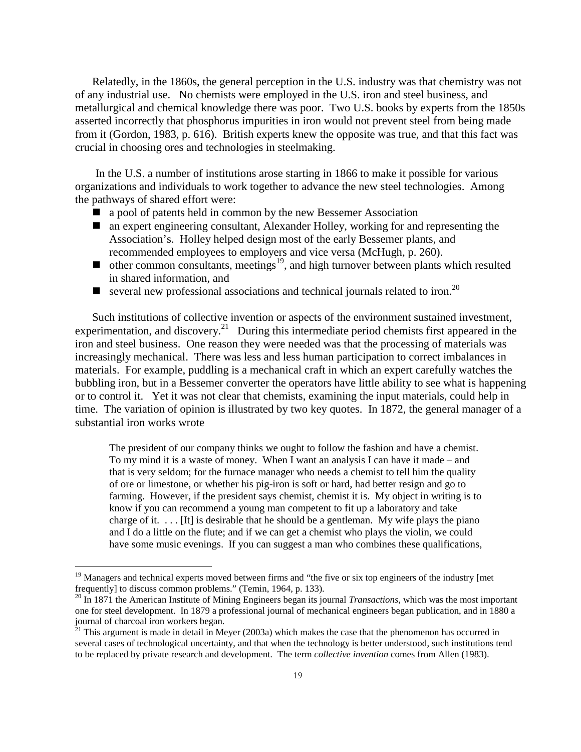Relatedly, in the 1860s, the general perception in the U.S. industry was that chemistry was not of any industrial use. No chemists were employed in the U.S. iron and steel business, and metallurgical and chemical knowledge there was poor. Two U.S. books by experts from the 1850s asserted incorrectly that phosphorus impurities in iron would not prevent steel from being made from it (Gordon, 1983, p. 616). British experts knew the opposite was true, and that this fact was crucial in choosing ores and technologies in steelmaking.

In the U.S. a number of institutions arose starting in 1866 to make it possible for various organizations and individuals to work together to advance the new steel technologies. Among the pathways of shared effort were:

- a pool of patents held in common by the new Bessemer Association
- an expert engineering consultant, Alexander Holley, working for and representing the Association's. Holley helped design most of the early Bessemer plants, and recommended employees to employers and vice versa (McHugh, p. 260).
- other common consultants, meetings[19], and high turnover between plants which resulted in shared information, and
- several new professional associations and technical journals related to iron.[20]

Such institutions of collective invention or aspects of the environment sustained investment, experimentation, and discovery.[21] During this intermediate period chemists first appeared in the iron and steel business. One reason they were needed was that the processing of materials was increasingly mechanical. There was less and less human participation to correct imbalances in materials. For example, puddling is a mechanical craft in which an expert carefully watches the bubbling iron, but in a Bessemer converter the operators have little ability to see what is happening or to control it. Yet it was not clear that chemists, examining the input materials, could help in time. The variation of opinion is illustrated by two key quotes. In 1872, the general manager of a substantial iron works wrote

> The president of our company thinks we ought to follow the fashion and have a chemist. To my mind it is a waste of money. When I want an analysis I can have it made – and that is very seldom; for the furnace manager who needs a chemist to tell him the quality of ore or limestone, or whether his pig-iron is soft or hard, had better resign and go to farming. However, if the president says chemist, chemist it is. My object in writing is to know if you can recommend a young man competent to fit up a laboratory and take charge of it. . . . [It] is desirable that he should be a gentleman. My wife plays the piano and I do a little on the flute; and if we can get a chemist who plays the violin, we could have some music evenings. If you can suggest a man who combines these qualifications,

---

[19] Managers and technical experts moved between firms and "the five or six top engineers of the industry [met frequently] to discuss common problems." (Temin, 1964, p. 133).

[20] In 1871 the American Institute of Mining Engineers began its journal *Transactions*, which was the most important one for steel development. In 1879 a professional journal of mechanical engineers began publication, and in 1880 a journal of charcoal iron workers began.

[21] This argument is made in detail in Meyer (2003a) which makes the case that the phenomenon has occurred in several cases of technological uncertainty, and that when the technology is better understood, such institutions tend to be replaced by private research and development. The term *collective invention* comes from Allen (1983).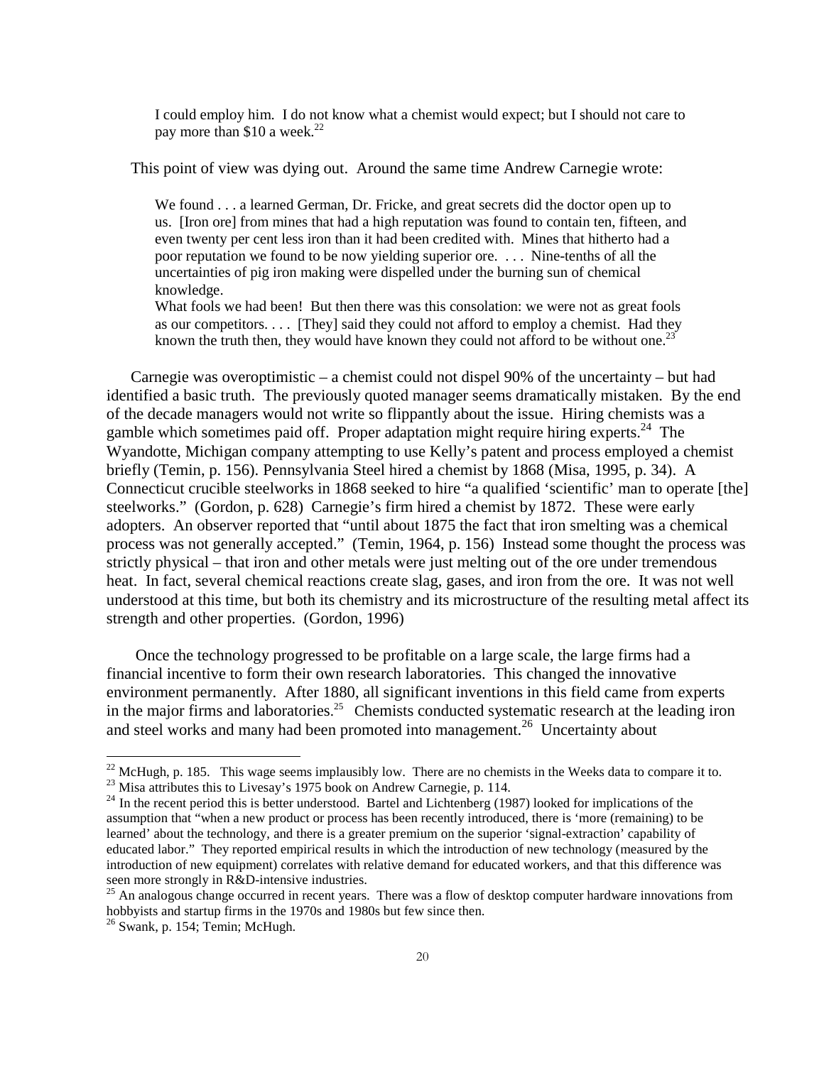> I could employ him. I do not know what a chemist would expect; but I should not care to pay more than $10 a week.[22]

This point of view was dying out. Around the same time Andrew Carnegie wrote:

> We found . . . a learned German, Dr. Fricke, and great secrets did the doctor open up to us. [Iron ore] from mines that had a high reputation was found to contain ten, fifteen, and even twenty per cent less iron than it had been credited with. Mines that hitherto had a poor reputation we found to be now yielding superior ore. . . . Nine-tenths of all the uncertainties of pig iron making were dispelled under the burning sun of chemical knowledge.
>
> What fools we had been! But then there was this consolation: we were not as great fools as our competitors. . . . [They] said they could not afford to employ a chemist. Had they known the truth then, they would have known they could not afford to be without one.[23]

Carnegie was overoptimistic – a chemist could not dispel 90% of the uncertainty – but had identified a basic truth. The previously quoted manager seems dramatically mistaken. By the end of the decade managers would not write so flippantly about the issue. Hiring chemists was a gamble which sometimes paid off. Proper adaptation might require hiring experts.[24] The Wyandotte, Michigan company attempting to use Kelly's patent and process employed a chemist briefly (Temin, p. 156). Pennsylvania Steel hired a chemist by 1868 (Misa, 1995, p. 34). A Connecticut crucible steelworks in 1868 seeked to hire "a qualified 'scientific' man to operate [the] steelworks." (Gordon, p. 628) Carnegie's firm hired a chemist by 1872. These were early adopters. An observer reported that "until about 1875 the fact that iron smelting was a chemical process was not generally accepted." (Temin, 1964, p. 156) Instead some thought the process was strictly physical – that iron and other metals were just melting out of the ore under tremendous heat. In fact, several chemical reactions create slag, gases, and iron from the ore. It was not well understood at this time, but both its chemistry and its microstructure of the resulting metal affect its strength and other properties. (Gordon, 1996)

Once the technology progressed to be profitable on a large scale, the large firms had a financial incentive to form their own research laboratories. This changed the innovative environment permanently. After 1880, all significant inventions in this field came from experts in the major firms and laboratories.[25] Chemists conducted systematic research at the leading iron and steel works and many had been promoted into management.[26] Uncertainty about

---

[22] McHugh, p. 185. This wage seems implausibly low. There are no chemists in the Weeks data to compare it to.

[23] Misa attributes this to Livesay's 1975 book on Andrew Carnegie, p. 114.

[24] In the recent period this is better understood. Bartel and Lichtenberg (1987) looked for implications of the assumption that "when a new product or process has been recently introduced, there is 'more (remaining) to be learned' about the technology, and there is a greater premium on the superior 'signal-extraction' capability of educated labor." They reported empirical results in which the introduction of new technology (measured by the introduction of new equipment) correlates with relative demand for educated workers, and that this difference was seen more strongly in R&D-intensive industries.

[25] An analogous change occurred in recent years. There was a flow of desktop computer hardware innovations from hobbyists and startup firms in the 1970s and 1980s but few since then.

[26] Swank, p. 154; Temin; McHugh.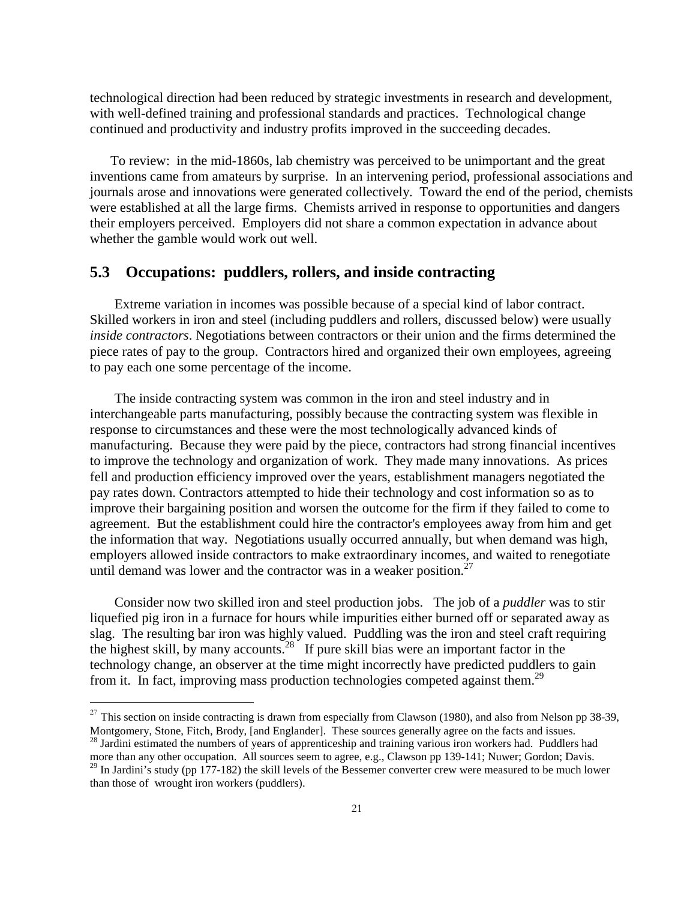technological direction had been reduced by strategic investments in research and development, with well-defined training and professional standards and practices. Technological change continued and productivity and industry profits improved in the succeeding decades.

To review: in the mid-1860s, lab chemistry was perceived to be unimportant and the great inventions came from amateurs by surprise. In an intervening period, professional associations and journals arose and innovations were generated collectively. Toward the end of the period, chemists were established at all the large firms. Chemists arrived in response to opportunities and dangers their employers perceived. Employers did not share a common expectation in advance about whether the gamble would work out well.

## 5.3 Occupations: puddlers, rollers, and inside contracting

Extreme variation in incomes was possible because of a special kind of labor contract. Skilled workers in iron and steel (including puddlers and rollers, discussed below) were usually *inside contractors*. Negotiations between contractors or their union and the firms determined the piece rates of pay to the group. Contractors hired and organized their own employees, agreeing to pay each one some percentage of the income.

The inside contracting system was common in the iron and steel industry and in interchangeable parts manufacturing, possibly because the contracting system was flexible in response to circumstances and these were the most technologically advanced kinds of manufacturing. Because they were paid by the piece, contractors had strong financial incentives to improve the technology and organization of work. They made many innovations. As prices fell and production efficiency improved over the years, establishment managers negotiated the pay rates down. Contractors attempted to hide their technology and cost information so as to improve their bargaining position and worsen the outcome for the firm if they failed to come to agreement. But the establishment could hire the contractor's employees away from him and get the information that way. Negotiations usually occurred annually, but when demand was high, employers allowed inside contractors to make extraordinary incomes, and waited to renegotiate until demand was lower and the contractor was in a weaker position.[27]

Consider now two skilled iron and steel production jobs. The job of a *puddler* was to stir liquefied pig iron in a furnace for hours while impurities either burned off or separated away as slag. The resulting bar iron was highly valued. Puddling was the iron and steel craft requiring the highest skill, by many accounts.[28] If pure skill bias were an important factor in the technology change, an observer at the time might incorrectly have predicted puddlers to gain from it. In fact, improving mass production technologies competed against them.[29]

---

[27] This section on inside contracting is drawn from especially from Clawson (1980), and also from Nelson pp 38-39, Montgomery, Stone, Fitch, Brody, [and Englander]. These sources generally agree on the facts and issues.

[28] Jardini estimated the numbers of years of apprenticeship and training various iron workers had. Puddlers had more than any other occupation. All sources seem to agree, e.g., Clawson pp 139-141; Nuwer; Gordon; Davis.

[29] In Jardini's study (pp 177-182) the skill levels of the Bessemer converter crew were measured to be much lower than those of wrought iron workers (puddlers).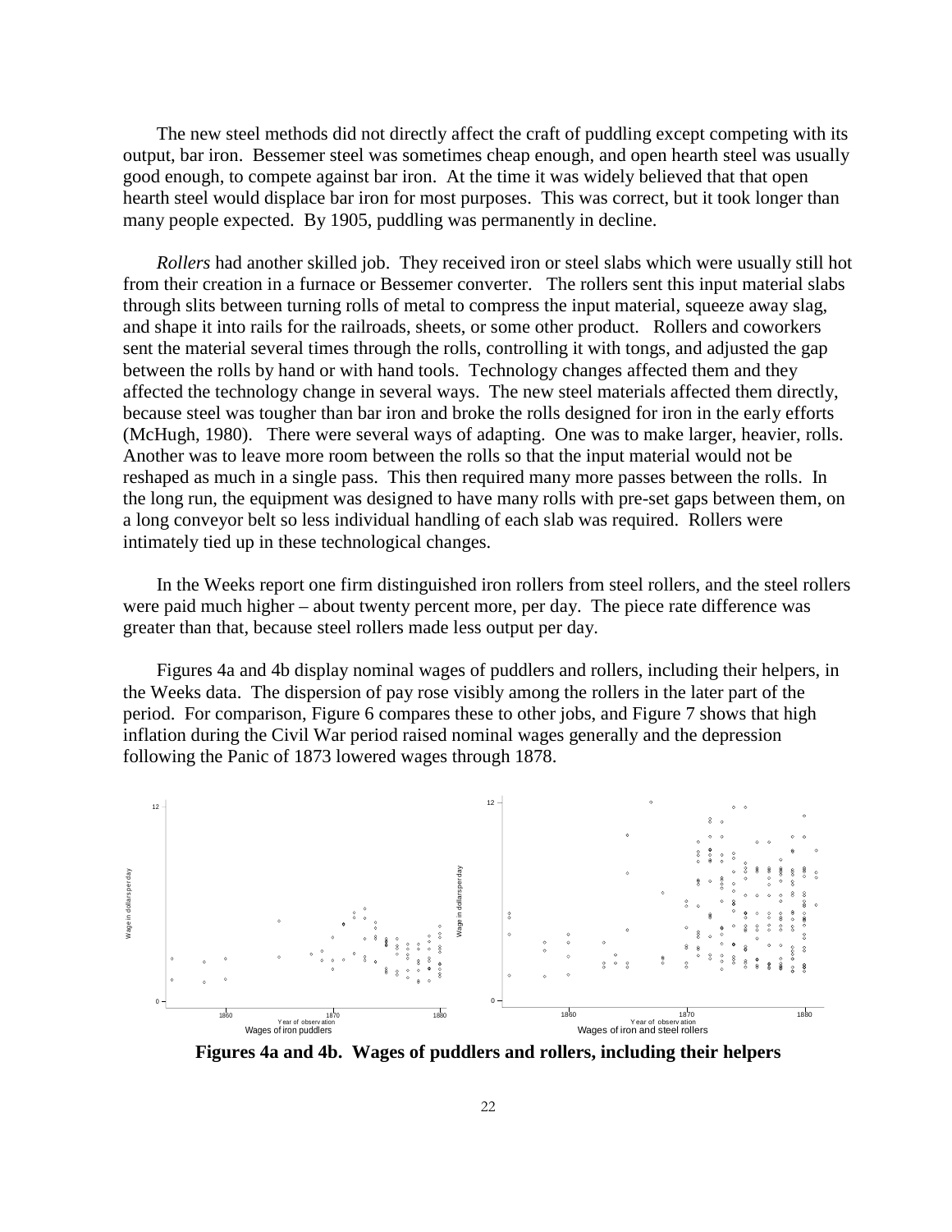The new steel methods did not directly affect the craft of puddling except competing with its output, bar iron. Bessemer steel was sometimes cheap enough, and open hearth steel was usually good enough, to compete against bar iron. At the time it was widely believed that that open hearth steel would displace bar iron for most purposes. This was correct, but it took longer than many people expected. By 1905, puddling was permanently in decline.

*Rollers* had another skilled job. They received iron or steel slabs which were usually still hot from their creation in a furnace or Bessemer converter. The rollers sent this input material slabs through slits between turning rolls of metal to compress the input material, squeeze away slag, and shape it into rails for the railroads, sheets, or some other product. Rollers and coworkers sent the material several times through the rolls, controlling it with tongs, and adjusted the gap between the rolls by hand or with hand tools. Technology changes affected them and they affected the technology change in several ways. The new steel materials affected them directly, because steel was tougher than bar iron and broke the rolls designed for iron in the early efforts (McHugh, 1980). There were several ways of adapting. One was to make larger, heavier, rolls. Another was to leave more room between the rolls so that the input material would not be reshaped as much in a single pass. This then required many more passes between the rolls. In the long run, the equipment was designed to have many rolls with pre-set gaps between them, on a long conveyor belt so less individual handling of each slab was required. Rollers were intimately tied up in these technological changes.

In the Weeks report one firm distinguished iron rollers from steel rollers, and the steel rollers were paid much higher – about twenty percent more, per day. The piece rate difference was greater than that, because steel rollers made less output per day.

Figures 4a and 4b display nominal wages of puddlers and rollers, including their helpers, in the Weeks data. The dispersion of pay rose visibly among the rollers in the later part of the period. For comparison, Figure 6 compares these to other jobs, and Figure 7 shows that high inflation during the Civil War period raised nominal wages generally and the depression following the Panic of 1873 lowered wages through 1878.

**Figures 4a and 4b. Wages of puddlers and rollers, including their helpers**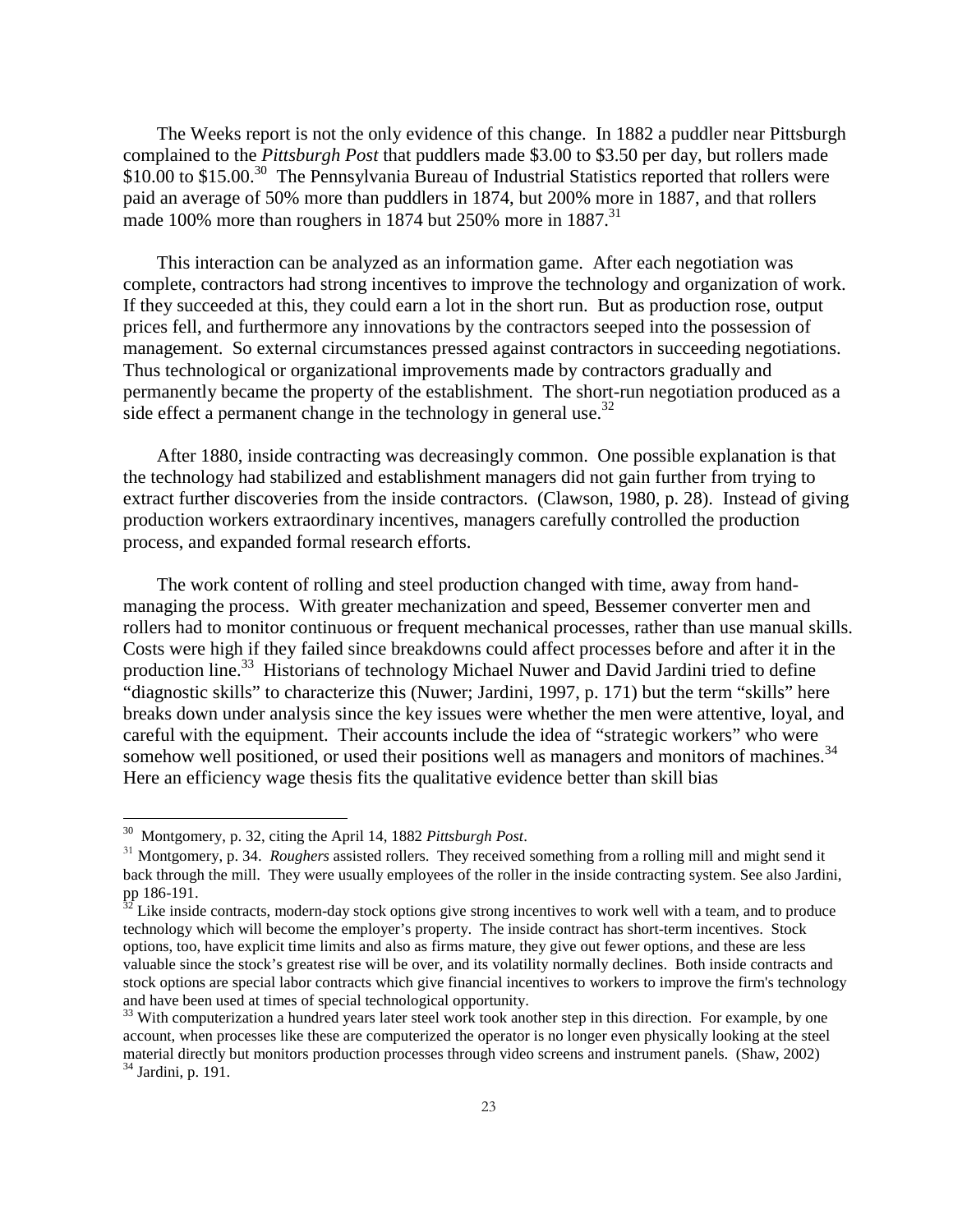The Weeks report is not the only evidence of this change. In 1882 a puddler near Pittsburgh complained to the *Pittsburgh Post* that puddlers made \$3.00 to \$3.50 per day, but rollers made \$10.00 to \$15.00.[30] The Pennsylvania Bureau of Industrial Statistics reported that rollers were paid an average of 50% more than puddlers in 1874, but 200% more in 1887, and that rollers made 100% more than roughers in 1874 but 250% more in 1887.[31]

This interaction can be analyzed as an information game. After each negotiation was complete, contractors had strong incentives to improve the technology and organization of work. If they succeeded at this, they could earn a lot in the short run. But as production rose, output prices fell, and furthermore any innovations by the contractors seeped into the possession of management. So external circumstances pressed against contractors in succeeding negotiations. Thus technological or organizational improvements made by contractors gradually and permanently became the property of the establishment. The short-run negotiation produced as a side effect a permanent change in the technology in general use.[32]

After 1880, inside contracting was decreasingly common. One possible explanation is that the technology had stabilized and establishment managers did not gain further from trying to extract further discoveries from the inside contractors. (Clawson, 1980, p. 28). Instead of giving production workers extraordinary incentives, managers carefully controlled the production process, and expanded formal research efforts.

The work content of rolling and steel production changed with time, away from hand-managing the process. With greater mechanization and speed, Bessemer converter men and rollers had to monitor continuous or frequent mechanical processes, rather than use manual skills. Costs were high if they failed since breakdowns could affect processes before and after it in the production line.[33] Historians of technology Michael Nuwer and David Jardini tried to define "diagnostic skills" to characterize this (Nuwer; Jardini, 1997, p. 171) but the term "skills" here breaks down under analysis since the key issues were whether the men were attentive, loyal, and careful with the equipment. Their accounts include the idea of "strategic workers" who were somehow well positioned, or used their positions well as managers and monitors of machines.[34] Here an efficiency wage thesis fits the qualitative evidence better than skill bias

---

[30] Montgomery, p. 32, citing the April 14, 1882 *Pittsburgh Post*.

[31] Montgomery, p. 34. *Roughers* assisted rollers. They received something from a rolling mill and might send it back through the mill. They were usually employees of the roller in the inside contracting system. See also Jardini, pp 186-191.

[32] Like inside contracts, modern-day stock options give strong incentives to work well with a team, and to produce technology which will become the employer's property. The inside contract has short-term incentives. Stock options, too, have explicit time limits and also as firms mature, they give out fewer options, and these are less valuable since the stock's greatest rise will be over, and its volatility normally declines. Both inside contracts and stock options are special labor contracts which give financial incentives to workers to improve the firm's technology and have been used at times of special technological opportunity.

[33] With computerization a hundred years later steel work took another step in this direction. For example, by one account, when processes like these are computerized the operator is no longer even physically looking at the steel material directly but monitors production processes through video screens and instrument panels. (Shaw, 2002)

[34] Jardini, p. 191.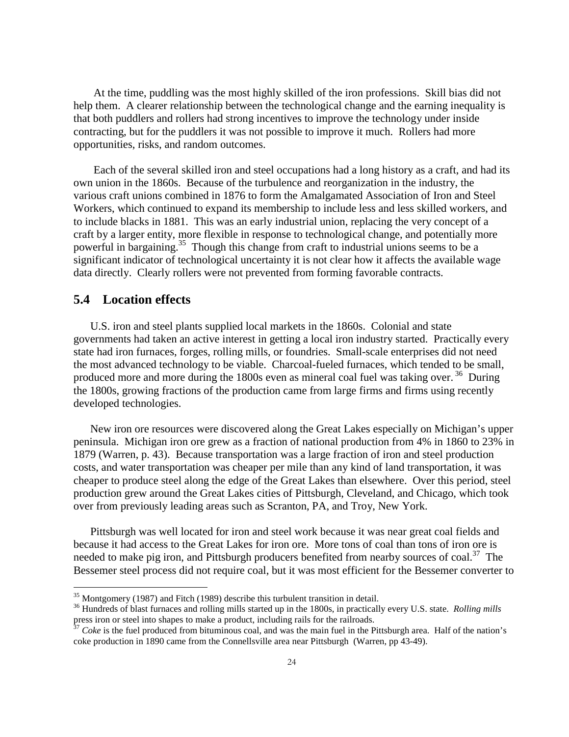At the time, puddling was the most highly skilled of the iron professions. Skill bias did not help them. A clearer relationship between the technological change and the earning inequality is that both puddlers and rollers had strong incentives to improve the technology under inside contracting, but for the puddlers it was not possible to improve it much. Rollers had more opportunities, risks, and random outcomes.

Each of the several skilled iron and steel occupations had a long history as a craft, and had its own union in the 1860s. Because of the turbulence and reorganization in the industry, the various craft unions combined in 1876 to form the Amalgamated Association of Iron and Steel Workers, which continued to expand its membership to include less and less skilled workers, and to include blacks in 1881. This was an early industrial union, replacing the very concept of a craft by a larger entity, more flexible in response to technological change, and potentially more powerful in bargaining.[35] Though this change from craft to industrial unions seems to be a significant indicator of technological uncertainty it is not clear how it affects the available wage data directly. Clearly rollers were not prevented from forming favorable contracts.

## 5.4 Location effects

U.S. iron and steel plants supplied local markets in the 1860s. Colonial and state governments had taken an active interest in getting a local iron industry started. Practically every state had iron furnaces, forges, rolling mills, or foundries. Small-scale enterprises did not need the most advanced technology to be viable. Charcoal-fueled furnaces, which tended to be small, produced more and more during the 1800s even as mineral coal fuel was taking over.[36] During the 1800s, growing fractions of the production came from large firms and firms using recently developed technologies.

New iron ore resources were discovered along the Great Lakes especially on Michigan's upper peninsula. Michigan iron ore grew as a fraction of national production from 4% in 1860 to 23% in 1879 (Warren, p. 43). Because transportation was a large fraction of iron and steel production costs, and water transportation was cheaper per mile than any kind of land transportation, it was cheaper to produce steel along the edge of the Great Lakes than elsewhere. Over this period, steel production grew around the Great Lakes cities of Pittsburgh, Cleveland, and Chicago, which took over from previously leading areas such as Scranton, PA, and Troy, New York.

Pittsburgh was well located for iron and steel work because it was near great coal fields and because it had access to the Great Lakes for iron ore. More tons of coal than tons of iron ore is needed to make pig iron, and Pittsburgh producers benefited from nearby sources of coal.[37] The Bessemer steel process did not require coal, but it was most efficient for the Bessemer converter to

[35] Montgomery (1987) and Fitch (1989) describe this turbulent transition in detail.

[36] Hundreds of blast furnaces and rolling mills started up in the 1800s, in practically every U.S. state. *Rolling mills* press iron or steel into shapes to make a product, including rails for the railroads.

[37] *Coke* is the fuel produced from bituminous coal, and was the main fuel in the Pittsburgh area. Half of the nation's coke production in 1890 came from the Connellsville area near Pittsburgh (Warren, pp 43-49).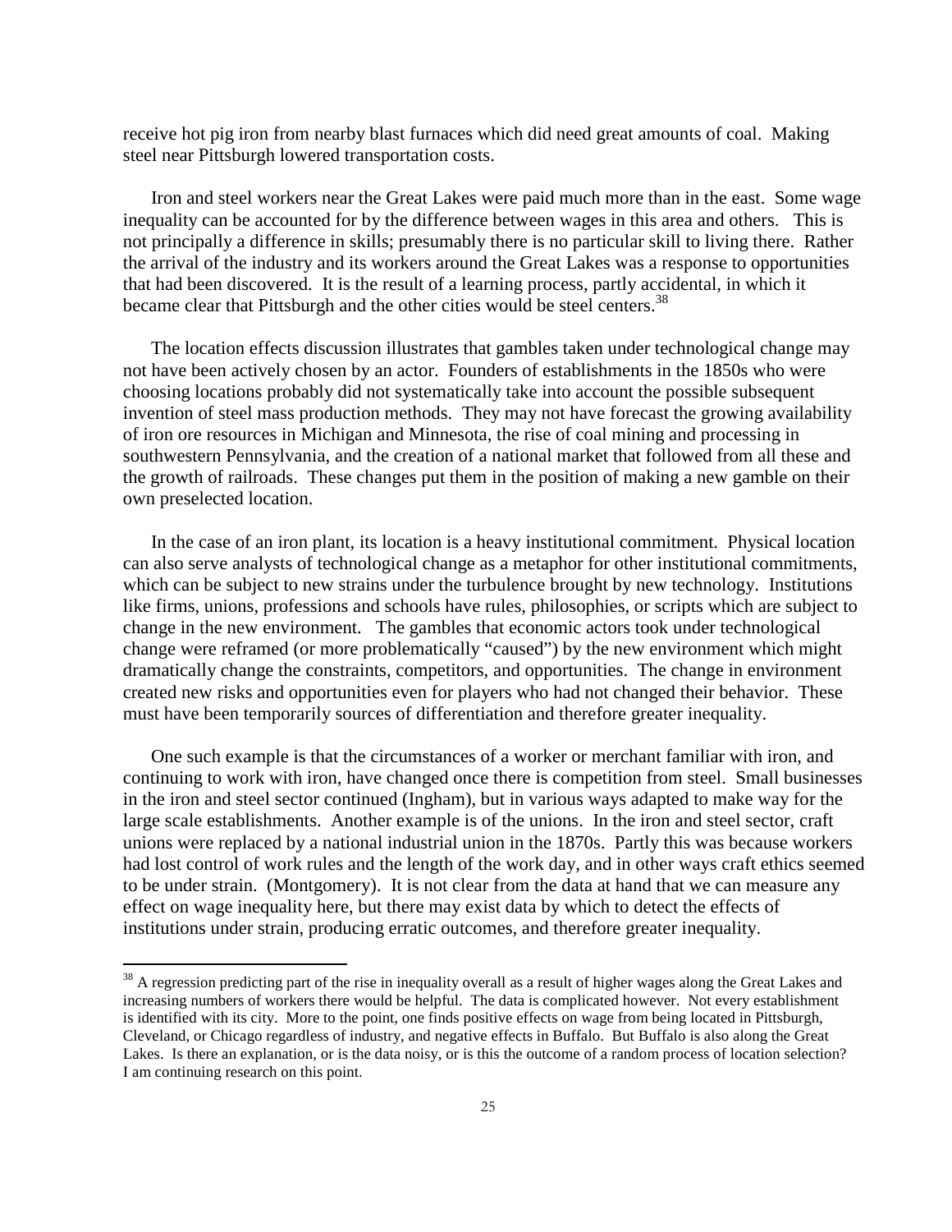receive hot pig iron from nearby blast furnaces which did need great amounts of coal. Making steel near Pittsburgh lowered transportation costs.

Iron and steel workers near the Great Lakes were paid much more than in the east. Some wage inequality can be accounted for by the difference between wages in this area and others. This is not principally a difference in skills; presumably there is no particular skill to living there. Rather the arrival of the industry and its workers around the Great Lakes was a response to opportunities that had been discovered. It is the result of a learning process, partly accidental, in which it became clear that Pittsburgh and the other cities would be steel centers.[38]

The location effects discussion illustrates that gambles taken under technological change may not have been actively chosen by an actor. Founders of establishments in the 1850s who were choosing locations probably did not systematically take into account the possible subsequent invention of steel mass production methods. They may not have forecast the growing availability of iron ore resources in Michigan and Minnesota, the rise of coal mining and processing in southwestern Pennsylvania, and the creation of a national market that followed from all these and the growth of railroads. These changes put them in the position of making a new gamble on their own preselected location.

In the case of an iron plant, its location is a heavy institutional commitment. Physical location can also serve analysts of technological change as a metaphor for other institutional commitments, which can be subject to new strains under the turbulence brought by new technology. Institutions like firms, unions, professions and schools have rules, philosophies, or scripts which are subject to change in the new environment. The gambles that economic actors took under technological change were reframed (or more problematically "caused") by the new environment which might dramatically change the constraints, competitors, and opportunities. The change in environment created new risks and opportunities even for players who had not changed their behavior. These must have been temporarily sources of differentiation and therefore greater inequality.

One such example is that the circumstances of a worker or merchant familiar with iron, and continuing to work with iron, have changed once there is competition from steel. Small businesses in the iron and steel sector continued (Ingham), but in various ways adapted to make way for the large scale establishments. Another example is of the unions. In the iron and steel sector, craft unions were replaced by a national industrial union in the 1870s. Partly this was because workers had lost control of work rules and the length of the work day, and in other ways craft ethics seemed to be under strain. (Montgomery). It is not clear from the data at hand that we can measure any effect on wage inequality here, but there may exist data by which to detect the effects of institutions under strain, producing erratic outcomes, and therefore greater inequality.

[38] A regression predicting part of the rise in inequality overall as a result of higher wages along the Great Lakes and increasing numbers of workers there would be helpful. The data is complicated however. Not every establishment is identified with its city. More to the point, one finds positive effects on wage from being located in Pittsburgh, Cleveland, or Chicago regardless of industry, and negative effects in Buffalo. But Buffalo is also along the Great Lakes. Is there an explanation, or is the data noisy, or is this the outcome of a random process of location selection? I am continuing research on this point.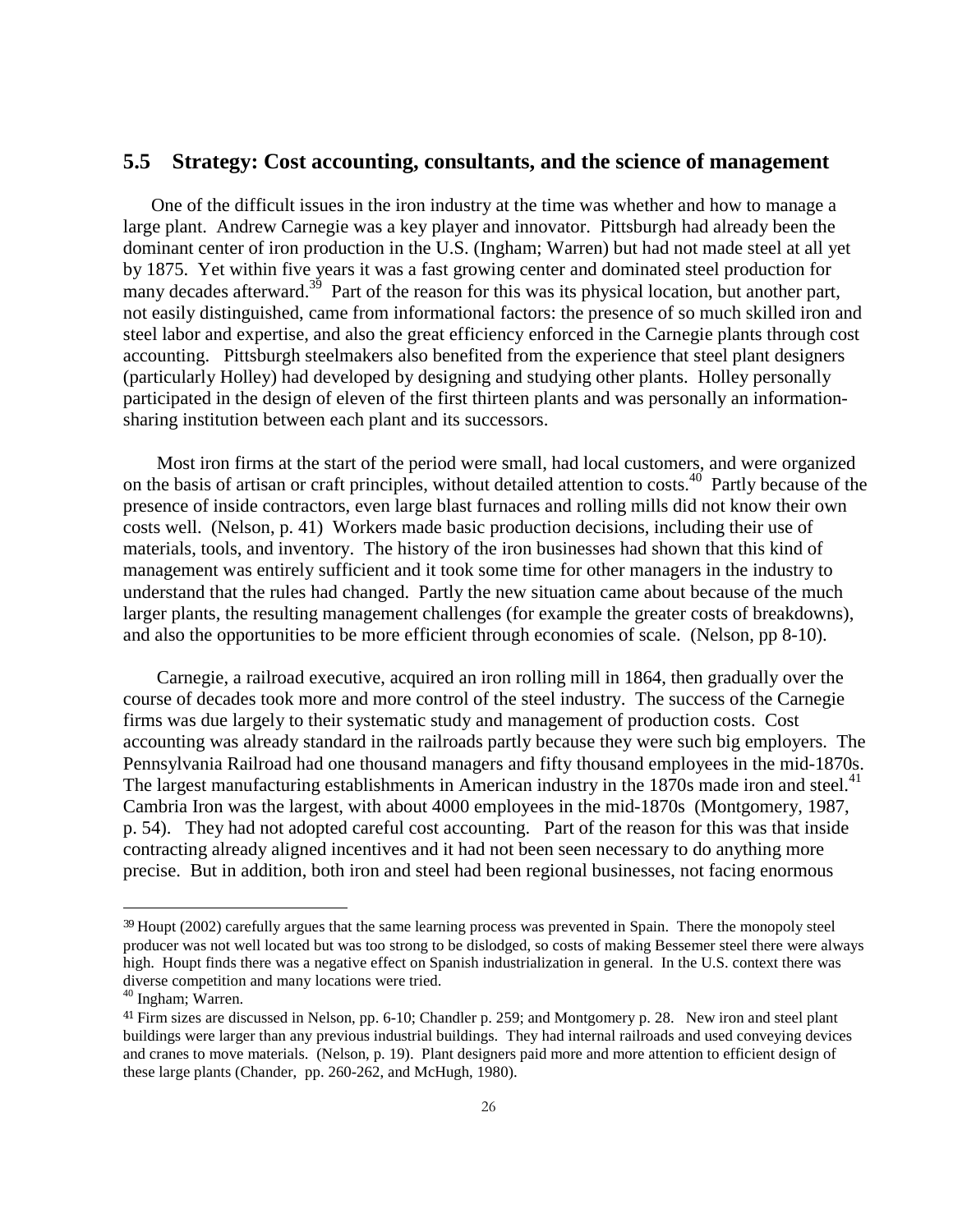## 5.5 Strategy: Cost accounting, consultants, and the science of management

One of the difficult issues in the iron industry at the time was whether and how to manage a large plant. Andrew Carnegie was a key player and innovator. Pittsburgh had already been the dominant center of iron production in the U.S. (Ingham; Warren) but had not made steel at all yet by 1875. Yet within five years it was a fast growing center and dominated steel production for many decades afterward.[39] Part of the reason for this was its physical location, but another part, not easily distinguished, came from informational factors: the presence of so much skilled iron and steel labor and expertise, and also the great efficiency enforced in the Carnegie plants through cost accounting. Pittsburgh steelmakers also benefited from the experience that steel plant designers (particularly Holley) had developed by designing and studying other plants. Holley personally participated in the design of eleven of the first thirteen plants and was personally an information-sharing institution between each plant and its successors.

Most iron firms at the start of the period were small, had local customers, and were organized on the basis of artisan or craft principles, without detailed attention to costs.[40] Partly because of the presence of inside contractors, even large blast furnaces and rolling mills did not know their own costs well. (Nelson, p. 41) Workers made basic production decisions, including their use of materials, tools, and inventory. The history of the iron businesses had shown that this kind of management was entirely sufficient and it took some time for other managers in the industry to understand that the rules had changed. Partly the new situation came about because of the much larger plants, the resulting management challenges (for example the greater costs of breakdowns), and also the opportunities to be more efficient through economies of scale. (Nelson, pp 8-10).

Carnegie, a railroad executive, acquired an iron rolling mill in 1864, then gradually over the course of decades took more and more control of the steel industry. The success of the Carnegie firms was due largely to their systematic study and management of production costs. Cost accounting was already standard in the railroads partly because they were such big employers. The Pennsylvania Railroad had one thousand managers and fifty thousand employees in the mid-1870s. The largest manufacturing establishments in American industry in the 1870s made iron and steel.[41] Cambria Iron was the largest, with about 4000 employees in the mid-1870s (Montgomery, 1987, p. 54). They had not adopted careful cost accounting. Part of the reason for this was that inside contracting already aligned incentives and it had not been seen necessary to do anything more precise. But in addition, both iron and steel had been regional businesses, not facing enormous

---

[39] Houpt (2002) carefully argues that the same learning process was prevented in Spain. There the monopoly steel producer was not well located but was too strong to be dislodged, so costs of making Bessemer steel there were always high. Houpt finds there was a negative effect on Spanish industrialization in general. In the U.S. context there was diverse competition and many locations were tried.

[40] Ingham; Warren.

[41] Firm sizes are discussed in Nelson, pp. 6-10; Chandler p. 259; and Montgomery p. 28. New iron and steel plant buildings were larger than any previous industrial buildings. They had internal railroads and used conveying devices and cranes to move materials. (Nelson, p. 19). Plant designers paid more and more attention to efficient design of these large plants (Chander, pp. 260-262, and McHugh, 1980).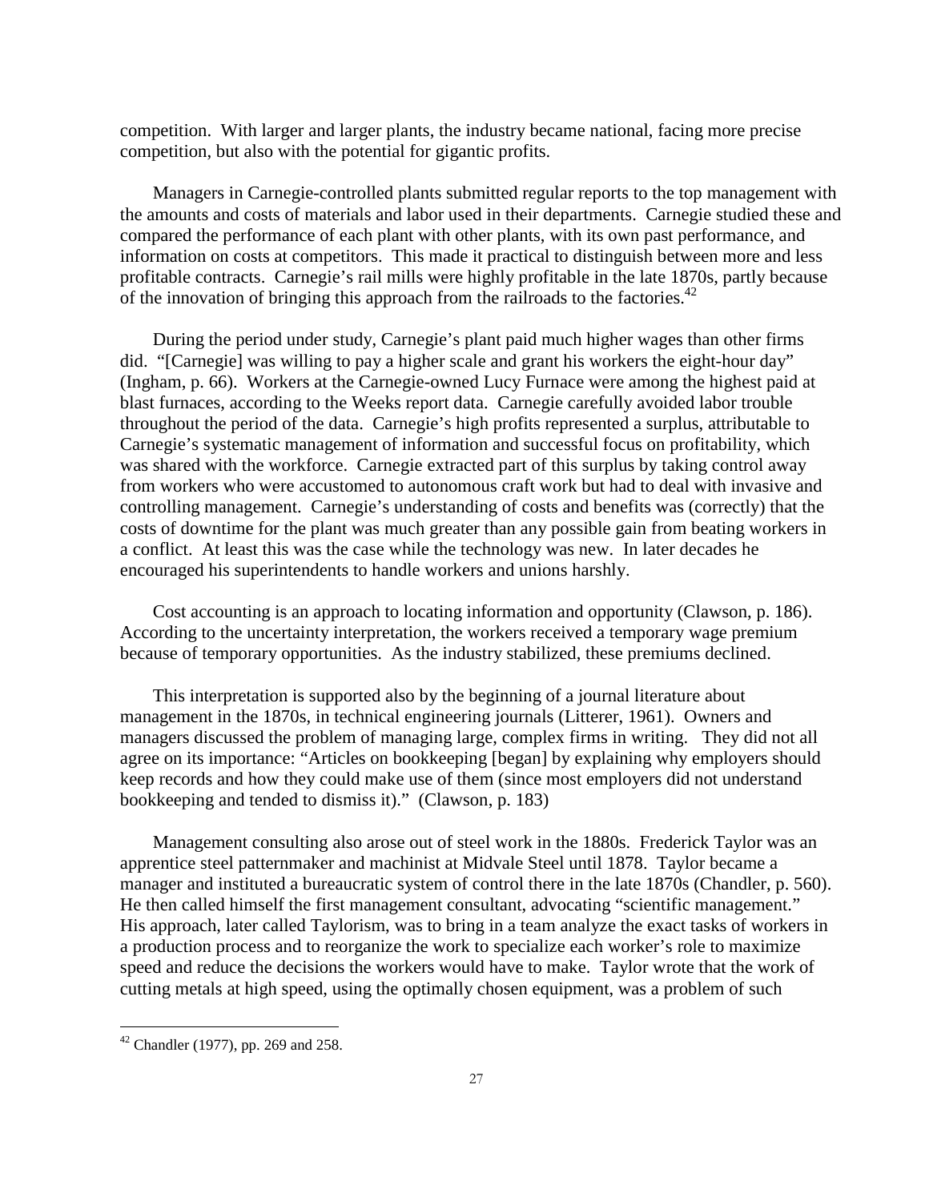competition. With larger and larger plants, the industry became national, facing more precise competition, but also with the potential for gigantic profits.

Managers in Carnegie-controlled plants submitted regular reports to the top management with the amounts and costs of materials and labor used in their departments. Carnegie studied these and compared the performance of each plant with other plants, with its own past performance, and information on costs at competitors. This made it practical to distinguish between more and less profitable contracts. Carnegie's rail mills were highly profitable in the late 1870s, partly because of the innovation of bringing this approach from the railroads to the factories.[42]

During the period under study, Carnegie's plant paid much higher wages than other firms did. "[Carnegie] was willing to pay a higher scale and grant his workers the eight-hour day" (Ingham, p. 66). Workers at the Carnegie-owned Lucy Furnace were among the highest paid at blast furnaces, according to the Weeks report data. Carnegie carefully avoided labor trouble throughout the period of the data. Carnegie's high profits represented a surplus, attributable to Carnegie's systematic management of information and successful focus on profitability, which was shared with the workforce. Carnegie extracted part of this surplus by taking control away from workers who were accustomed to autonomous craft work but had to deal with invasive and controlling management. Carnegie's understanding of costs and benefits was (correctly) that the costs of downtime for the plant was much greater than any possible gain from beating workers in a conflict. At least this was the case while the technology was new. In later decades he encouraged his superintendents to handle workers and unions harshly.

Cost accounting is an approach to locating information and opportunity (Clawson, p. 186). According to the uncertainty interpretation, the workers received a temporary wage premium because of temporary opportunities. As the industry stabilized, these premiums declined.

This interpretation is supported also by the beginning of a journal literature about management in the 1870s, in technical engineering journals (Litterer, 1961). Owners and managers discussed the problem of managing large, complex firms in writing. They did not all agree on its importance: "Articles on bookkeeping [began] by explaining why employers should keep records and how they could make use of them (since most employers did not understand bookkeeping and tended to dismiss it)." (Clawson, p. 183)

Management consulting also arose out of steel work in the 1880s. Frederick Taylor was an apprentice steel patternmaker and machinist at Midvale Steel until 1878. Taylor became a manager and instituted a bureaucratic system of control there in the late 1870s (Chandler, p. 560). He then called himself the first management consultant, advocating "scientific management." His approach, later called Taylorism, was to bring in a team analyze the exact tasks of workers in a production process and to reorganize the work to specialize each worker's role to maximize speed and reduce the decisions the workers would have to make. Taylor wrote that the work of cutting metals at high speed, using the optimally chosen equipment, was a problem of such

[42] Chandler (1977), pp. 269 and 258.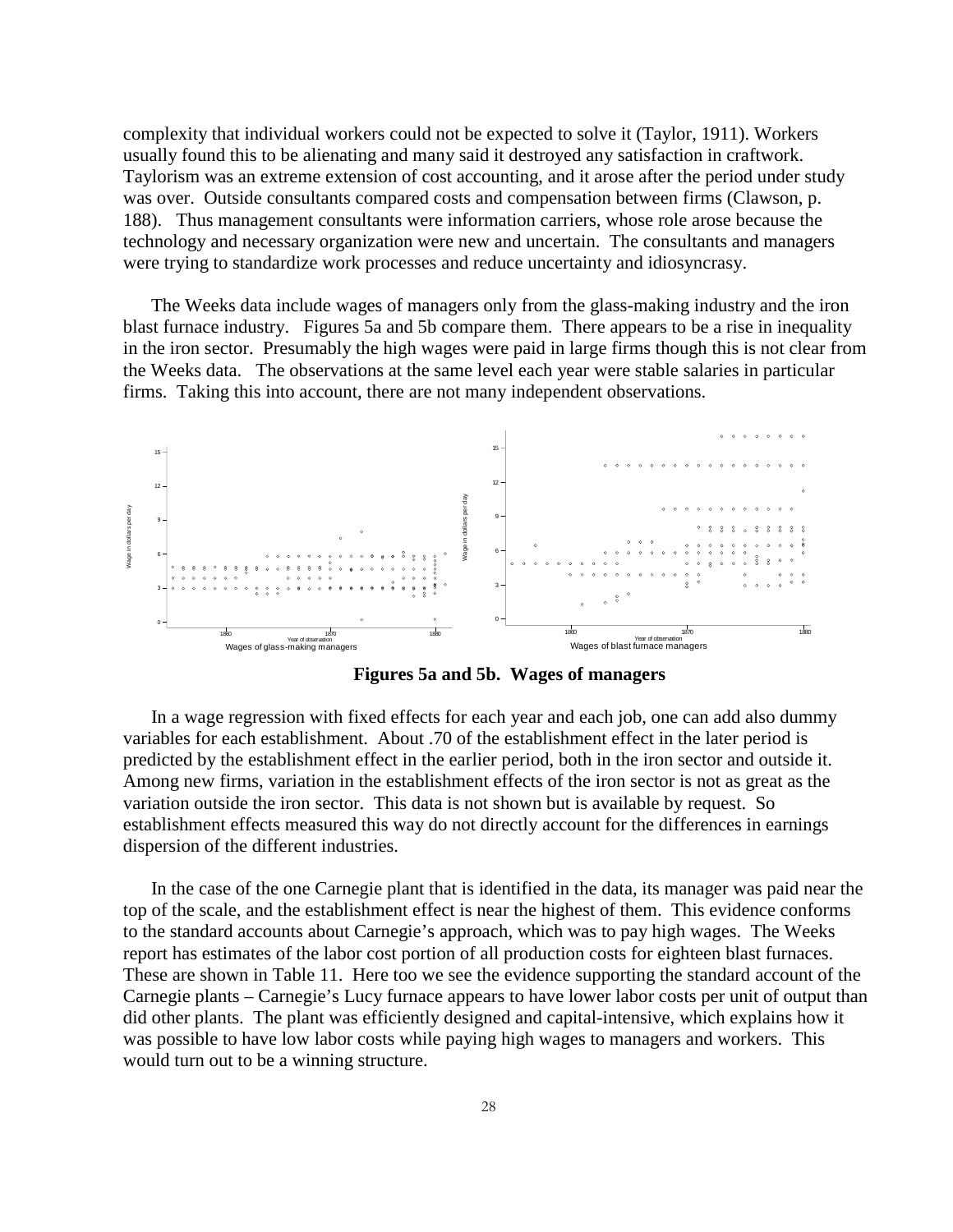complexity that individual workers could not be expected to solve it (Taylor, 1911). Workers usually found this to be alienating and many said it destroyed any satisfaction in craftwork. Taylorism was an extreme extension of cost accounting, and it arose after the period under study was over. Outside consultants compared costs and compensation between firms (Clawson, p. 188). Thus management consultants were information carriers, whose role arose because the technology and necessary organization were new and uncertain. The consultants and managers were trying to standardize work processes and reduce uncertainty and idiosyncrasy.

The Weeks data include wages of managers only from the glass-making industry and the iron blast furnace industry. Figures 5a and 5b compare them. There appears to be a rise in inequality in the iron sector. Presumably the high wages were paid in large firms though this is not clear from the Weeks data. The observations at the same level each year were stable salaries in particular firms. Taking this into account, there are not many independent observations.

**Figures 5a and 5b. Wages of managers**

In a wage regression with fixed effects for each year and each job, one can add also dummy variables for each establishment. About .70 of the establishment effect in the later period is predicted by the establishment effect in the earlier period, both in the iron sector and outside it. Among new firms, variation in the establishment effects of the iron sector is not as great as the variation outside the iron sector. This data is not shown but is available by request. So establishment effects measured this way do not directly account for the differences in earnings dispersion of the different industries.

In the case of the one Carnegie plant that is identified in the data, its manager was paid near the top of the scale, and the establishment effect is near the highest of them. This evidence conforms to the standard accounts about Carnegie's approach, which was to pay high wages. The Weeks report has estimates of the labor cost portion of all production costs for eighteen blast furnaces. These are shown in Table 11. Here too we see the evidence supporting the standard account of the Carnegie plants – Carnegie's Lucy furnace appears to have lower labor costs per unit of output than did other plants. The plant was efficiently designed and capital-intensive, which explains how it was possible to have low labor costs while paying high wages to managers and workers. This would turn out to be a winning structure.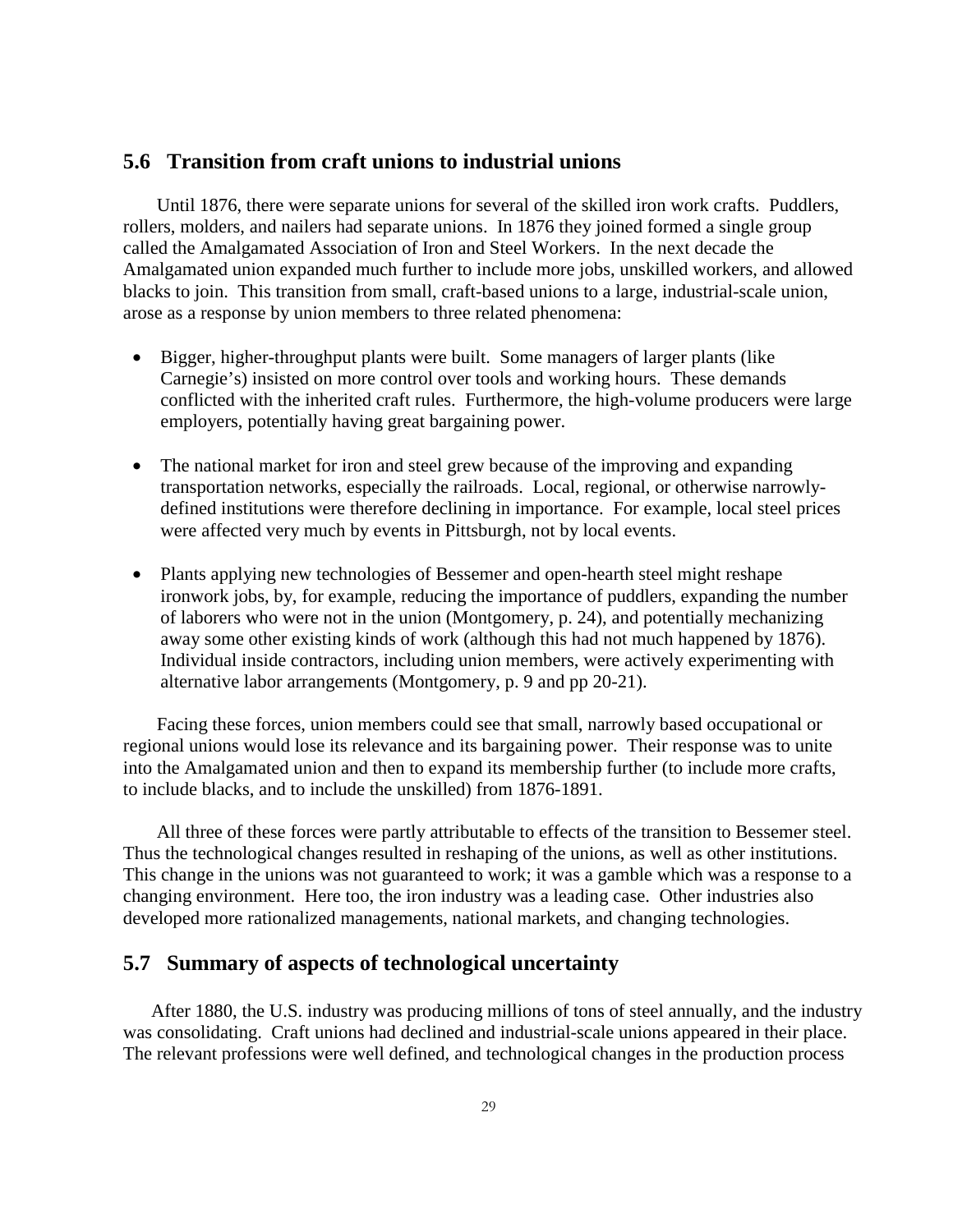## 5.6 Transition from craft unions to industrial unions

Until 1876, there were separate unions for several of the skilled iron work crafts. Puddlers, rollers, molders, and nailers had separate unions. In 1876 they joined formed a single group called the Amalgamated Association of Iron and Steel Workers. In the next decade the Amalgamated union expanded much further to include more jobs, unskilled workers, and allowed blacks to join. This transition from small, craft-based unions to a large, industrial-scale union, arose as a response by union members to three related phenomena:

- Bigger, higher-throughput plants were built. Some managers of larger plants (like Carnegie's) insisted on more control over tools and working hours. These demands conflicted with the inherited craft rules. Furthermore, the high-volume producers were large employers, potentially having great bargaining power.
- The national market for iron and steel grew because of the improving and expanding transportation networks, especially the railroads. Local, regional, or otherwise narrowly-defined institutions were therefore declining in importance. For example, local steel prices were affected very much by events in Pittsburgh, not by local events.
- Plants applying new technologies of Bessemer and open-hearth steel might reshape ironwork jobs, by, for example, reducing the importance of puddlers, expanding the number of laborers who were not in the union (Montgomery, p. 24), and potentially mechanizing away some other existing kinds of work (although this had not much happened by 1876). Individual inside contractors, including union members, were actively experimenting with alternative labor arrangements (Montgomery, p. 9 and pp 20-21).

Facing these forces, union members could see that small, narrowly based occupational or regional unions would lose its relevance and its bargaining power. Their response was to unite into the Amalgamated union and then to expand its membership further (to include more crafts, to include blacks, and to include the unskilled) from 1876-1891.

All three of these forces were partly attributable to effects of the transition to Bessemer steel. Thus the technological changes resulted in reshaping of the unions, as well as other institutions. This change in the unions was not guaranteed to work; it was a gamble which was a response to a changing environment. Here too, the iron industry was a leading case. Other industries also developed more rationalized managements, national markets, and changing technologies.

## 5.7 Summary of aspects of technological uncertainty

After 1880, the U.S. industry was producing millions of tons of steel annually, and the industry was consolidating. Craft unions had declined and industrial-scale unions appeared in their place. The relevant professions were well defined, and technological changes in the production process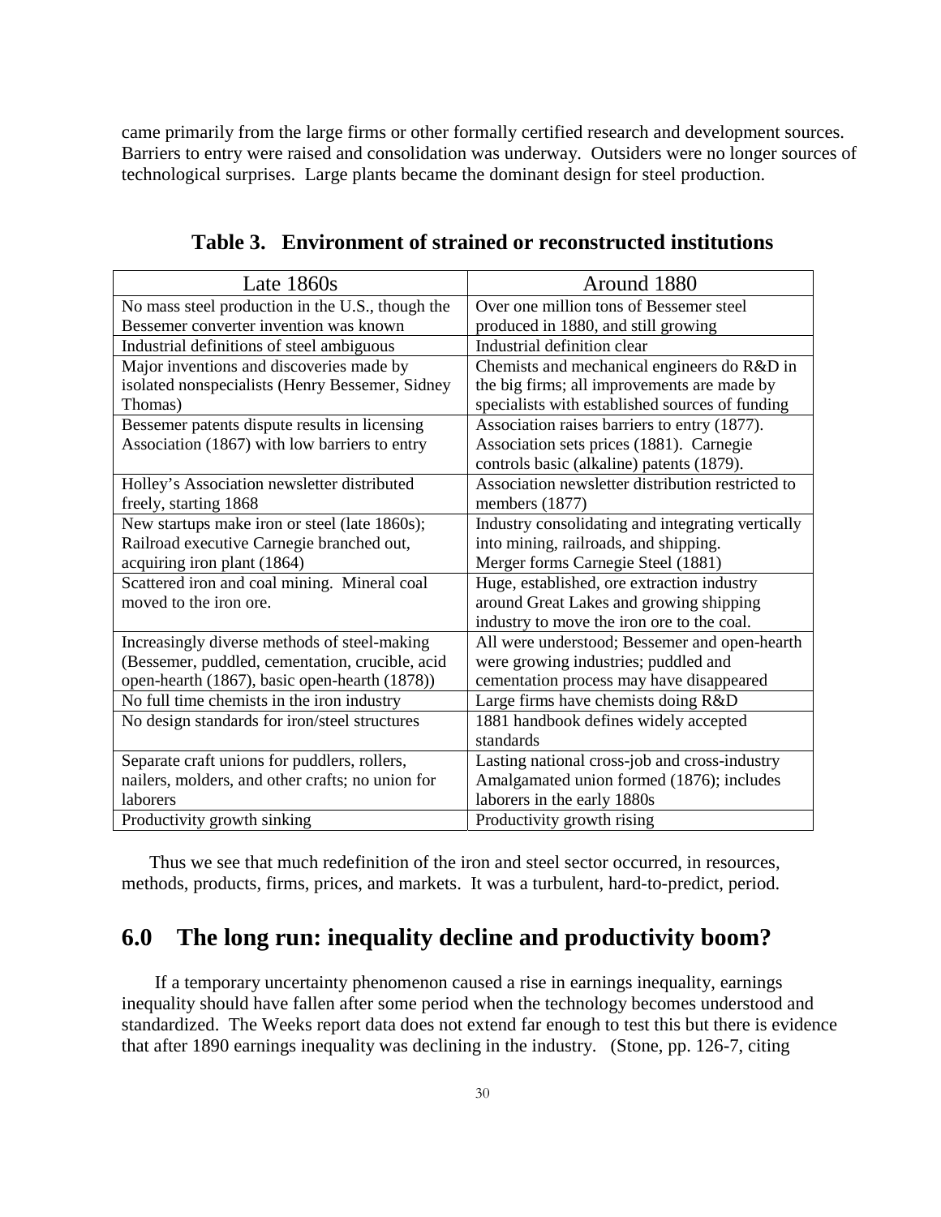came primarily from the large firms or other formally certified research and development sources. Barriers to entry were raised and consolidation was underway. Outsiders were no longer sources of technological surprises. Large plants became the dominant design for steel production.

**Table 3. Environment of strained or reconstructed institutions**

| Late 1860s | Around 1880 |
|---|---|
| No mass steel production in the U.S., though the Bessemer converter invention was known | Over one million tons of Bessemer steel produced in 1880, and still growing |
| Industrial definitions of steel ambiguous | Industrial definition clear |
| Major inventions and discoveries made by isolated nonspecialists (Henry Bessemer, Sidney Thomas) | Chemists and mechanical engineers do R&D in the big firms; all improvements are made by specialists with established sources of funding |
| Bessemer patents dispute results in licensing Association (1867) with low barriers to entry | Association raises barriers to entry (1877). Association sets prices (1881). Carnegie controls basic (alkaline) patents (1879). |
| Holley's Association newsletter distributed freely, starting 1868 | Association newsletter distribution restricted to members (1877) |
| New startups make iron or steel (late 1860s); Railroad executive Carnegie branched out, acquiring iron plant (1864) | Industry consolidating and integrating vertically into mining, railroads, and shipping. Merger forms Carnegie Steel (1881) |
| Scattered iron and coal mining. Mineral coal moved to the iron ore. | Huge, established, ore extraction industry around Great Lakes and growing shipping industry to move the iron ore to the coal. |
| Increasingly diverse methods of steel-making (Bessemer, puddled, cementation, crucible, acid open-hearth (1867), basic open-hearth (1878)) | All were understood; Bessemer and open-hearth were growing industries; puddled and cementation process may have disappeared |
| No full time chemists in the iron industry | Large firms have chemists doing R&D |
| No design standards for iron/steel structures | 1881 handbook defines widely accepted standards |
| Separate craft unions for puddlers, rollers, nailers, molders, and other crafts; no union for laborers | Lasting national cross-job and cross-industry Amalgamated union formed (1876); includes laborers in the early 1880s |
| Productivity growth sinking | Productivity growth rising |

Thus we see that much redefinition of the iron and steel sector occurred, in resources, methods, products, firms, prices, and markets. It was a turbulent, hard-to-predict, period.

## 6.0 The long run: inequality decline and productivity boom?

If a temporary uncertainty phenomenon caused a rise in earnings inequality, earnings inequality should have fallen after some period when the technology becomes understood and standardized. The Weeks report data does not extend far enough to test this but there is evidence that after 1890 earnings inequality was declining in the industry. (Stone, pp. 126-7, citing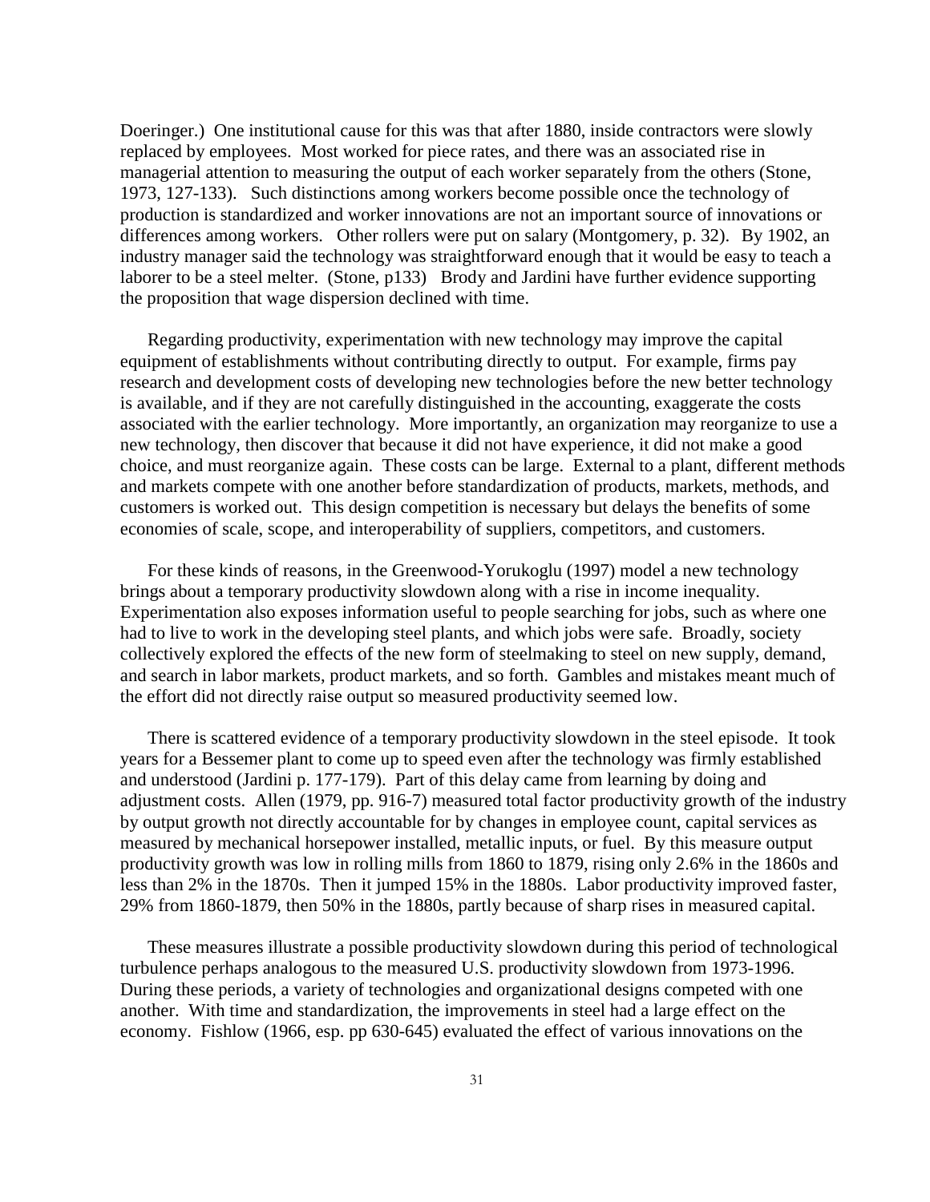Doeringer.) One institutional cause for this was that after 1880, inside contractors were slowly replaced by employees. Most worked for piece rates, and there was an associated rise in managerial attention to measuring the output of each worker separately from the others (Stone, 1973, 127-133). Such distinctions among workers become possible once the technology of production is standardized and worker innovations are not an important source of innovations or differences among workers. Other rollers were put on salary (Montgomery, p. 32). By 1902, an industry manager said the technology was straightforward enough that it would be easy to teach a laborer to be a steel melter. (Stone, p133) Brody and Jardini have further evidence supporting the proposition that wage dispersion declined with time.

Regarding productivity, experimentation with new technology may improve the capital equipment of establishments without contributing directly to output. For example, firms pay research and development costs of developing new technologies before the new better technology is available, and if they are not carefully distinguished in the accounting, exaggerate the costs associated with the earlier technology. More importantly, an organization may reorganize to use a new technology, then discover that because it did not have experience, it did not make a good choice, and must reorganize again. These costs can be large. External to a plant, different methods and markets compete with one another before standardization of products, markets, methods, and customers is worked out. This design competition is necessary but delays the benefits of some economies of scale, scope, and interoperability of suppliers, competitors, and customers.

For these kinds of reasons, in the Greenwood-Yorukoglu (1997) model a new technology brings about a temporary productivity slowdown along with a rise in income inequality. Experimentation also exposes information useful to people searching for jobs, such as where one had to live to work in the developing steel plants, and which jobs were safe. Broadly, society collectively explored the effects of the new form of steelmaking to steel on new supply, demand, and search in labor markets, product markets, and so forth. Gambles and mistakes meant much of the effort did not directly raise output so measured productivity seemed low.

There is scattered evidence of a temporary productivity slowdown in the steel episode. It took years for a Bessemer plant to come up to speed even after the technology was firmly established and understood (Jardini p. 177-179). Part of this delay came from learning by doing and adjustment costs. Allen (1979, pp. 916-7) measured total factor productivity growth of the industry by output growth not directly accountable for by changes in employee count, capital services as measured by mechanical horsepower installed, metallic inputs, or fuel. By this measure output productivity growth was low in rolling mills from 1860 to 1879, rising only 2.6% in the 1860s and less than 2% in the 1870s. Then it jumped 15% in the 1880s. Labor productivity improved faster, 29% from 1860-1879, then 50% in the 1880s, partly because of sharp rises in measured capital.

These measures illustrate a possible productivity slowdown during this period of technological turbulence perhaps analogous to the measured U.S. productivity slowdown from 1973-1996. During these periods, a variety of technologies and organizational designs competed with one another. With time and standardization, the improvements in steel had a large effect on the economy. Fishlow (1966, esp. pp 630-645) evaluated the effect of various innovations on the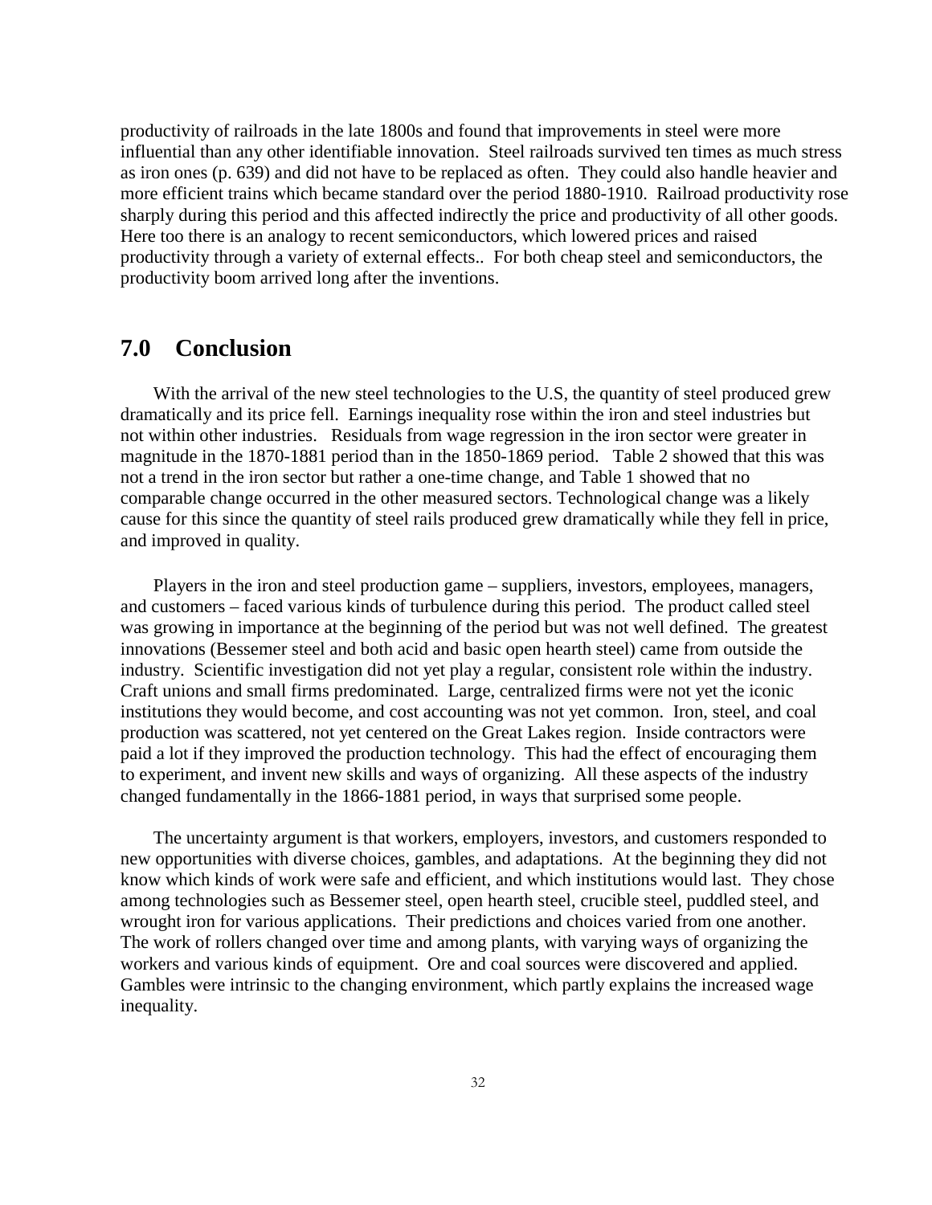productivity of railroads in the late 1800s and found that improvements in steel were more influential than any other identifiable innovation. Steel railroads survived ten times as much stress as iron ones (p. 639) and did not have to be replaced as often. They could also handle heavier and more efficient trains which became standard over the period 1880-1910. Railroad productivity rose sharply during this period and this affected indirectly the price and productivity of all other goods. Here too there is an analogy to recent semiconductors, which lowered prices and raised productivity through a variety of external effects.. For both cheap steel and semiconductors, the productivity boom arrived long after the inventions.

## 7.0 Conclusion

With the arrival of the new steel technologies to the U.S, the quantity of steel produced grew dramatically and its price fell. Earnings inequality rose within the iron and steel industries but not within other industries. Residuals from wage regression in the iron sector were greater in magnitude in the 1870-1881 period than in the 1850-1869 period. Table 2 showed that this was not a trend in the iron sector but rather a one-time change, and Table 1 showed that no comparable change occurred in the other measured sectors. Technological change was a likely cause for this since the quantity of steel rails produced grew dramatically while they fell in price, and improved in quality.

Players in the iron and steel production game – suppliers, investors, employees, managers, and customers – faced various kinds of turbulence during this period. The product called steel was growing in importance at the beginning of the period but was not well defined. The greatest innovations (Bessemer steel and both acid and basic open hearth steel) came from outside the industry. Scientific investigation did not yet play a regular, consistent role within the industry. Craft unions and small firms predominated. Large, centralized firms were not yet the iconic institutions they would become, and cost accounting was not yet common. Iron, steel, and coal production was scattered, not yet centered on the Great Lakes region. Inside contractors were paid a lot if they improved the production technology. This had the effect of encouraging them to experiment, and invent new skills and ways of organizing. All these aspects of the industry changed fundamentally in the 1866-1881 period, in ways that surprised some people.

The uncertainty argument is that workers, employers, investors, and customers responded to new opportunities with diverse choices, gambles, and adaptations. At the beginning they did not know which kinds of work were safe and efficient, and which institutions would last. They chose among technologies such as Bessemer steel, open hearth steel, crucible steel, puddled steel, and wrought iron for various applications. Their predictions and choices varied from one another. The work of rollers changed over time and among plants, with varying ways of organizing the workers and various kinds of equipment. Ore and coal sources were discovered and applied. Gambles were intrinsic to the changing environment, which partly explains the increased wage inequality.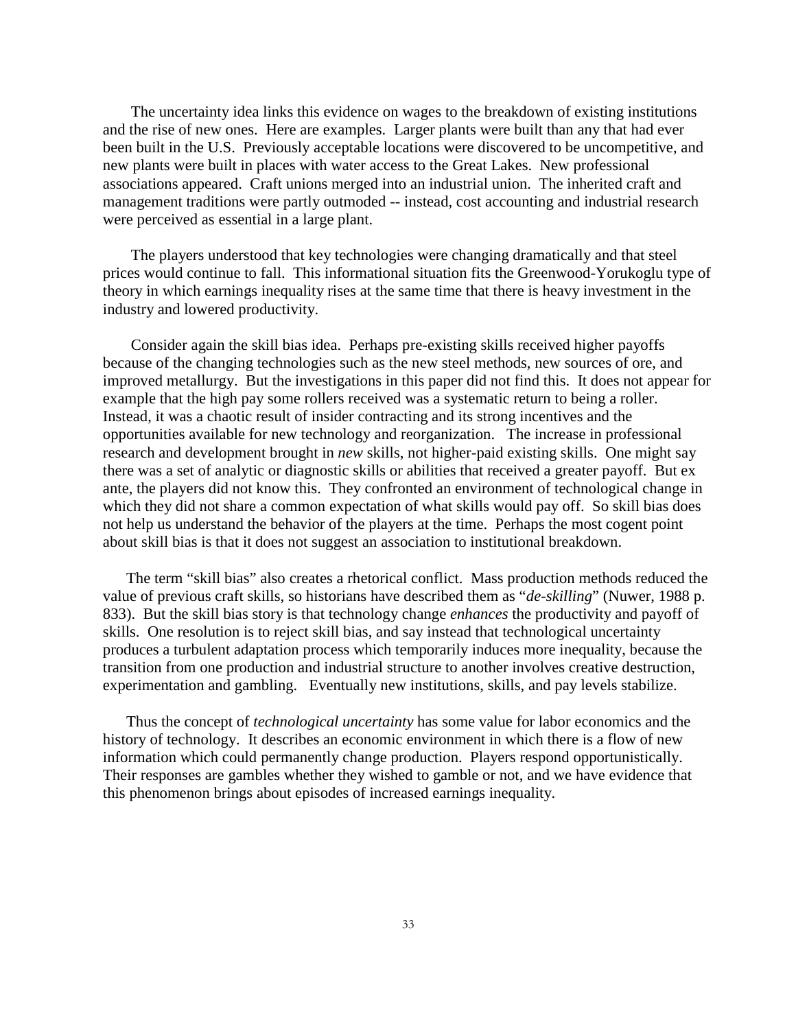The uncertainty idea links this evidence on wages to the breakdown of existing institutions and the rise of new ones. Here are examples. Larger plants were built than any that had ever been built in the U.S. Previously acceptable locations were discovered to be uncompetitive, and new plants were built in places with water access to the Great Lakes. New professional associations appeared. Craft unions merged into an industrial union. The inherited craft and management traditions were partly outmoded -- instead, cost accounting and industrial research were perceived as essential in a large plant.

The players understood that key technologies were changing dramatically and that steel prices would continue to fall. This informational situation fits the Greenwood-Yorukoglu type of theory in which earnings inequality rises at the same time that there is heavy investment in the industry and lowered productivity.

Consider again the skill bias idea. Perhaps pre-existing skills received higher payoffs because of the changing technologies such as the new steel methods, new sources of ore, and improved metallurgy. But the investigations in this paper did not find this. It does not appear for example that the high pay some rollers received was a systematic return to being a roller. Instead, it was a chaotic result of insider contracting and its strong incentives and the opportunities available for new technology and reorganization. The increase in professional research and development brought in *new* skills, not higher-paid existing skills. One might say there was a set of analytic or diagnostic skills or abilities that received a greater payoff. But ex ante, the players did not know this. They confronted an environment of technological change in which they did not share a common expectation of what skills would pay off. So skill bias does not help us understand the behavior of the players at the time. Perhaps the most cogent point about skill bias is that it does not suggest an association to institutional breakdown.

The term "skill bias" also creates a rhetorical conflict. Mass production methods reduced the value of previous craft skills, so historians have described them as "*de-skilling*" (Nuwer, 1988 p. 833). But the skill bias story is that technology change *enhances* the productivity and payoff of skills. One resolution is to reject skill bias, and say instead that technological uncertainty produces a turbulent adaptation process which temporarily induces more inequality, because the transition from one production and industrial structure to another involves creative destruction, experimentation and gambling. Eventually new institutions, skills, and pay levels stabilize.

Thus the concept of *technological uncertainty* has some value for labor economics and the history of technology. It describes an economic environment in which there is a flow of new information which could permanently change production. Players respond opportunistically. Their responses are gambles whether they wished to gamble or not, and we have evidence that this phenomenon brings about episodes of increased earnings inequality.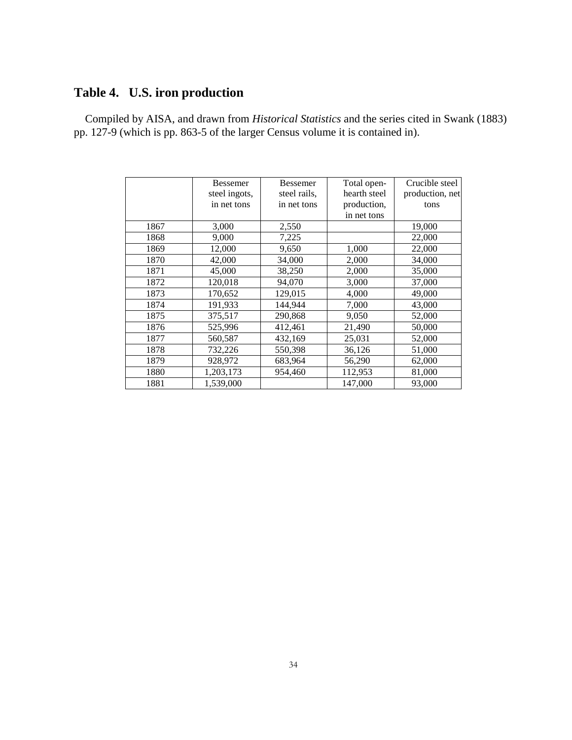## Table 4. U.S. iron production

Compiled by AISA, and drawn from *Historical Statistics* and the series cited in Swank (1883) pp. 127-9 (which is pp. 863-5 of the larger Census volume it is contained in).

| | Bessemer steel ingots, in net tons | Bessemer steel rails, in net tons | Total open-hearth steel production, in net tons | Crucible steel production, net tons |
|---|---|---|---|---|
| 1867 | 3,000 | 2,550 | | 19,000 |
| 1868 | 9,000 | 7,225 | | 22,000 |
| 1869 | 12,000 | 9,650 | 1,000 | 22,000 |
| 1870 | 42,000 | 34,000 | 2,000 | 34,000 |
| 1871 | 45,000 | 38,250 | 2,000 | 35,000 |
| 1872 | 120,018 | 94,070 | 3,000 | 37,000 |
| 1873 | 170,652 | 129,015 | 4,000 | 49,000 |
| 1874 | 191,933 | 144,944 | 7,000 | 43,000 |
| 1875 | 375,517 | 290,868 | 9,050 | 52,000 |
| 1876 | 525,996 | 412,461 | 21,490 | 50,000 |
| 1877 | 560,587 | 432,169 | 25,031 | 52,000 |
| 1878 | 732,226 | 550,398 | 36,126 | 51,000 |
| 1879 | 928,972 | 683,964 | 56,290 | 62,000 |
| 1880 | 1,203,173 | 954,460 | 112,953 | 81,000 |
| 1881 | 1,539,000 | | 147,000 | 93,000 |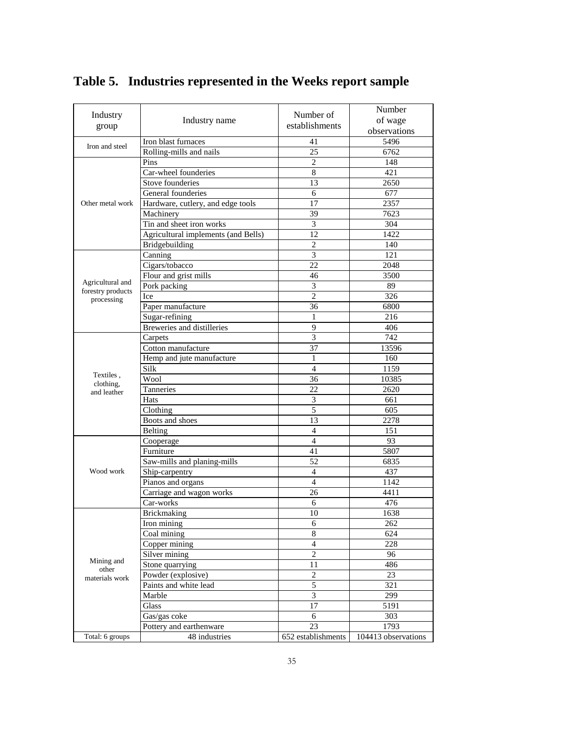# Table 5. Industries represented in the Weeks report sample

| Industry group | Industry name | Number of establishments | Number of wage observations |
|---|---|---|---|
| Iron and steel | Iron blast furnaces | 41 | 5496 |
| | Rolling-mills and nails | 25 | 6762 |
| Other metal work | Pins | 2 | 148 |
| | Car-wheel founderies | 8 | 421 |
| | Stove founderies | 13 | 2650 |
| | General founderies | 6 | 677 |
| | Hardware, cutlery, and edge tools | 17 | 2357 |
| | Machinery | 39 | 7623 |
| | Tin and sheet iron works | 3 | 304 |
| | Agricultural implements (and Bells) | 12 | 1422 |
| | Bridgebuilding | 2 | 140 |
| Agricultural and forestry products processing | Canning | 3 | 121 |
| | Cigars/tobacco | 22 | 2048 |
| | Flour and grist mills | 46 | 3500 |
| | Pork packing | 3 | 89 |
| | Ice | 2 | 326 |
| | Paper manufacture | 36 | 6800 |
| | Sugar-refining | 1 | 216 |
| | Breweries and distilleries | 9 | 406 |
| Textiles , clothing, and leather | Carpets | 3 | 742 |
| | Cotton manufacture | 37 | 13596 |
| | Hemp and jute manufacture | 1 | 160 |
| | Silk | 4 | 1159 |
| | Wool | 36 | 10385 |
| | Tanneries | 22 | 2620 |
| | Hats | 3 | 661 |
| | Clothing | 5 | 605 |
| | Boots and shoes | 13 | 2278 |
| | Belting | 4 | 151 |
| Wood work | Cooperage | 4 | 93 |
| | Furniture | 41 | 5807 |
| | Saw-mills and planing-mills | 52 | 6835 |
| | Ship-carpentry | 4 | 437 |
| | Pianos and organs | 4 | 1142 |
| | Carriage and wagon works | 26 | 4411 |
| | Car-works | 6 | 476 |
| Mining and other materials work | Brickmaking | 10 | 1638 |
| | Iron mining | 6 | 262 |
| | Coal mining | 8 | 624 |
| | Copper mining | 4 | 228 |
| | Silver mining | 2 | 96 |
| | Stone quarrying | 11 | 486 |
| | Powder (explosive) | 2 | 23 |
| | Paints and white lead | 5 | 321 |
| | Marble | 3 | 299 |
| | Glass | 17 | 5191 |
| | Gas/gas coke | 6 | 303 |
| | Pottery and earthenware | 23 | 1793 |
| Total: 6 groups | 48 industries | 652 establishments | 104413 observations |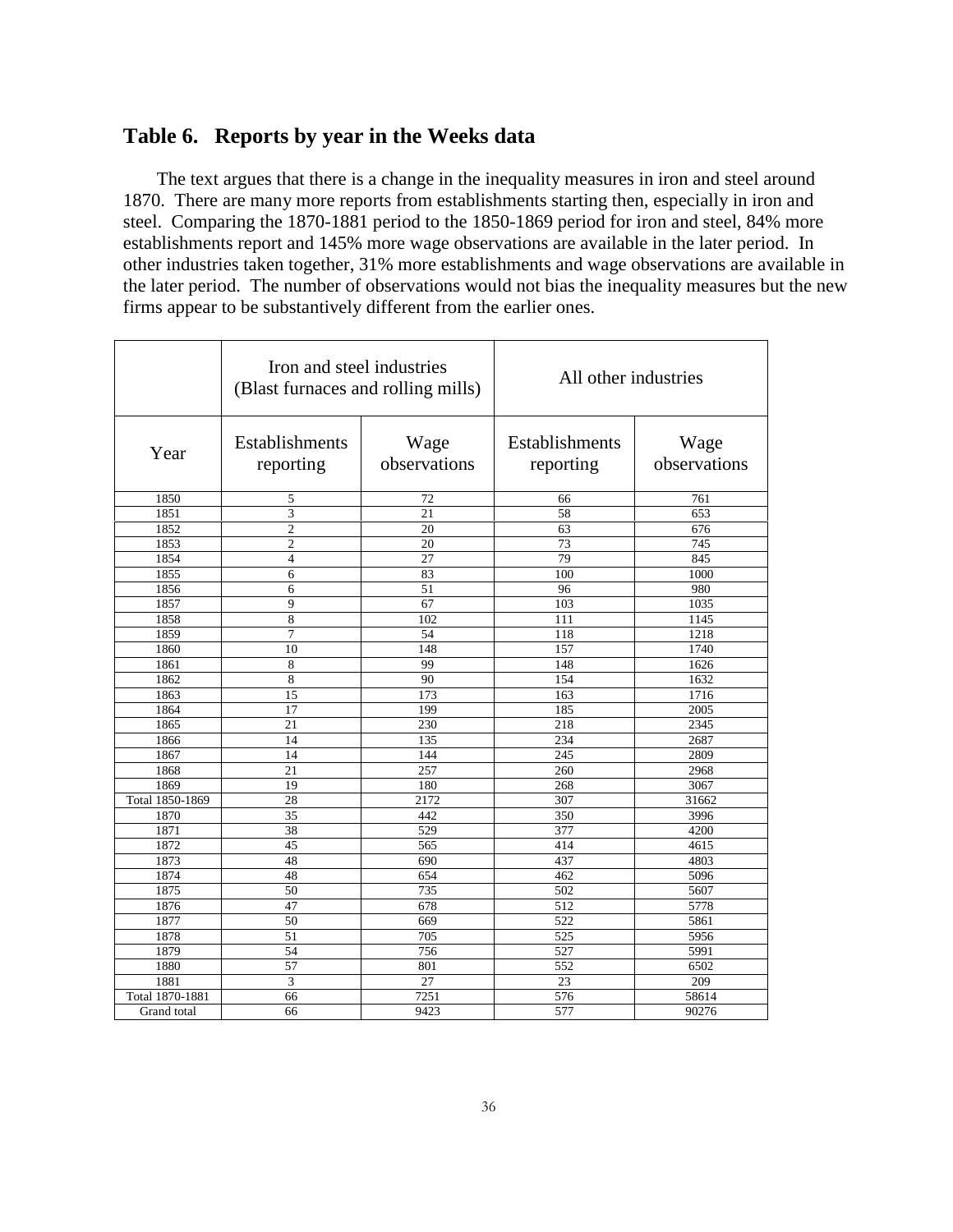## Table 6. Reports by year in the Weeks data

The text argues that there is a change in the inequality measures in iron and steel around 1870. There are many more reports from establishments starting then, especially in iron and steel. Comparing the 1870-1881 period to the 1850-1869 period for iron and steel, 84% more establishments report and 145% more wage observations are available in the later period. In other industries taken together, 31% more establishments and wage observations are available in the later period. The number of observations would not bias the inequality measures but the new firms appear to be substantively different from the earlier ones.

| | Iron and steel industries (Blast furnaces and rolling mills) | | All other industries | |
|---|---|---|---|---|
| Year | Establishments reporting | Wage observations | Establishments reporting | Wage observations |
| 1850 | 5 | 72 | 66 | 761 |
| 1851 | 3 | 21 | 58 | 653 |
| 1852 | 2 | 20 | 63 | 676 |
| 1853 | 2 | 20 | 73 | 745 |
| 1854 | 4 | 27 | 79 | 845 |
| 1855 | 6 | 83 | 100 | 1000 |
| 1856 | 6 | 51 | 96 | 980 |
| 1857 | 9 | 67 | 103 | 1035 |
| 1858 | 8 | 102 | 111 | 1145 |
| 1859 | 7 | 54 | 118 | 1218 |
| 1860 | 10 | 148 | 157 | 1740 |
| 1861 | 8 | 99 | 148 | 1626 |
| 1862 | 8 | 90 | 154 | 1632 |
| 1863 | 15 | 173 | 163 | 1716 |
| 1864 | 17 | 199 | 185 | 2005 |
| 1865 | 21 | 230 | 218 | 2345 |
| 1866 | 14 | 135 | 234 | 2687 |
| 1867 | 14 | 144 | 245 | 2809 |
| 1868 | 21 | 257 | 260 | 2968 |
| 1869 | 19 | 180 | 268 | 3067 |
| Total 1850-1869 | 28 | 2172 | 307 | 31662 |
| 1870 | 35 | 442 | 350 | 3996 |
| 1871 | 38 | 529 | 377 | 4200 |
| 1872 | 45 | 565 | 414 | 4615 |
| 1873 | 48 | 690 | 437 | 4803 |
| 1874 | 48 | 654 | 462 | 5096 |
| 1875 | 50 | 735 | 502 | 5607 |
| 1876 | 47 | 678 | 512 | 5778 |
| 1877 | 50 | 669 | 522 | 5861 |
| 1878 | 51 | 705 | 525 | 5956 |
| 1879 | 54 | 756 | 527 | 5991 |
| 1880 | 57 | 801 | 552 | 6502 |
| 1881 | 3 | 27 | 23 | 209 |
| Total 1870-1881 | 66 | 7251 | 576 | 58614 |
| Grand total | 66 | 9423 | 577 | 90276 |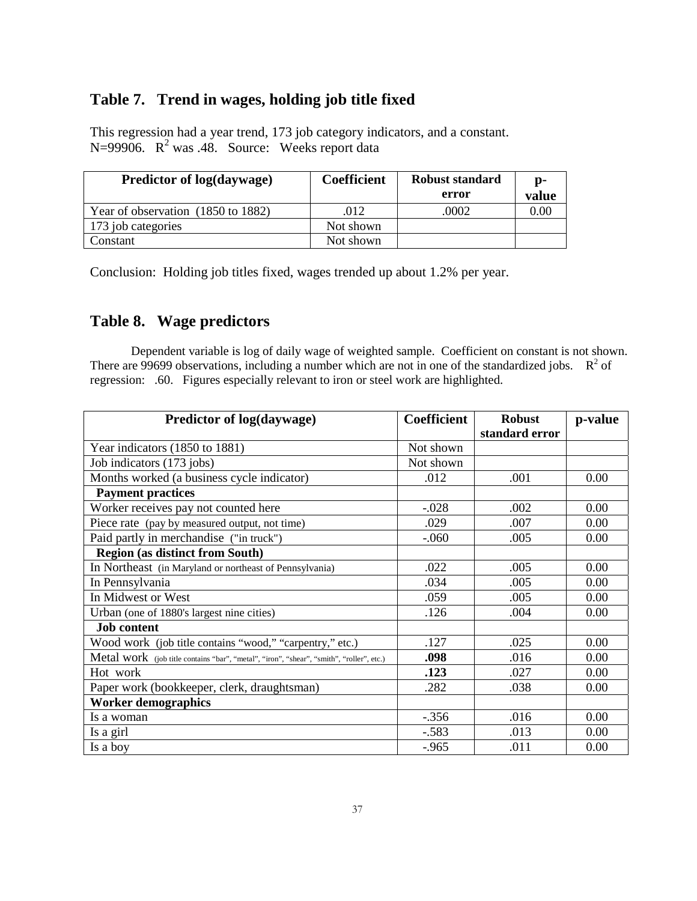## Table 7. Trend in wages, holding job title fixed

This regression had a year trend, 173 job category indicators, and a constant. N=99906. $R^2$ was .48. Source: Weeks report data

| Predictor of log(daywage) | Coefficient | Robust standard error | p-value |
|---|---|---|---|
| Year of observation (1850 to 1882) | .012 | .0002 | 0.00 |
| 173 job categories | Not shown | | |
| Constant | Not shown | | |

Conclusion: Holding job titles fixed, wages trended up about 1.2% per year.

## Table 8. Wage predictors

Dependent variable is log of daily wage of weighted sample. Coefficient on constant is not shown. There are 99699 observations, including a number which are not in one of the standardized jobs. $R^2$ of regression: .60. Figures especially relevant to iron or steel work are highlighted.

| Predictor of log(daywage) | Coefficient | Robust standard error | p-value |
|---|---|---|---|
| Year indicators (1850 to 1881) | Not shown | | |
| Job indicators (173 jobs) | Not shown | | |
| Months worked (a business cycle indicator) | .012 | .001 | 0.00 |
| **Payment practices** | | | |
| Worker receives pay not counted here | -.028 | .002 | 0.00 |
| Piece rate (pay by measured output, not time) | .029 | .007 | 0.00 |
| Paid partly in merchandise ("in truck") | -.060 | .005 | 0.00 |
| **Region (as distinct from South)** | | | |
| In Northeast (in Maryland or northeast of Pennsylvania) | .022 | .005 | 0.00 |
| In Pennsylvania | .034 | .005 | 0.00 |
| In Midwest or West | .059 | .005 | 0.00 |
| Urban (one of 1880's largest nine cities) | .126 | .004 | 0.00 |
| **Job content** | | | |
| Wood work (job title contains "wood," "carpentry," etc.) | .127 | .025 | 0.00 |
| Metal work (job title contains "bar", "metal", "iron", "shear", "smith", "roller", etc.) | **.098** | .016 | 0.00 |
| Hot work | **.123** | .027 | 0.00 |
| Paper work (bookkeeper, clerk, draughtsman) | .282 | .038 | 0.00 |
| **Worker demographics** | | | |
| Is a woman | -.356 | .016 | 0.00 |
| Is a girl | -.583 | .013 | 0.00 |
| Is a boy | -.965 | .011 | 0.00 |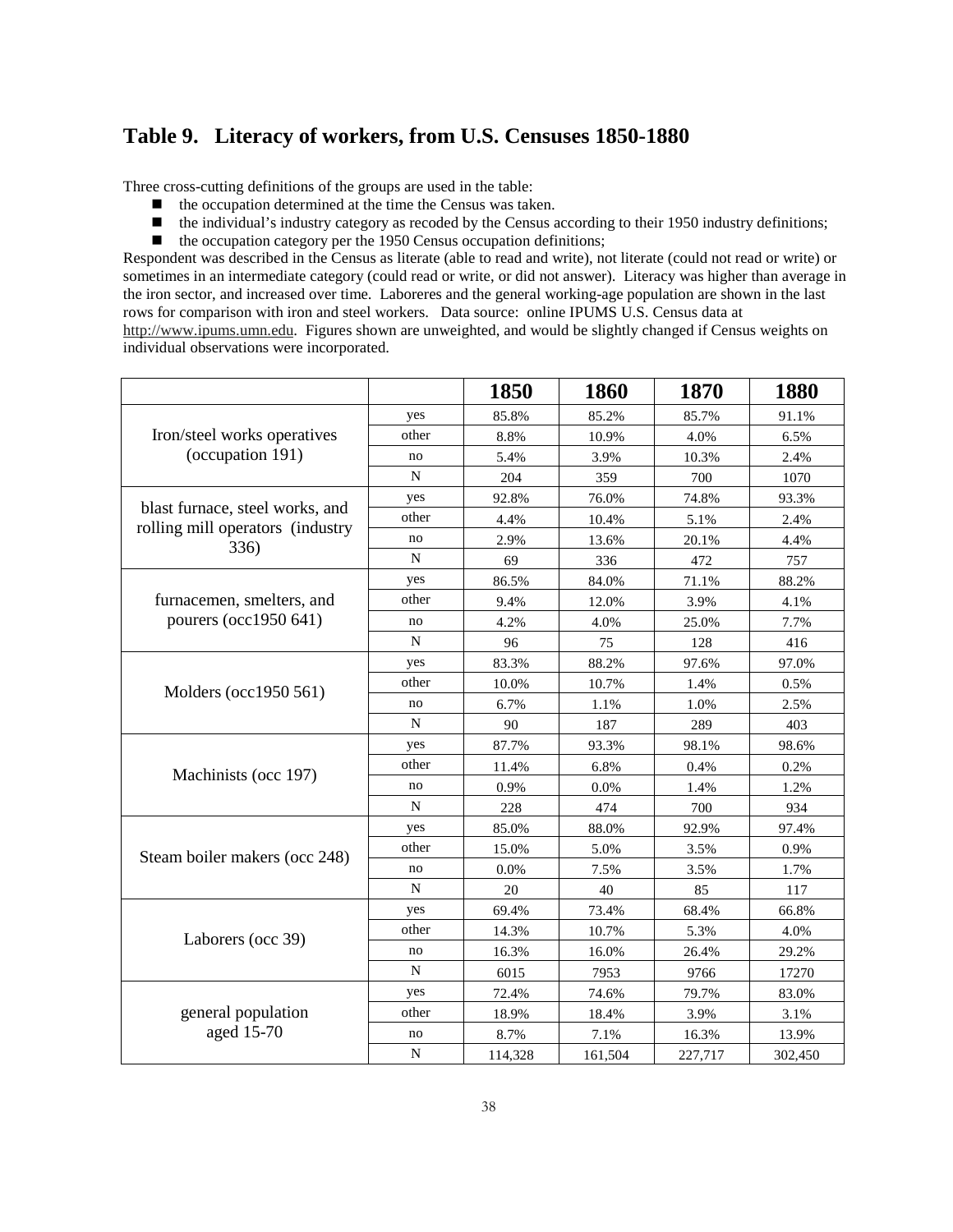## Table 9. Literacy of workers, from U.S. Censuses 1850-1880

Three cross-cutting definitions of the groups are used in the table:

- the occupation determined at the time the Census was taken.
- the individual's industry category as recoded by the Census according to their 1950 industry definitions;
- the occupation category per the 1950 Census occupation definitions;

Respondent was described in the Census as literate (able to read and write), not literate (could not read or write) or sometimes in an intermediate category (could read or write, or did not answer). Literacy was higher than average in the iron sector, and increased over time. Laboreres and the general working-age population are shown in the last rows for comparison with iron and steel workers. Data source: online IPUMS U.S. Census data at http://www.ipums.umn.edu. Figures shown are unweighted, and would be slightly changed if Census weights on individual observations were incorporated.

| | | 1850 | 1860 | 1870 | 1880 |
|---|---|---|---|---|---|
| Iron/steel works operatives (occupation 191) | yes | 85.8% | 85.2% | 85.7% | 91.1% |
| | other | 8.8% | 10.9% | 4.0% | 6.5% |
| | no | 5.4% | 3.9% | 10.3% | 2.4% |
| | N | 204 | 359 | 700 | 1070 |
| blast furnace, steel works, and rolling mill operators (industry 336) | yes | 92.8% | 76.0% | 74.8% | 93.3% |
| | other | 4.4% | 10.4% | 5.1% | 2.4% |
| | no | 2.9% | 13.6% | 20.1% | 4.4% |
| | N | 69 | 336 | 472 | 757 |
| furnacemen, smelters, and pourers (occ1950 641) | yes | 86.5% | 84.0% | 71.1% | 88.2% |
| | other | 9.4% | 12.0% | 3.9% | 4.1% |
| | no | 4.2% | 4.0% | 25.0% | 7.7% |
| | N | 96 | 75 | 128 | 416 |
| Molders (occ1950 561) | yes | 83.3% | 88.2% | 97.6% | 97.0% |
| | other | 10.0% | 10.7% | 1.4% | 0.5% |
| | no | 6.7% | 1.1% | 1.0% | 2.5% |
| | N | 90 | 187 | 289 | 403 |
| Machinists (occ 197) | yes | 87.7% | 93.3% | 98.1% | 98.6% |
| | other | 11.4% | 6.8% | 0.4% | 0.2% |
| | no | 0.9% | 0.0% | 1.4% | 1.2% |
| | N | 228 | 474 | 700 | 934 |
| Steam boiler makers (occ 248) | yes | 85.0% | 88.0% | 92.9% | 97.4% |
| | other | 15.0% | 5.0% | 3.5% | 0.9% |
| | no | 0.0% | 7.5% | 3.5% | 1.7% |
| | N | 20 | 40 | 85 | 117 |
| Laborers (occ 39) | yes | 69.4% | 73.4% | 68.4% | 66.8% |
| | other | 14.3% | 10.7% | 5.3% | 4.0% |
| | no | 16.3% | 16.0% | 26.4% | 29.2% |
| | N | 6015 | 7953 | 9766 | 17270 |
| general population aged 15-70 | yes | 72.4% | 74.6% | 79.7% | 83.0% |
| | other | 18.9% | 18.4% | 3.9% | 3.1% |
| | no | 8.7% | 7.1% | 16.3% | 13.9% |
| | N | 114,328 | 161,504 | 227,717 | 302,450 |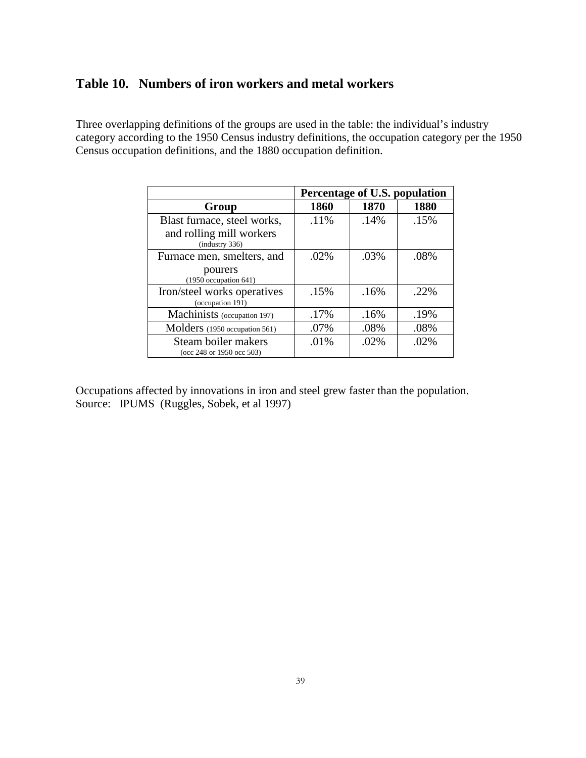## Table 10. Numbers of iron workers and metal workers

Three overlapping definitions of the groups are used in the table: the individual's industry category according to the 1950 Census industry definitions, the occupation category per the 1950 Census occupation definitions, and the 1880 occupation definition.

| | **Percentage of U.S. population** | | |
|---|---|---|---|
| **Group** | **1860** | **1870** | **1880** |
| Blast furnace, steel works, and rolling mill workers (industry 336) | .11% | .14% | .15% |
| Furnace men, smelters, and pourers (1950 occupation 641) | .02% | .03% | .08% |
| Iron/steel works operatives (occupation 191) | .15% | .16% | .22% |
| Machinists (occupation 197) | .17% | .16% | .19% |
| Molders (1950 occupation 561) | .07% | .08% | .08% |
| Steam boiler makers (occ 248 or 1950 occ 503) | .01% | .02% | .02% |

Occupations affected by innovations in iron and steel grew faster than the population.
Source: IPUMS (Ruggles, Sobek, et al 1997)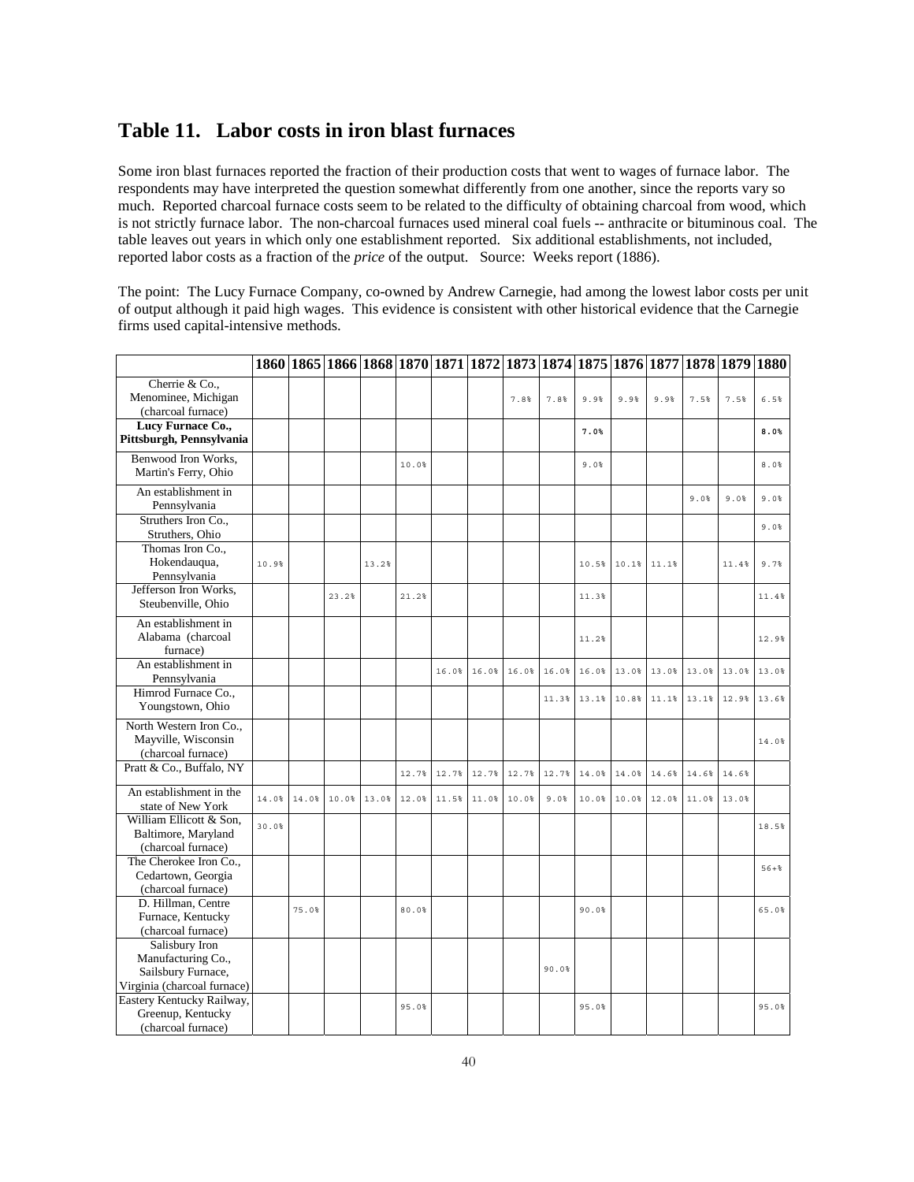## Table 11. Labor costs in iron blast furnaces

Some iron blast furnaces reported the fraction of their production costs that went to wages of furnace labor. The respondents may have interpreted the question somewhat differently from one another, since the reports vary so much. Reported charcoal furnace costs seem to be related to the difficulty of obtaining charcoal from wood, which is not strictly furnace labor. The non-charcoal furnaces used mineral coal fuels -- anthracite or bituminous coal. The table leaves out years in which only one establishment reported. Six additional establishments, not included, reported labor costs as a fraction of the *price* of the output. Source: Weeks report (1886).

The point: The Lucy Furnace Company, co-owned by Andrew Carnegie, had among the lowest labor costs per unit of output although it paid high wages. This evidence is consistent with other historical evidence that the Carnegie firms used capital-intensive methods.

| | 1860 | 1865 | 1866 | 1868 | 1870 | 1871 | 1872 | 1873 | 1874 | 1875 | 1876 | 1877 | 1878 | 1879 | 1880 |
|---|---|---|---|---|---|---|---|---|---|---|---|---|---|---|---|
| Cherrie & Co., Menominee, Michigan (charcoal furnace) | | | | | | | | 7.8% | 7.8% | 9.9% | 9.9% | 9.9% | 7.5% | 7.5% | 6.5% |
| **Lucy Furnace Co., Pittsburgh, Pennsylvania** | | | | | | | | | | **7.0%** | | | | | **8.0%** |
| Benwood Iron Works, Martin's Ferry, Ohio | | | | | 10.0% | | | | | 9.0% | | | | | 8.0% |
| An establishment in Pennsylvania | | | | | | | | | | | | | 9.0% | 9.0% | 9.0% |
| Struthers Iron Co., Struthers, Ohio | | | | | | | | | | | | | | | 9.0% |
| Thomas Iron Co., Hokendauqua, Pennsylvania | 10.9% | | | 13.2% | | | | | | 10.5% | 10.1% | 11.1% | | 11.4% | 9.7% |
| Jefferson Iron Works, Steubenville, Ohio | | | 23.2% | | 21.2% | | | | | 11.3% | | | | | 11.4% |
| An establishment in Alabama (charcoal furnace) | | | | | | | | | | 11.2% | | | | | 12.9% |
| An establishment in Pennsylvania | | | | | | 16.0% | 16.0% | 16.0% | 16.0% | 16.0% | 13.0% | 13.0% | 13.0% | 13.0% | 13.0% |
| Himrod Furnace Co., Youngstown, Ohio | | | | | | | | | 11.3% | 13.1% | 10.8% | 11.1% | 13.1% | 12.9% | 13.6% |
| North Western Iron Co., Mayville, Wisconsin (charcoal furnace) | | | | | | | | | | | | | | | 14.0% |
| Pratt & Co., Buffalo, NY | | | | | 12.7% | 12.7% | 12.7% | 12.7% | 12.7% | 14.0% | 14.0% | 14.6% | 14.6% | 14.6% | |
| An establishment in the state of New York | 14.0% | 14.0% | 10.0% | 13.0% | 12.0% | 11.5% | 11.0% | 10.0% | 9.0% | 10.0% | 10.0% | 12.0% | 11.0% | 13.0% | |
| William Ellicott & Son, Baltimore, Maryland (charcoal furnace) | 30.0% | | | | | | | | | | | | | | 18.5% |
| The Cherokee Iron Co., Cedartown, Georgia (charcoal furnace) | | | | | | | | | | | | | | | 56+% |
| D. Hillman, Centre Furnace, Kentucky (charcoal furnace) | | 75.0% | | | 80.0% | | | | | 90.0% | | | | | 65.0% |
| Salisbury Iron Manufacturing Co., Sailsbury Furnace, Virginia (charcoal furnace) | | | | | | | | | 90.0% | | | | | | |
| Eastery Kentucky Railway, Greenup, Kentucky (charcoal furnace) | | | | | 95.0% | | | | | 95.0% | | | | | 95.0% |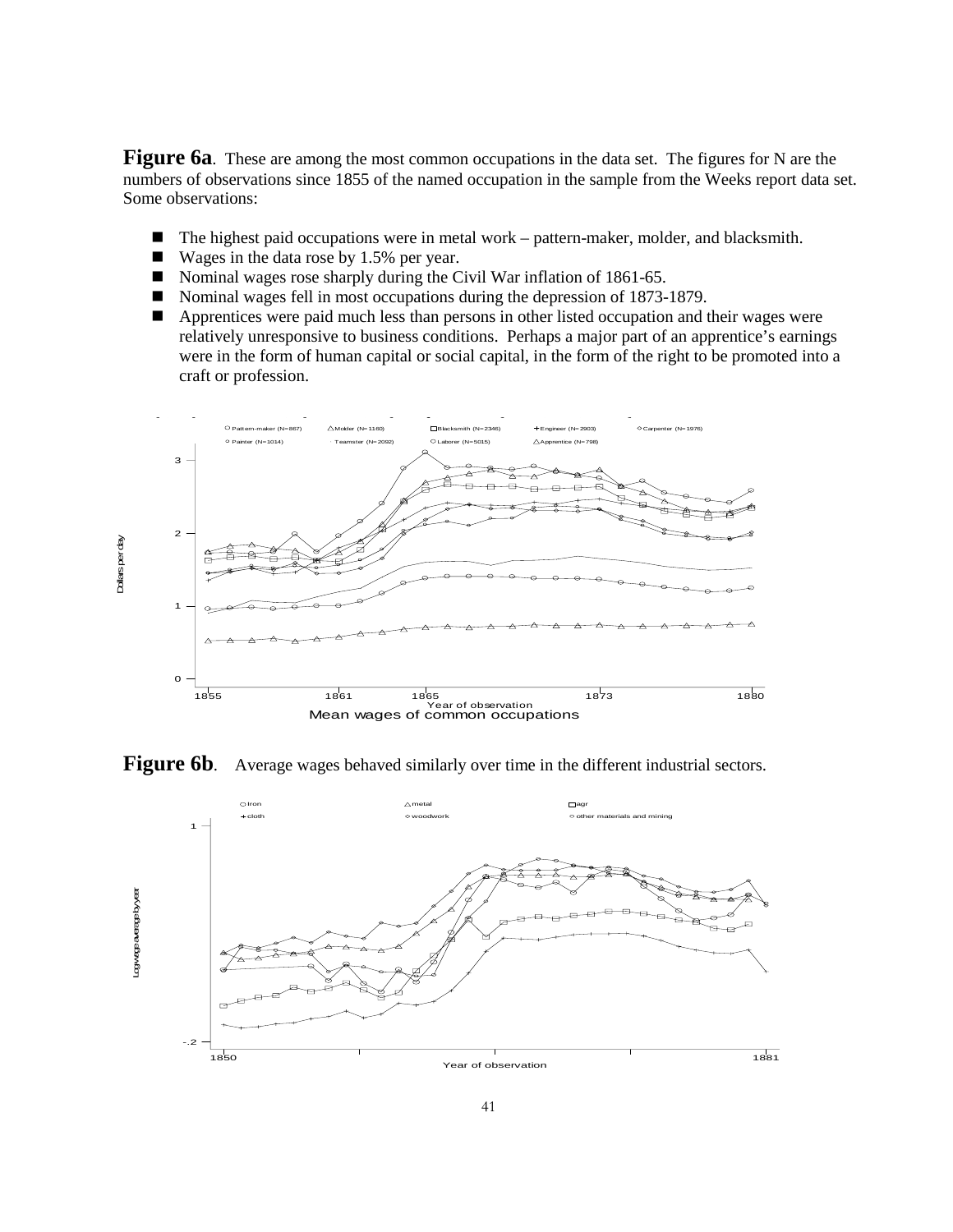**Figure 6a**. These are among the most common occupations in the data set. The figures for N are the numbers of observations since 1855 of the named occupation in the sample from the Weeks report data set. Some observations:

- The highest paid occupations were in metal work – pattern-maker, molder, and blacksmith.
- Wages in the data rose by 1.5% per year.
- Nominal wages rose sharply during the Civil War inflation of 1861-65.
- Nominal wages fell in most occupations during the depression of 1873-1879.
- Apprentices were paid much less than persons in other listed occupation and their wages were relatively unresponsive to business conditions. Perhaps a major part of an apprentice's earnings were in the form of human capital or social capital, in the form of the right to be promoted into a craft or profession.

Pattern-maker (N=867) Molder (N=1160) Blacksmith (N=2346) Engineer (N=2903) Carpenter (N=1976) Painter (N=1014) Teamster (N=2092) Laborer (N=5015) Apprentice (N=798)

Dollars per day

Year of observation

Mean wages of common occupations

**Figure 6b**. Average wages behaved similarly over time in the different industrial sectors.

Iron metal agr cloth woodwork other materials and mining

Log wage average by year

Year of observation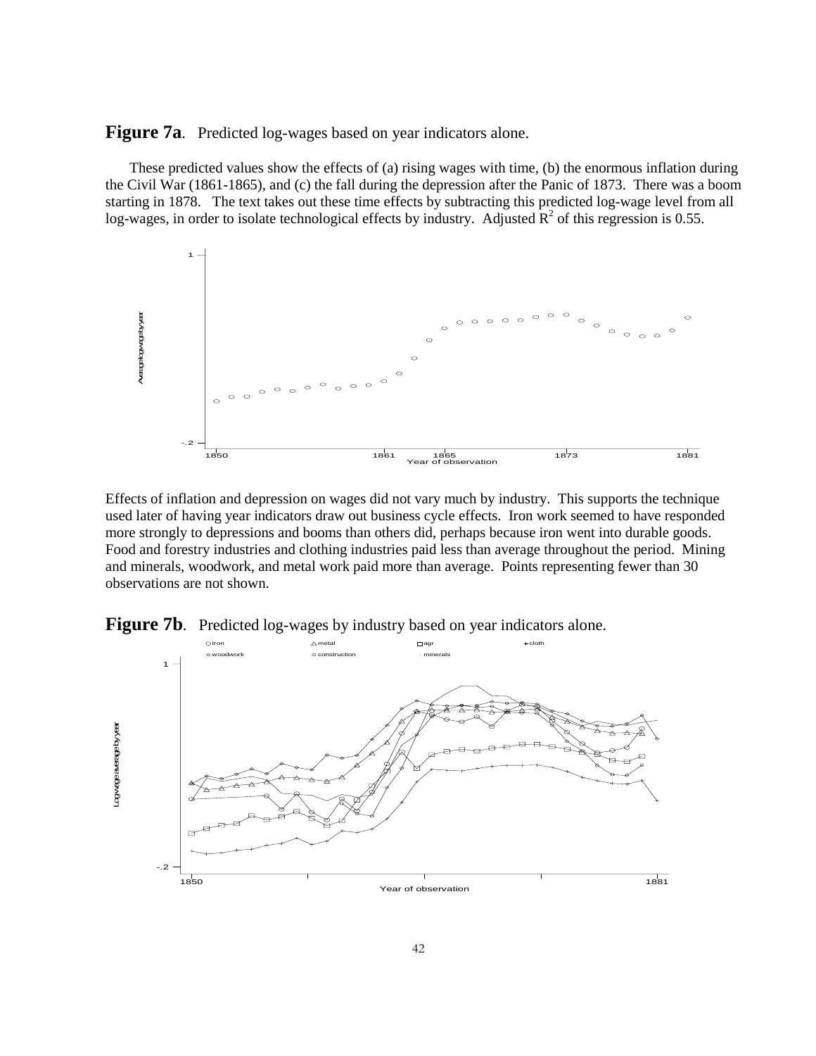**Figure 7a**. Predicted log-wages based on year indicators alone.

These predicted values show the effects of (a) rising wages with time, (b) the enormous inflation during the Civil War (1861-1865), and (c) the fall during the depression after the Panic of 1873. There was a boom starting in 1878. The text takes out these time effects by subtracting this predicted log-wage level from all log-wages, in order to isolate technological effects by industry. Adjusted $R^2$ of this regression is 0.55.

Effects of inflation and depression on wages did not vary much by industry. This supports the technique used later of having year indicators draw out business cycle effects. Iron work seemed to have responded more strongly to depressions and booms than others did, perhaps because iron went into durable goods. Food and forestry industries and clothing industries paid less than average throughout the period. Mining and minerals, woodwork, and metal work paid more than average. Points representing fewer than 30 observations are not shown.

**Figure 7b**. Predicted log-wages by industry based on year indicators alone.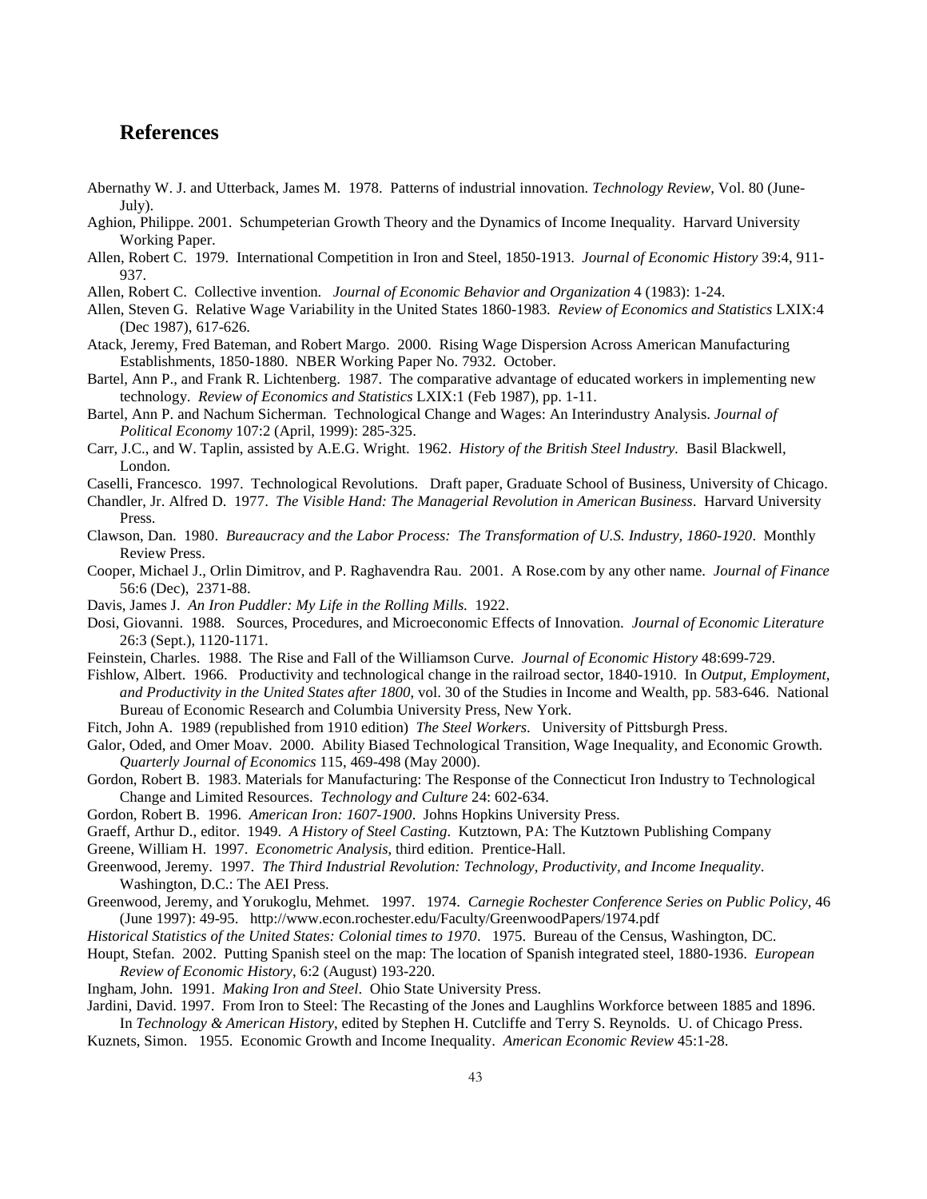## References

Abernathy W. J. and Utterback, James M. 1978. Patterns of industrial innovation. *Technology Review*, Vol. 80 (June-July).

Aghion, Philippe. 2001. Schumpeterian Growth Theory and the Dynamics of Income Inequality. Harvard University Working Paper.

Allen, Robert C. 1979. International Competition in Iron and Steel, 1850-1913. *Journal of Economic History* 39:4, 911-937.

Allen, Robert C. Collective invention. *Journal of Economic Behavior and Organization* 4 (1983): 1-24.

Allen, Steven G. Relative Wage Variability in the United States 1860-1983. *Review of Economics and Statistics* LXIX:4 (Dec 1987), 617-626.

Atack, Jeremy, Fred Bateman, and Robert Margo. 2000. Rising Wage Dispersion Across American Manufacturing Establishments, 1850-1880. NBER Working Paper No. 7932. October.

Bartel, Ann P., and Frank R. Lichtenberg. 1987. The comparative advantage of educated workers in implementing new technology. *Review of Economics and Statistics* LXIX:1 (Feb 1987), pp. 1-11.

Bartel, Ann P. and Nachum Sicherman. Technological Change and Wages: An Interindustry Analysis. *Journal of Political Economy* 107:2 (April, 1999): 285-325.

Carr, J.C., and W. Taplin, assisted by A.E.G. Wright. 1962. *History of the British Steel Industry.* Basil Blackwell, London.

Caselli, Francesco. 1997. Technological Revolutions. Draft paper, Graduate School of Business, University of Chicago.

Chandler, Jr. Alfred D. 1977. *The Visible Hand: The Managerial Revolution in American Business*. Harvard University Press.

Clawson, Dan. 1980. *Bureaucracy and the Labor Process: The Transformation of U.S. Industry, 1860-1920*. Monthly Review Press.

Cooper, Michael J., Orlin Dimitrov, and P. Raghavendra Rau. 2001. A Rose.com by any other name. *Journal of Finance* 56:6 (Dec), 2371-88.

Davis, James J. *An Iron Puddler: My Life in the Rolling Mills.* 1922.

Dosi, Giovanni. 1988. Sources, Procedures, and Microeconomic Effects of Innovation. *Journal of Economic Literature* 26:3 (Sept.), 1120-1171.

Feinstein, Charles. 1988. The Rise and Fall of the Williamson Curve. *Journal of Economic History* 48:699-729.

Fishlow, Albert. 1966. Productivity and technological change in the railroad sector, 1840-1910. In *Output, Employment, and Productivity in the United States after 1800*, vol. 30 of the Studies in Income and Wealth, pp. 583-646. National Bureau of Economic Research and Columbia University Press, New York.

Fitch, John A. 1989 (republished from 1910 edition) *The Steel Workers*. University of Pittsburgh Press.

Galor, Oded, and Omer Moav. 2000. Ability Biased Technological Transition, Wage Inequality, and Economic Growth. *Quarterly Journal of Economics* 115, 469-498 (May 2000).

Gordon, Robert B. 1983. Materials for Manufacturing: The Response of the Connecticut Iron Industry to Technological Change and Limited Resources. *Technology and Culture* 24: 602-634.

Gordon, Robert B. 1996. *American Iron: 1607-1900*. Johns Hopkins University Press.

Graeff, Arthur D., editor. 1949. *A History of Steel Casting*. Kutztown, PA: The Kutztown Publishing Company

Greene, William H. 1997. *Econometric Analysis*, third edition. Prentice-Hall.

Greenwood, Jeremy. 1997. *The Third Industrial Revolution: Technology, Productivity, and Income Inequality*. Washington, D.C.: The AEI Press.

Greenwood, Jeremy, and Yorukoglu, Mehmet. 1997. 1974. *Carnegie Rochester Conference Series on Public Policy*, 46 (June 1997): 49-95. http://www.econ.rochester.edu/Faculty/GreenwoodPapers/1974.pdf

*Historical Statistics of the United States: Colonial times to 1970*. 1975. Bureau of the Census, Washington, DC.

Houpt, Stefan. 2002. Putting Spanish steel on the map: The location of Spanish integrated steel, 1880-1936. *European Review of Economic History*, 6:2 (August) 193-220.

Ingham, John. 1991. *Making Iron and Steel*. Ohio State University Press.

Jardini, David. 1997. From Iron to Steel: The Recasting of the Jones and Laughlins Workforce between 1885 and 1896. In *Technology & American History*, edited by Stephen H. Cutcliffe and Terry S. Reynolds. U. of Chicago Press.

Kuznets, Simon. 1955. Economic Growth and Income Inequality. *American Economic Review* 45:1-28.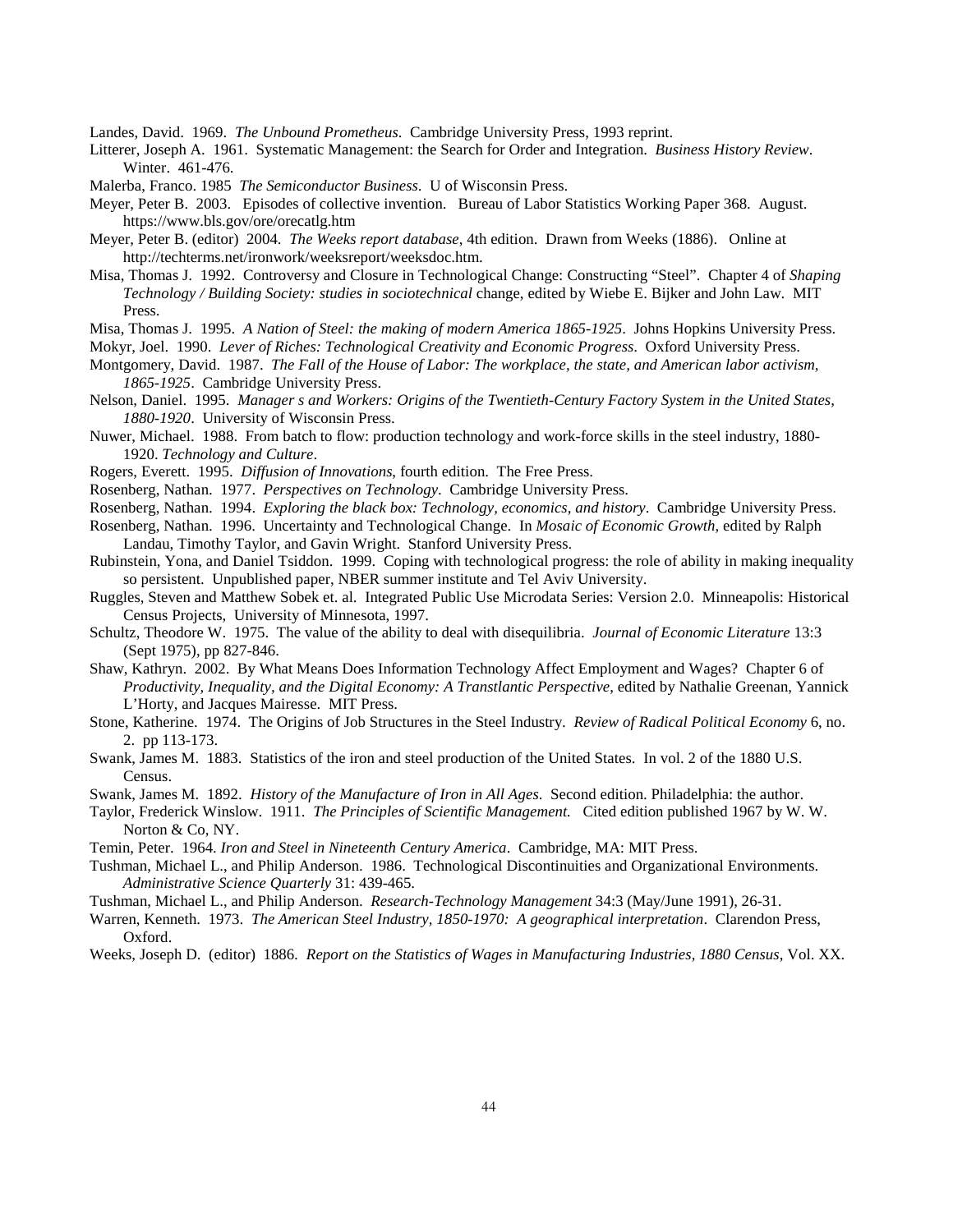Landes, David. 1969. *The Unbound Prometheus*. Cambridge University Press, 1993 reprint.

Litterer, Joseph A. 1961. Systematic Management: the Search for Order and Integration. *Business History Review*. Winter. 461-476.

Malerba, Franco. 1985 *The Semiconductor Business*. U of Wisconsin Press.

Meyer, Peter B. 2003. Episodes of collective invention. Bureau of Labor Statistics Working Paper 368. August. https://www.bls.gov/ore/orecatlg.htm

Meyer, Peter B. (editor) 2004. *The Weeks report database*, 4th edition. Drawn from Weeks (1886). Online at http://techterms.net/ironwork/weeksreport/weeksdoc.htm.

Misa, Thomas J. 1992. Controversy and Closure in Technological Change: Constructing "Steel". Chapter 4 of *Shaping Technology / Building Society: studies in sociotechnical* change, edited by Wiebe E. Bijker and John Law. MIT Press.

Misa, Thomas J. 1995. *A Nation of Steel: the making of modern America 1865-1925*. Johns Hopkins University Press.

Mokyr, Joel. 1990. *Lever of Riches: Technological Creativity and Economic Progress*. Oxford University Press.

Montgomery, David. 1987. *The Fall of the House of Labor: The workplace, the state, and American labor activism, 1865-1925*. Cambridge University Press.

Nelson, Daniel. 1995. *Manager s and Workers: Origins of the Twentieth-Century Factory System in the United States, 1880-1920*. University of Wisconsin Press.

Nuwer, Michael. 1988. From batch to flow: production technology and work-force skills in the steel industry, 1880-1920. *Technology and Culture*.

Rogers, Everett. 1995. *Diffusion of Innovations*, fourth edition. The Free Press.

Rosenberg, Nathan. 1977. *Perspectives on Technology*. Cambridge University Press.

Rosenberg, Nathan. 1994. *Exploring the black box: Technology, economics, and history*. Cambridge University Press.

Rosenberg, Nathan. 1996. Uncertainty and Technological Change. In *Mosaic of Economic Growth*, edited by Ralph Landau, Timothy Taylor, and Gavin Wright. Stanford University Press.

Rubinstein, Yona, and Daniel Tsiddon. 1999. Coping with technological progress: the role of ability in making inequality so persistent. Unpublished paper, NBER summer institute and Tel Aviv University.

Ruggles, Steven and Matthew Sobek et. al. Integrated Public Use Microdata Series: Version 2.0. Minneapolis: Historical Census Projects, University of Minnesota, 1997.

Schultz, Theodore W. 1975. The value of the ability to deal with disequilibria. *Journal of Economic Literature* 13:3 (Sept 1975), pp 827-846.

Shaw, Kathryn. 2002. By What Means Does Information Technology Affect Employment and Wages? Chapter 6 of *Productivity, Inequality, and the Digital Economy: A Transtlantic Perspective*, edited by Nathalie Greenan, Yannick L'Horty, and Jacques Mairesse. MIT Press.

Stone, Katherine. 1974. The Origins of Job Structures in the Steel Industry. *Review of Radical Political Economy* 6, no. 2. pp 113-173.

Swank, James M. 1883. Statistics of the iron and steel production of the United States. In vol. 2 of the 1880 U.S. Census.

Swank, James M. 1892. *History of the Manufacture of Iron in All Ages*. Second edition. Philadelphia: the author.

Taylor, Frederick Winslow. 1911. *The Principles of Scientific Management.* Cited edition published 1967 by W. W. Norton & Co, NY.

Temin, Peter. 1964. *Iron and Steel in Nineteenth Century America*. Cambridge, MA: MIT Press.

Tushman, Michael L., and Philip Anderson. 1986. Technological Discontinuities and Organizational Environments. *Administrative Science Quarterly* 31: 439-465.

Tushman, Michael L., and Philip Anderson. *Research-Technology Management* 34:3 (May/June 1991), 26-31.

Warren, Kenneth. 1973. *The American Steel Industry, 1850-1970: A geographical interpretation*. Clarendon Press, Oxford.

Weeks, Joseph D. (editor) 1886. *Report on the Statistics of Wages in Manufacturing Industries, 1880 Census*, Vol. XX.